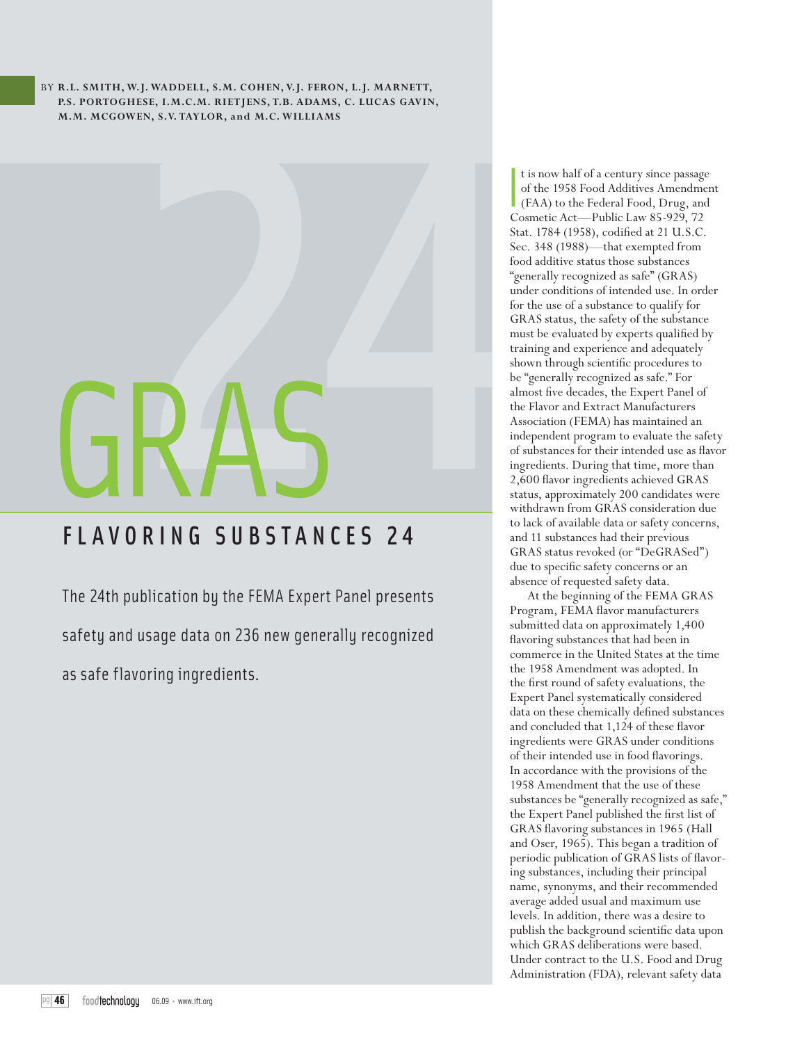BY **R.L. SMITH, W.J. WADDELL, S.M. COHEN, V.J. FERON, L.J. MARNETT, P.S. PORTOGHESE, I.M.C.M. RIETJENS, T.B. ADAMS, C. LUCAS GAVIN, M.M. MCGOWEN, S.V. TAYLOR, and M.C. WILLIAMS**

# GRAS FLAVORING SUBSTANCES 24

The 24th publication by the FEMA Expert Panel presents safety and usage data on 236 new generally recognized as safe flavoring ingredients.

It is now half of a century since passage of the 1958 Food Additives Amendment (FAA) to the Federal Food, Drug, and Cosmetic Act—Public Law 85-929, 72 Stat. 1784 (1958), codified at 21 U.S.C. Sec. 348 (1988)—that exempted from food additive status those substances "generally recognized as safe" (GRAS) under conditions of intended use. In order for the use of a substance to qualify for GRAS status, the safety of the substance must be evaluated by experts qualified by training and experience and adequately shown through scientific procedures to be "generally recognized as safe." For almost five decades, the Expert Panel of the Flavor and Extract Manufacturers Association (FEMA) has maintained an independent program to evaluate the safety of substances for their intended use as flavor ingredients. During that time, more than 2,600 flavor ingredients achieved GRAS status, approximately 200 candidates were withdrawn from GRAS consideration due to lack of available data or safety concerns, and 11 substances had their previous GRAS status revoked (or "DeGRASed") due to specific safety concerns or an absence of requested safety data.

At the beginning of the FEMA GRAS Program, FEMA flavor manufacturers submitted data on approximately 1,400 flavoring substances that had been in commerce in the United States at the time the 1958 Amendment was adopted. In the first round of safety evaluations, the Expert Panel systematically considered data on these chemically defined substances and concluded that 1,124 of these flavor ingredients were GRAS under conditions of their intended use in food flavorings. In accordance with the provisions of the 1958 Amendment that the use of these substances be "generally recognized as safe," the Expert Panel published the first list of GRAS flavoring substances in 1965 (Hall and Oser, 1965). This began a tradition of periodic publication of GRAS lists of flavoring substances, including their principal name, synonyms, and their recommended average added usual and maximum use levels. In addition, there was a desire to publish the background scientific data upon which GRAS deliberations were based. Under contract to the U.S. Food and Drug Administration (FDA), relevant safety data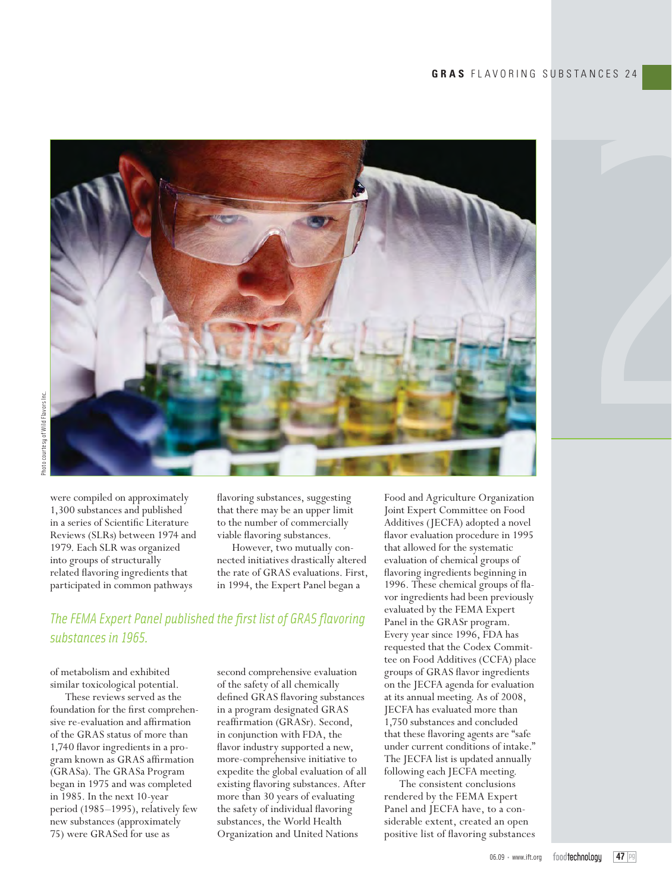were compiled on approximately 1,300 substances and published in a series of Scientific Literature Reviews (SLRs) between 1974 and 1979. Each SLR was organized into groups of structurally related flavoring ingredients that participated in common pathways of metabolism and exhibited similar toxicological potential.

These reviews served as the foundation for the first comprehensive re-evaluation and affirmation of the GRAS status of more than 1,740 flavor ingredients in a program known as GRAS affirmation (GRASa). The GRASa Program began in 1975 and was completed in 1985. In the next 10-year period (1985–1995), relatively few new substances (approximately 75) were GRASed for use as flavoring substances, suggesting that there may be an upper limit to the number of commercially viable flavoring substances.

However, two mutually connected initiatives drastically altered the rate of GRAS evaluations. First, in 1994, the Expert Panel began a second comprehensive evaluation of the safety of all chemically defined GRAS flavoring substances in a program designated GRAS reaffirmation (GRASr). Second, in conjunction with FDA, the flavor industry supported a new, more-comprehensive initiative to expedite the global evaluation of all existing flavoring substances. After more than 30 years of evaluating the safety of individual flavoring substances, the World Health Organization and United Nations Food and Agriculture Organization Joint Expert Committee on Food Additives (JECFA) adopted a novel flavor evaluation procedure in 1995 that allowed for the systematic evaluation of chemical groups of flavoring ingredients beginning in 1996. These chemical groups of flavor ingredients had been previously evaluated by the FEMA Expert Panel in the GRASr program. Every year since 1996, FDA has requested that the Codex Committee on Food Additives (CCFA) place groups of GRAS flavor ingredients on the JECFA agenda for evaluation at its annual meeting. As of 2008, JECFA has evaluated more than 1,750 substances and concluded that these flavoring agents are "safe under current conditions of intake." The JECFA list is updated annually following each JECFA meeting.

*The FEMA Expert Panel published the first list of GRAS flavoring substances in 1965.*

The consistent conclusions rendered by the FEMA Expert Panel and JECFA have, to a considerable extent, created an open positive list of flavoring substances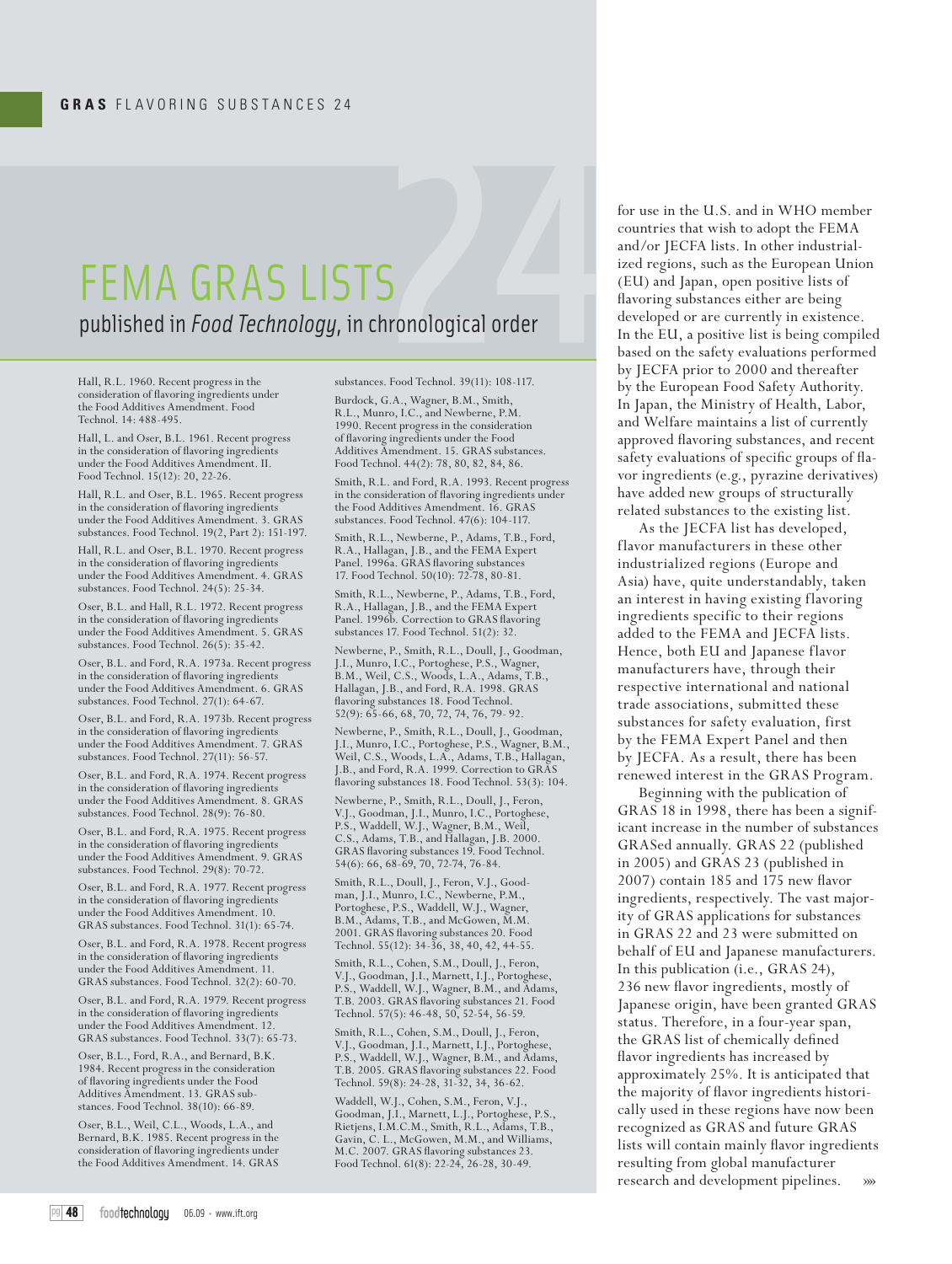# FEMA GRAS LISTS

## published in *Food Technology*, in chronological order

Hall, R.L. 1960. Recent progress in the consideration of flavoring ingredients under the Food Additives Amendment. Food Technol. 14: 488-495.

Hall, L. and Oser, B.L. 1961. Recent progress in the consideration of flavoring ingredients under the Food Additives Amendment. II. Food Technol. 15(12): 20, 22-26.

Hall, R.L. and Oser, B.L. 1965. Recent progress in the consideration of flavoring ingredients under the Food Additives Amendment. 3. GRAS substances. Food Technol. 19(2, Part 2): 151-197.

Hall, R.L. and Oser, B.L. 1970. Recent progress in the consideration of flavoring ingredients under the Food Additives Amendment. 4. GRAS substances. Food Technol. 24(5): 25-34.

Oser, B.L. and Hall, R.L. 1972. Recent progress in the consideration of flavoring ingredients under the Food Additives Amendment. 5. GRAS substances. Food Technol. 26(5): 35-42.

Oser, B.L. and Ford, R.A. 1973a. Recent progress in the consideration of flavoring ingredients under the Food Additives Amendment. 6. GRAS substances. Food Technol. 27(1): 64-67.

Oser, B.L. and Ford, R.A. 1973b. Recent progress in the consideration of flavoring ingredients under the Food Additives Amendment. 7. GRAS substances. Food Technol. 27(11): 56-57.

Oser, B.L. and Ford, R.A. 1974. Recent progress in the consideration of flavoring ingredients under the Food Additives Amendment. 8. GRAS substances. Food Technol. 28(9): 76-80.

Oser, B.L. and Ford, R.A. 1975. Recent progress in the consideration of flavoring ingredients under the Food Additives Amendment. 9. GRAS substances. Food Technol. 29(8): 70-72.

Oser, B.L. and Ford, R.A. 1977. Recent progress in the consideration of flavoring ingredients under the Food Additives Amendment. 10. GRAS substances. Food Technol. 31(1): 65-74.

Oser, B.L. and Ford, R.A. 1978. Recent progress in the consideration of flavoring ingredients under the Food Additives Amendment. 11. GRAS substances. Food Technol. 32(2): 60-70.

Oser, B.L. and Ford, R.A. 1979. Recent progress in the consideration of flavoring ingredients under the Food Additives Amendment. 12. GRAS substances. Food Technol. 33(7): 65-73.

Oser, B.L., Ford, R.A., and Bernard, B.K. 1984. Recent progress in the consideration of flavoring ingredients under the Food Additives Amendment. 13. GRAS substances. Food Technol. 38(10): 66-89.

Oser, B.L., Weil, C.L., Woods, L.A., and Bernard, B.K. 1985. Recent progress in the consideration of flavoring ingredients under the Food Additives Amendment. 14. GRAS substances. Food Technol. 39(11): 108-117.

Burdock, G.A., Wagner, B.M., Smith, R.L., Munro, I.C., and Newberne, P.M. 1990. Recent progress in the consideration of flavoring ingredients under the Food Additives Amendment. 15. GRAS substances. Food Technol. 44(2): 78, 80, 82, 84, 86.

Smith, R.L. and Ford, R.A. 1993. Recent progress in the consideration of flavoring ingredients under the Food Additives Amendment. 16. GRAS substances. Food Technol. 47(6): 104-117.

Smith, R.L., Newberne, P., Adams, T.B., Ford, R.A., Hallagan, J.B., and the FEMA Expert Panel. 1996a. GRAS flavoring substances 17. Food Technol. 50(10): 72-78, 80-81.

Smith, R.L., Newberne, P., Adams, T.B., Ford, R.A., Hallagan, J.B., and the FEMA Expert Panel. 1996b. Correction to GRAS flavoring substances 17. Food Technol. 51(2): 32.

Newberne, P., Smith, R.L., Doull, J., Goodman, J.I., Munro, I.C., Portoghese, P.S., Wagner, B.M., Weil, C.S., Woods, L.A., Adams, T.B., Hallagan, J.B., and Ford, R.A. 1998. GRAS flavoring substances 18. Food Technol. 52(9): 65-66, 68, 70, 72, 74, 76, 79- 92.

Newberne, P., Smith, R.L., Doull, J., Goodman, J.I., Munro, I.C., Portoghese, P.S., Wagner, B.M., Weil, C.S., Woods, L.A., Adams, T.B., Hallagan, J.B., and Ford, R.A. 1999. Correction to GRAS flavoring substances 18. Food Technol. 53(3): 104.

Newberne, P., Smith, R.L., Doull, J., Feron, V.J., Goodman, J.I., Munro, I.C., Portoghese, P.S., Waddell, W.J., Wagner, B.M., Weil, C.S., Adams, T.B., and Hallagan, J.B. 2000. GRAS flavoring substances 19. Food Technol. 54(6): 66, 68-69, 70, 72-74, 76-84.

Smith, R.L., Doull, J., Feron, V.J., Goodman, J.I., Munro, I.C., Newberne, P.M., Portoghese, P.S., Waddell, W.J., Wagner, B.M., Adams, T.B., and McGowen, M.M. 2001. GRAS flavoring substances 20. Food Technol. 55(12): 34-36, 38, 40, 42, 44-55.

Smith, R.L., Cohen, S.M., Doull, J., Feron, V.J., Goodman, J.I., Marnett, L.J., Portoghese, P.S., Waddell, W.J., Wagner, B.M., and Adams, T.B. 2003. GRAS flavoring substances 21. Food Technol. 57(5): 46-48, 50, 52-54, 56-59.

Smith, R.L., Cohen, S.M., Doull, J., Feron, V.J., Goodman, J.I., Marnett, L.J., Portoghese, P.S., Waddell, W.J., Wagner, B.M., and Adams, T.B. 2005. GRAS flavoring substances 22. Food Technol. 59(8): 24-28, 31-32, 34, 36-62.

Waddell, W.J., Cohen, S.M., Feron, V.J., Goodman, J.I., Marnett, L.J., Portoghese, P.S., Rietjens, I.M.C.M., Smith, R.L., Adams, T.B., Gavin, C. L., McGowen, M.M., and Williams, M.C. 2007. GRAS flavoring substances 23. Food Technol. 61(8): 22-24, 26-28, 30-49.

for use in the U.S. and in WHO member countries that wish to adopt the FEMA and/or JECFA lists. In other industrialized regions, such as the European Union (EU) and Japan, open positive lists of flavoring substances either are being developed or are currently in existence. In the EU, a positive list is being compiled based on the safety evaluations performed by JECFA prior to 2000 and thereafter by the European Food Safety Authority. In Japan, the Ministry of Health, Labor, and Welfare maintains a list of currently approved flavoring substances, and recent safety evaluations of specific groups of flavor ingredients (e.g., pyrazine derivatives) have added new groups of structurally related substances to the existing list.

As the JECFA list has developed, flavor manufacturers in these other industrialized regions (Europe and Asia) have, quite understandably, taken an interest in having existing flavoring ingredients specific to their regions added to the FEMA and JECFA lists. Hence, both EU and Japanese flavor manufacturers have, through their respective international and national trade associations, submitted these substances for safety evaluation, first by the FEMA Expert Panel and then by JECFA. As a result, there has been renewed interest in the GRAS Program.

Beginning with the publication of GRAS 18 in 1998, there has been a significant increase in the number of substances GRASed annually. GRAS 22 (published in 2005) and GRAS 23 (published in 2007) contain 185 and 175 new flavor ingredients, respectively. The vast majority of GRAS applications for substances in GRAS 22 and 23 were submitted on behalf of EU and Japanese manufacturers. In this publication (i.e., GRAS 24), 236 new flavor ingredients, mostly of Japanese origin, have been granted GRAS status. Therefore, in a four-year span, the GRAS list of chemically defined flavor ingredients has increased by approximately 25%. It is anticipated that the majority of flavor ingredients historically used in these regions have now been recognized as GRAS and future GRAS lists will contain mainly flavor ingredients resulting from global manufacturer research and development pipelines.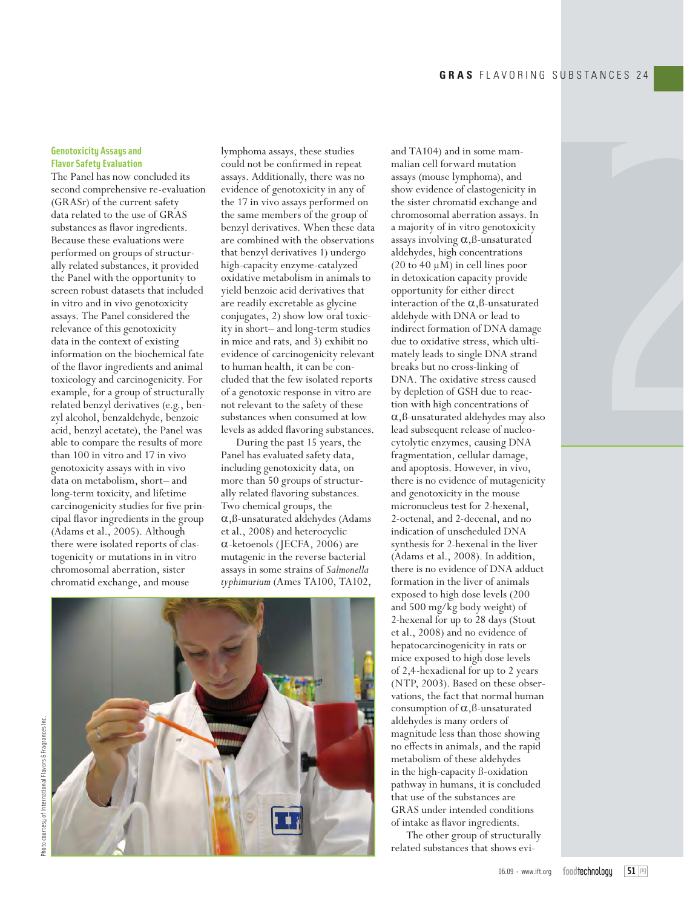### Genotoxicity Assays and Flavor Safety Evaluation

The Panel has now concluded its second comprehensive re-evaluation (GRASr) of the current safety data related to the use of GRAS substances as flavor ingredients. Because these evaluations were performed on groups of structurally related substances, it provided the Panel with the opportunity to screen robust datasets that included in vitro and in vivo genotoxicity assays. The Panel considered the relevance of this genotoxicity data in the context of existing information on the biochemical fate of the flavor ingredients and animal toxicology and carcinogenicity. For example, for a group of structurally related benzyl derivatives (e.g., benzyl alcohol, benzaldehyde, benzoic acid, benzyl acetate), the Panel was able to compare the results of more than 100 in vitro and 17 in vivo genotoxicity assays with in vivo data on metabolism, short– and long-term toxicity, and lifetime carcinogenicity studies for five principal flavor ingredients in the group (Adams et al., 2005). Although there were isolated reports of clastogenicity or mutations in in vitro chromosomal aberration, sister chromatid exchange, and mouse lymphoma assays, these studies could not be confirmed in repeat assays. Additionally, there was no evidence of genotoxicity in any of the 17 in vivo assays performed on the same members of the group of benzyl derivatives. When these data are combined with the observations that benzyl derivatives 1) undergo high-capacity enzyme-catalyzed oxidative metabolism in animals to yield benzoic acid derivatives that are readily excretable as glycine conjugates, 2) show low oral toxicity in short– and long-term studies in mice and rats, and 3) exhibit no evidence of carcinogenicity relevant to human health, it can be concluded that the few isolated reports of a genotoxic response in vitro are not relevant to the safety of these substances when consumed at low levels as added flavoring substances.

During the past 15 years, the Panel has evaluated safety data, including genotoxicity data, on more than 50 groups of structurally related flavoring substances. Two chemical groups, the α,ß-unsaturated aldehydes (Adams et al., 2008) and heterocyclic α-ketoenols (JECFA, 2006) are mutagenic in the reverse bacterial assays in some strains of *Salmonella typhimurium* (Ames TA100, TA102, and TA104) and in some mammalian cell forward mutation assays (mouse lymphoma), and show evidence of clastogenicity in the sister chromatid exchange and chromosomal aberration assays. In a majority of in vitro genotoxicity assays involving α,ß-unsaturated aldehydes, high concentrations (20 to 40 μM) in cell lines poor in detoxication capacity provide opportunity for either direct interaction of the α,ß-unsaturated aldehyde with DNA or lead to indirect formation of DNA damage due to oxidative stress, which ultimately leads to single DNA strand breaks but no cross-linking of DNA. The oxidative stress caused by depletion of GSH due to reaction with high concentrations of α,ß-unsaturated aldehydes may also lead subsequent release of nucleocytolytic enzymes, causing DNA fragmentation, cellular damage, and apoptosis. However, in vivo, there is no evidence of mutagenicity and genotoxicity in the mouse micronucleus test for 2-hexenal, 2-octenal, and 2-decenal, and no indication of unscheduled DNA synthesis for 2-hexenal in the liver (Adams et al., 2008). In addition, there is no evidence of DNA adduct formation in the liver of animals exposed to high dose levels (200 and 500 mg/kg body weight) of 2-hexenal for up to 28 days (Stout et al., 2008) and no evidence of hepatocarcinogenicity in rats or mice exposed to high dose levels of 2,4-hexadienal for up to 2 years (NTP, 2003). Based on these observations, the fact that normal human consumption of α,ß-unsaturated aldehydes is many orders of magnitude less than those showing no effects in animals, and the rapid metabolism of these aldehydes in the high-capacity ß-oxidation pathway in humans, it is concluded that use of the substances are GRAS under intended conditions of intake as flavor ingredients.

The other group of structurally related substances that shows evi-

Photo courtesy of International Flavors & Fragrances Inc.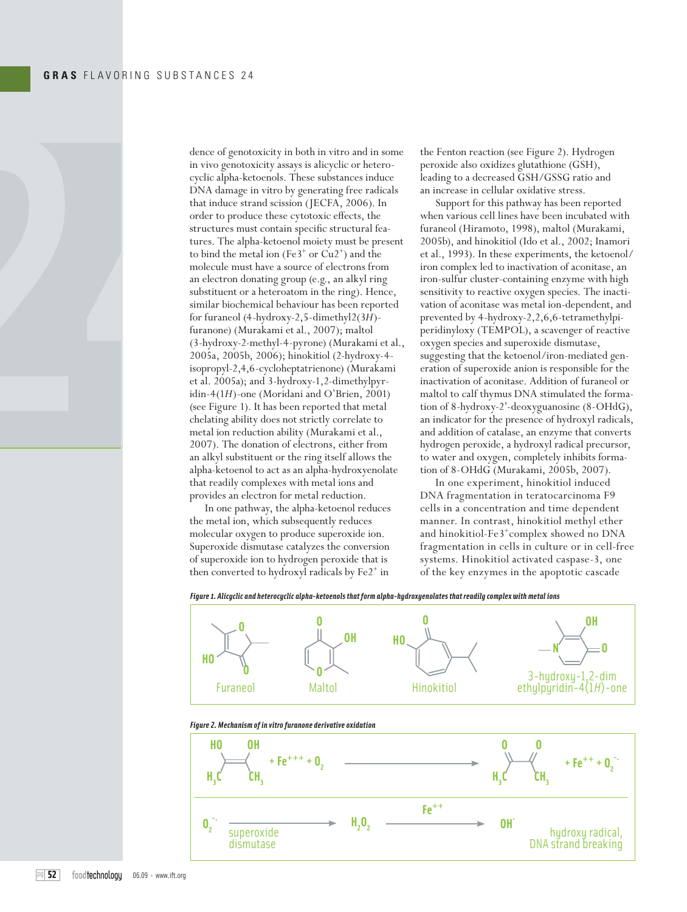dence of genotoxicity in both in vitro and in some in vivo genotoxicity assays is alicyclic or heterocyclic alpha-ketoenols. These substances induce DNA damage in vitro by generating free radicals that induce strand scission (JECFA, 2006). In order to produce these cytotoxic effects, the structures must contain specific structural features. The alpha-ketoenol moiety must be present to bind the metal ion ($Fe^{3+}$ or $Cu^{2+}$) and the molecule must have a source of electrons from an electron donating group (e.g., an alkyl ring substituent or a heteroatom in the ring). Hence, similar biochemical behaviour has been reported for furaneol (4-hydroxy-2,5-dimethyl2(3*H*)-furanone) (Murakami et al., 2007); maltol (3-hydroxy-2-methyl-4-pyrone) (Murakami et al., 2005a, 2005b, 2006); hinokitiol (2-hydroxy-4-isopropyl-2,4,6-cycloheptatrienone) (Murakami et al. 2005a); and 3-hydroxy-1,2-dimethylpyridin-4(1*H*)-one (Moridani and O'Brien, 2001) (see Figure 1). It has been reported that metal chelating ability does not strictly correlate to metal ion reduction ability (Murakami et al., 2007). The donation of electrons, either from an alkyl substituent or the ring itself allows the alpha-ketoenol to act as an alpha-hydroxyenolate that readily complexes with metal ions and provides an electron for metal reduction.

In one pathway, the alpha-ketoenol reduces the metal ion, which subsequently reduces molecular oxygen to produce superoxide ion. Superoxide dismutase catalyzes the conversion of superoxide ion to hydrogen peroxide that is then converted to hydroxyl radicals by $Fe^{2+}$ in the Fenton reaction (see Figure 2). Hydrogen peroxide also oxidizes glutathione (GSH), leading to a decreased GSH/GSSG ratio and an increase in cellular oxidative stress.

Support for this pathway has been reported when various cell lines have been incubated with furaneol (Hiramoto, 1998), maltol (Murakami, 2005b), and hinokitiol (Ido et al., 2002; Inamori et al., 1993). In these experiments, the ketoenol/iron complex led to inactivation of aconitase, an iron-sulfur cluster-containing enzyme with high sensitivity to reactive oxygen species. The inactivation of aconitase was metal ion-dependent, and prevented by 4-hydroxy-2,2,6,6-tetramethylpiperidinyloxy (TEMPOL), a scavenger of reactive oxygen species and superoxide dismutase, suggesting that the ketoenol/iron-mediated generation of superoxide anion is responsible for the inactivation of aconitase. Addition of furaneol or maltol to calf thymus DNA stimulated the formation of 8-hydroxy-2'-deoxyguanosine (8-OHdG), an indicator for the presence of hydroxyl radicals, and addition of catalase, an enzyme that converts hydrogen peroxide, a hydroxyl radical precursor, to water and oxygen, completely inhibits formation of 8-OHdG (Murakami, 2005b, 2007).

In one experiment, hinokitiol induced DNA fragmentation in teratocarcinoma F9 cells in a concentration and time dependent manner. In contrast, hinokitiol methyl ether and hinokitiol-$Fe^{3+}$complex showed no DNA fragmentation in cells in culture or in cell-free systems. Hinokitiol activated caspase-3, one of the key enzymes in the apoptotic cascade

***Figure 1. Alicyclic and heterocyclic alpha-ketoenols that form alpha-hydroxyenolates that readily complex with metal ions***

Furaneol; Maltol; Hinokitiol; 3-hydroxy-1,2-dimethylpyridin-4(1*H*)-one

***Figure 2. Mechanism of in vitro furanone derivative oxidation***

$$\text{HO(H}_3\text{C)C=C(CH}_3\text{)OH} + Fe^{+++} + O_2 \longrightarrow \text{H}_3\text{C-C(=O)-C(=O)-CH}_3 + Fe^{++} + O_2^{\cdot -}$$

$$O_2^{\cdot -} \xrightarrow{\text{superoxide dismutase}} H_2O_2 \xrightarrow{Fe^{++}} OH^{\cdot}$$

hydroxy radical, DNA strand breaking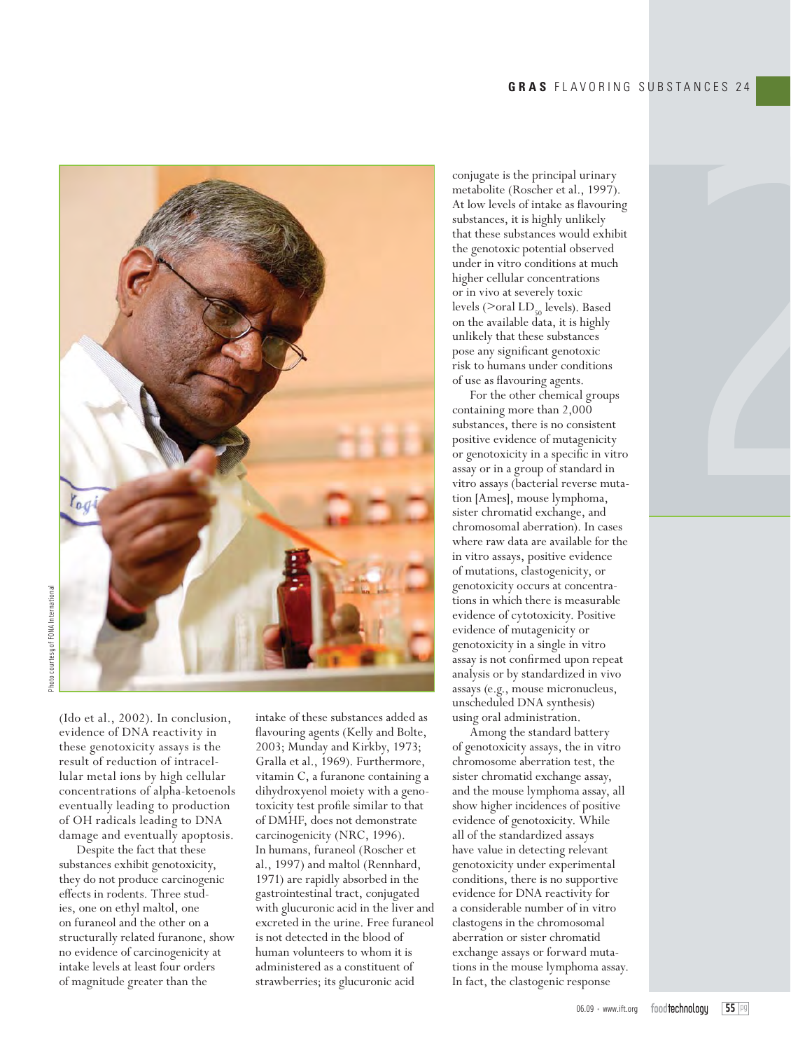(Ido et al., 2002). In conclusion, evidence of DNA reactivity in these genotoxicity assays is the result of reduction of intracellular metal ions by high cellular concentrations of alpha-ketoenols eventually leading to production of OH radicals leading to DNA damage and eventually apoptosis.

Despite the fact that these substances exhibit genotoxicity, they do not produce carcinogenic effects in rodents. Three studies, one on ethyl maltol, one on furaneol and the other on a structurally related furanone, show no evidence of carcinogenicity at intake levels at least four orders of magnitude greater than the intake of these substances added as flavouring agents (Kelly and Bolte, 2003; Munday and Kirkby, 1973; Gralla et al., 1969). Furthermore, vitamin C, a furanone containing a dihydroxyenol moiety with a genotoxicity test profile similar to that of DMHF, does not demonstrate carcinogenicity (NRC, 1996). In humans, furaneol (Roscher et al., 1997) and maltol (Rennhard, 1971) are rapidly absorbed in the gastrointestinal tract, conjugated with glucuronic acid in the liver and excreted in the urine. Free furaneol is not detected in the blood of human volunteers to whom it is administered as a constituent of strawberries; its glucuronic acid conjugate is the principal urinary metabolite (Roscher et al., 1997). At low levels of intake as flavouring substances, it is highly unlikely that these substances would exhibit the genotoxic potential observed under in vitro conditions at much higher cellular concentrations or in vivo at severely toxic levels (>oral $LD_{50}$ levels). Based on the available data, it is highly unlikely that these substances pose any significant genotoxic risk to humans under conditions of use as flavouring agents.

For the other chemical groups containing more than 2,000 substances, there is no consistent positive evidence of mutagenicity or genotoxicity in a specific in vitro assay or in a group of standard in vitro assays (bacterial reverse mutation [Ames], mouse lymphoma, sister chromatid exchange, and chromosomal aberration). In cases where raw data are available for the in vitro assays, positive evidence of mutations, clastogenicity, or genotoxicity occurs at concentrations in which there is measurable evidence of cytotoxicity. Positive evidence of mutagenicity or genotoxicity in a single in vitro assay is not confirmed upon repeat analysis or by standardized in vivo assays (e.g., mouse micronucleus, unscheduled DNA synthesis) using oral administration.

Among the standard battery of genotoxicity assays, the in vitro chromosome aberration test, the sister chromatid exchange assay, and the mouse lymphoma assay, all show higher incidences of positive evidence of genotoxicity. While all of the standardized assays have value in detecting relevant genotoxicity under experimental conditions, there is no supportive evidence for DNA reactivity for a considerable number of in vitro clastogens in the chromosomal aberration or sister chromatid exchange assays or forward mutations in the mouse lymphoma assay. In fact, the clastogenic response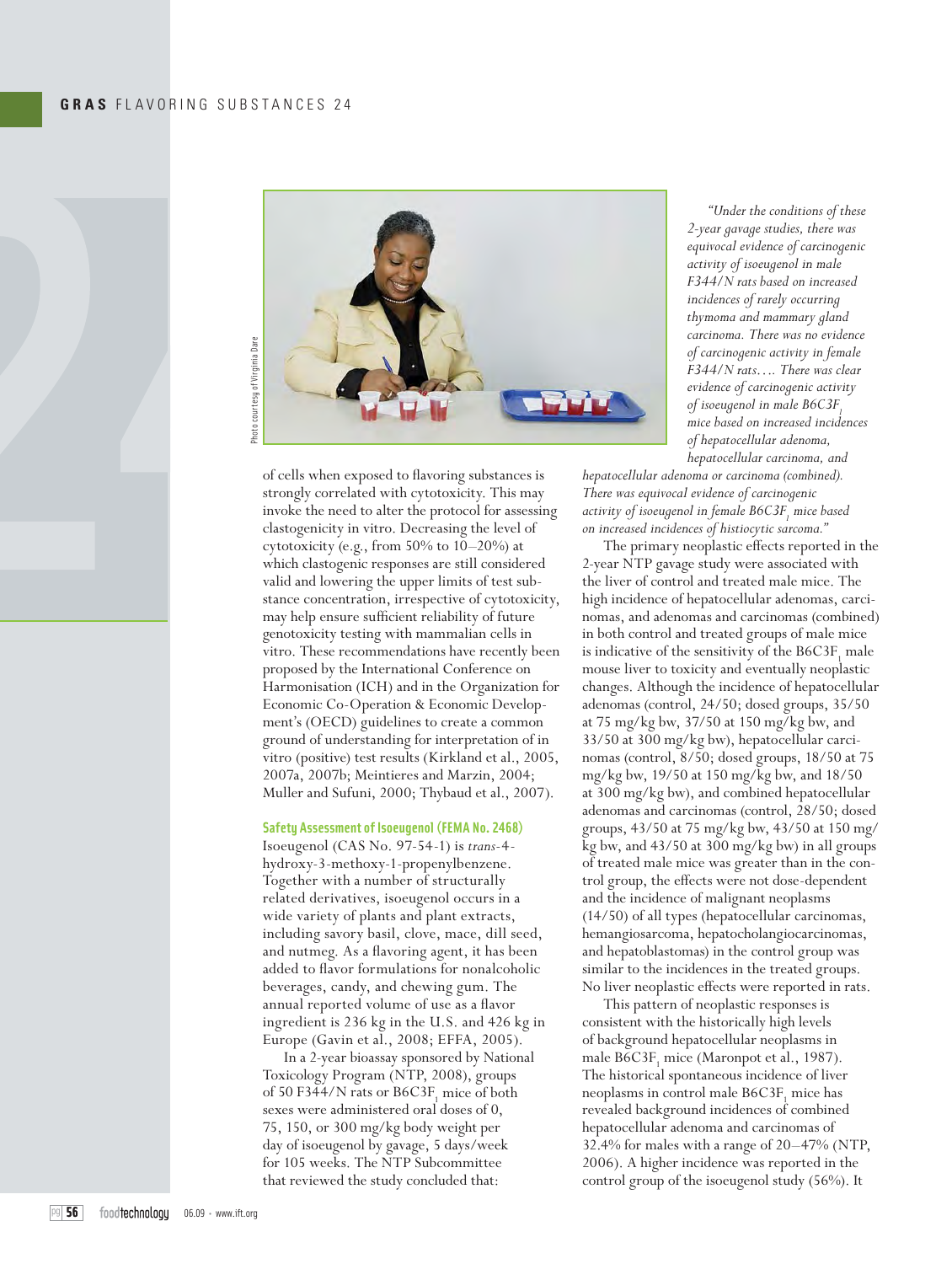of cells when exposed to flavoring substances is strongly correlated with cytotoxicity. This may invoke the need to alter the protocol for assessing clastogenicity in vitro. Decreasing the level of cytotoxicity (e.g., from 50% to 10–20%) at which clastogenic responses are still considered valid and lowering the upper limits of test substance concentration, irrespective of cytotoxicity, may help ensure sufficient reliability of future genotoxicity testing with mammalian cells in vitro. These recommendations have recently been proposed by the International Conference on Harmonisation (ICH) and in the Organization for Economic Co-Operation & Economic Development's (OECD) guidelines to create a common ground of understanding for interpretation of in vitro (positive) test results (Kirkland et al., 2005, 2007a, 2007b; Meintieres and Marzin, 2004; Muller and Sufuni, 2000; Thybaud et al., 2007).

### Safety Assessment of Isoeugenol (FEMA No. 2468)

Isoeugenol (CAS No. 97-54-1) is *trans*-4-hydroxy-3-methoxy-1-propenylbenzene. Together with a number of structurally related derivatives, isoeugenol occurs in a wide variety of plants and plant extracts, including savory basil, clove, mace, dill seed, and nutmeg. As a flavoring agent, it has been added to flavor formulations for nonalcoholic beverages, candy, and chewing gum. The annual reported volume of use as a flavor ingredient is 236 kg in the U.S. and 426 kg in Europe (Gavin et al., 2008; EFFA, 2005).

In a 2-year bioassay sponsored by National Toxicology Program (NTP, 2008), groups of 50 F344/N rats or B6C3F$_1$ mice of both sexes were administered oral doses of 0, 75, 150, or 300 mg/kg body weight per day of isoeugenol by gavage, 5 days/week for 105 weeks. The NTP Subcommittee that reviewed the study concluded that:

*"Under the conditions of these 2-year gavage studies, there was equivocal evidence of carcinogenic activity of isoeugenol in male F344/N rats based on increased incidences of rarely occurring thymoma and mammary gland carcinoma. There was no evidence of carcinogenic activity in female F344/N rats.... There was clear evidence of carcinogenic activity of isoeugenol in male B6C3F$_1$ mice based on increased incidences of hepatocellular adenoma, hepatocellular carcinoma, and hepatocellular adenoma or carcinoma (combined). There was equivocal evidence of carcinogenic activity of isoeugenol in female B6C3F$_1$ mice based on increased incidences of histiocytic sarcoma."*

The primary neoplastic effects reported in the 2-year NTP gavage study were associated with the liver of control and treated male mice. The high incidence of hepatocellular adenomas, carcinomas, and adenomas and carcinomas (combined) in both control and treated groups of male mice is indicative of the sensitivity of the B6C3F$_1$ male mouse liver to toxicity and eventually neoplastic changes. Although the incidence of hepatocellular adenomas (control, 24/50; dosed groups, 35/50 at 75 mg/kg bw, 37/50 at 150 mg/kg bw, and 33/50 at 300 mg/kg bw), hepatocellular carcinomas (control, 8/50; dosed groups, 18/50 at 75 mg/kg bw, 19/50 at 150 mg/kg bw, and 18/50 at 300 mg/kg bw), and combined hepatocellular adenomas and carcinomas (control, 28/50; dosed groups, 43/50 at 75 mg/kg bw, 43/50 at 150 mg/kg bw, and 43/50 at 300 mg/kg bw) in all groups of treated male mice was greater than in the control group, the effects were not dose-dependent and the incidence of malignant neoplasms (14/50) of all types (hepatocellular carcinomas, hemangiosarcoma, hepatocholangiocarcinomas, and hepatoblastomas) in the control group was similar to the incidences in the treated groups. No liver neoplastic effects were reported in rats.

This pattern of neoplastic responses is consistent with the historically high levels of background hepatocellular neoplasms in male B6C3F$_1$ mice (Maronpot et al., 1987). The historical spontaneous incidence of liver neoplasms in control male B6C3F$_1$ mice has revealed background incidences of combined hepatocellular adenoma and carcinomas of 32.4% for males with a range of 20–47% (NTP, 2006). A higher incidence was reported in the control group of the isoeugenol study (56%). It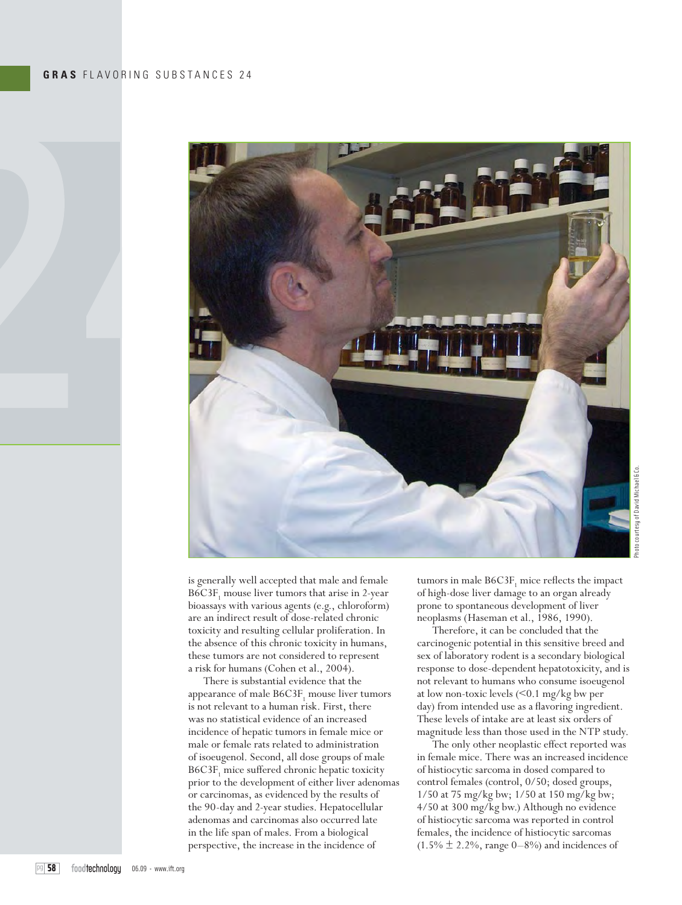is generally well accepted that male and female $B6C3F_1$ mouse liver tumors that arise in 2-year bioassays with various agents (e.g., chloroform) are an indirect result of dose-related chronic toxicity and resulting cellular proliferation. In the absence of this chronic toxicity in humans, these tumors are not considered to represent a risk for humans (Cohen et al., 2004).

There is substantial evidence that the appearance of male $B6C3F_1$ mouse liver tumors is not relevant to a human risk. First, there was no statistical evidence of an increased incidence of hepatic tumors in female mice or male or female rats related to administration of isoeugenol. Second, all dose groups of male $B6C3F_1$ mice suffered chronic hepatic toxicity prior to the development of either liver adenomas or carcinomas, as evidenced by the results of the 90-day and 2-year studies. Hepatocellular adenomas and carcinomas also occurred late in the life span of males. From a biological perspective, the increase in the incidence of tumors in male $B6C3F_1$ mice reflects the impact of high-dose liver damage to an organ already prone to spontaneous development of liver neoplasms (Haseman et al., 1986, 1990).

Therefore, it can be concluded that the carcinogenic potential in this sensitive breed and sex of laboratory rodent is a secondary biological response to dose-dependent hepatotoxicity, and is not relevant to humans who consume isoeugenol at low non-toxic levels (<0.1 mg/kg bw per day) from intended use as a flavoring ingredient. These levels of intake are at least six orders of magnitude less than those used in the NTP study.

The only other neoplastic effect reported was in female mice. There was an increased incidence of histiocytic sarcoma in dosed compared to control females (control, 0/50; dosed groups, 1/50 at 75 mg/kg bw; 1/50 at 150 mg/kg bw; 4/50 at 300 mg/kg bw.) Although no evidence of histiocytic sarcoma was reported in control females, the incidence of histiocytic sarcomas (1.5% ± 2.2%, range 0–8%) and incidences of

Photo courtesy of David Michael & Co.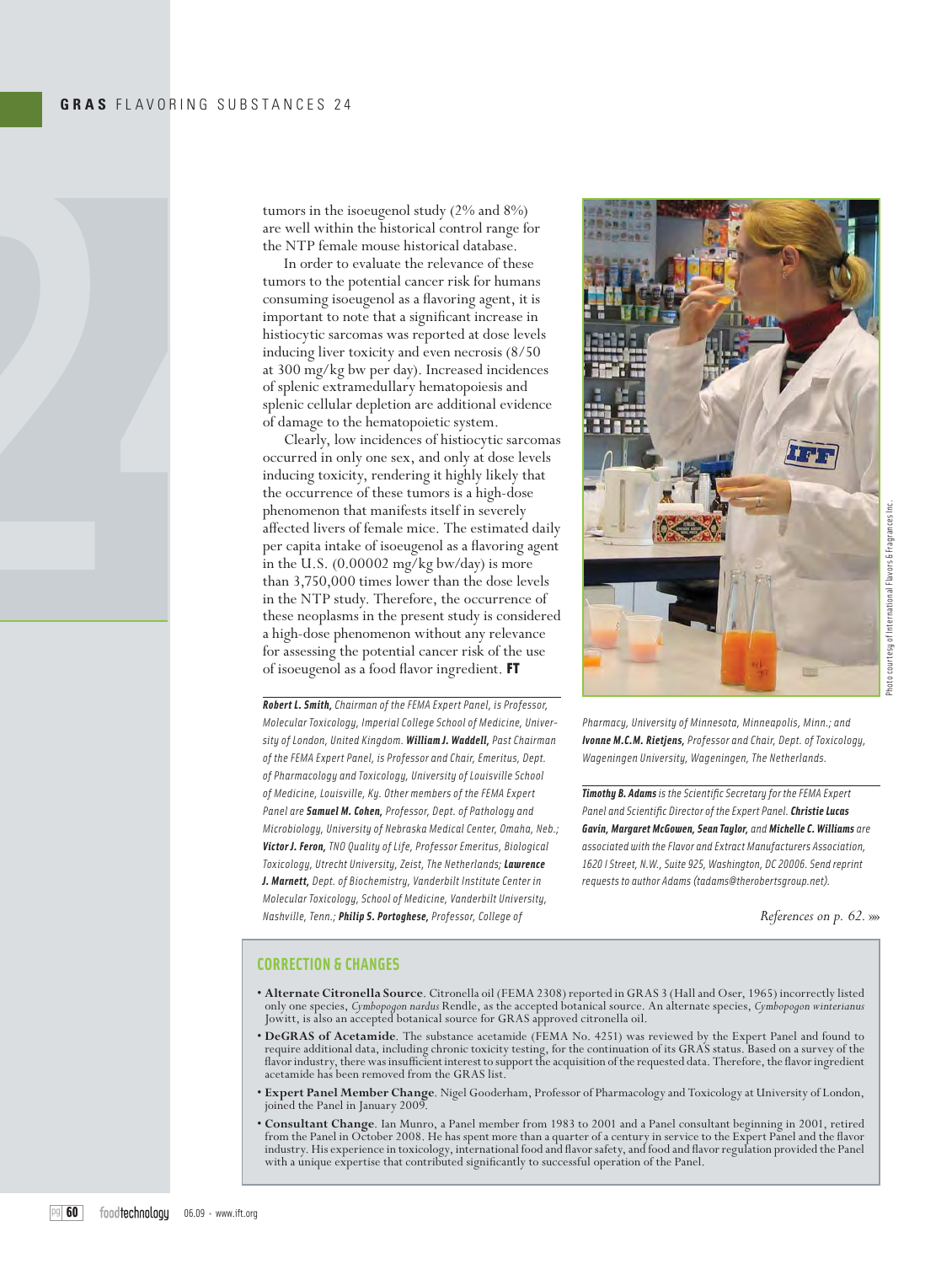tumors in the isoeugenol study (2% and 8%) are well within the historical control range for the NTP female mouse historical database.

In order to evaluate the relevance of these tumors to the potential cancer risk for humans consuming isoeugenol as a flavoring agent, it is important to note that a significant increase in histiocytic sarcomas was reported at dose levels inducing liver toxicity and even necrosis (8/50 at 300 mg/kg bw per day). Increased incidences of splenic extramedullary hematopoiesis and splenic cellular depletion are additional evidence of damage to the hematopoietic system.

Clearly, low incidences of histiocytic sarcomas occurred in only one sex, and only at dose levels inducing toxicity, rendering it highly likely that the occurrence of these tumors is a high-dose phenomenon that manifests itself in severely affected livers of female mice. The estimated daily per capita intake of isoeugenol as a flavoring agent in the U.S. (0.00002 mg/kg bw/day) is more than 3,750,000 times lower than the dose levels in the NTP study. Therefore, the occurrence of these neoplasms in the present study is considered a high-dose phenomenon without any relevance for assessing the potential cancer risk of the use of isoeugenol as a food flavor ingredient. **FT**

Photo courtesy of International Flavors & Fragrances Inc.

***Robert L. Smith,*** *Chairman of the FEMA Expert Panel, is Professor, Molecular Toxicology, Imperial College School of Medicine, University of London, United Kingdom.* ***William J. Waddell,*** *Past Chairman of the FEMA Expert Panel, is Professor and Chair, Emeritus, Dept. of Pharmacology and Toxicology, University of Louisville School of Medicine, Louisville, Ky. Other members of the FEMA Expert Panel are* ***Samuel M. Cohen,*** *Professor, Dept. of Pathology and Microbiology, University of Nebraska Medical Center, Omaha, Neb.;* ***Victor J. Feron,*** *TNO Quality of Life, Professor Emeritus, Biological Toxicology, Utrecht University, Zeist, The Netherlands;* ***Lawrence J. Marnett,*** *Dept. of Biochemistry, Vanderbilt Institute Center in Molecular Toxicology, School of Medicine, Vanderbilt University, Nashville, Tenn.;* ***Philip S. Portoghese,*** *Professor, College of Pharmacy, University of Minnesota, Minneapolis, Minn.; and* ***Ivonne M.C.M. Rietjens,*** *Professor and Chair, Dept. of Toxicology, Wageningen University, Wageningen, The Netherlands.*

***Timothy B. Adams*** *is the Scientific Secretary for the FEMA Expert Panel and Scientific Director of the Expert Panel.* ***Christie Lucas Gavin, Margaret McGowen, Sean Taylor,*** *and* ***Michelle C. Williams*** *are associated with the Flavor and Extract Manufacturers Association, 1620 I Street, N.W., Suite 925, Washington, DC 20006. Send reprint requests to author Adams (tadams@therobertsgroup.net).*

*References on p. 62.* »»

## CORRECTION & CHANGES

- **Alternate Citronella Source**. Citronella oil (FEMA 2308) reported in GRAS 3 (Hall and Oser, 1965) incorrectly listed only one species, *Cymbopogon nardus* Rendle, as the accepted botanical source. An alternate species, *Cymbopogon winterianus* Jowitt, is also an accepted botanical source for GRAS approved citronella oil.
- **DeGRAS of Acetamide**. The substance acetamide (FEMA No. 4251) was reviewed by the Expert Panel and found to require additional data, including chronic toxicity testing, for the continuation of its GRAS status. Based on a survey of the flavor industry, there was insufficient interest to support the acquisition of the requested data. Therefore, the flavor ingredient acetamide has been removed from the GRAS list.
- **Expert Panel Member Change**. Nigel Gooderham, Professor of Pharmacology and Toxicology at University of London, joined the Panel in January 2009.
- **Consultant Change**. Ian Munro, a Panel member from 1983 to 2001 and a Panel consultant beginning in 2001, retired from the Panel in October 2008. He has spent more than a quarter of a century in service to the Expert Panel and the flavor industry. His experience in toxicology, international food and flavor safety, and food and flavor regulation provided the Panel with a unique expertise that contributed significantly to successful operation of the Panel.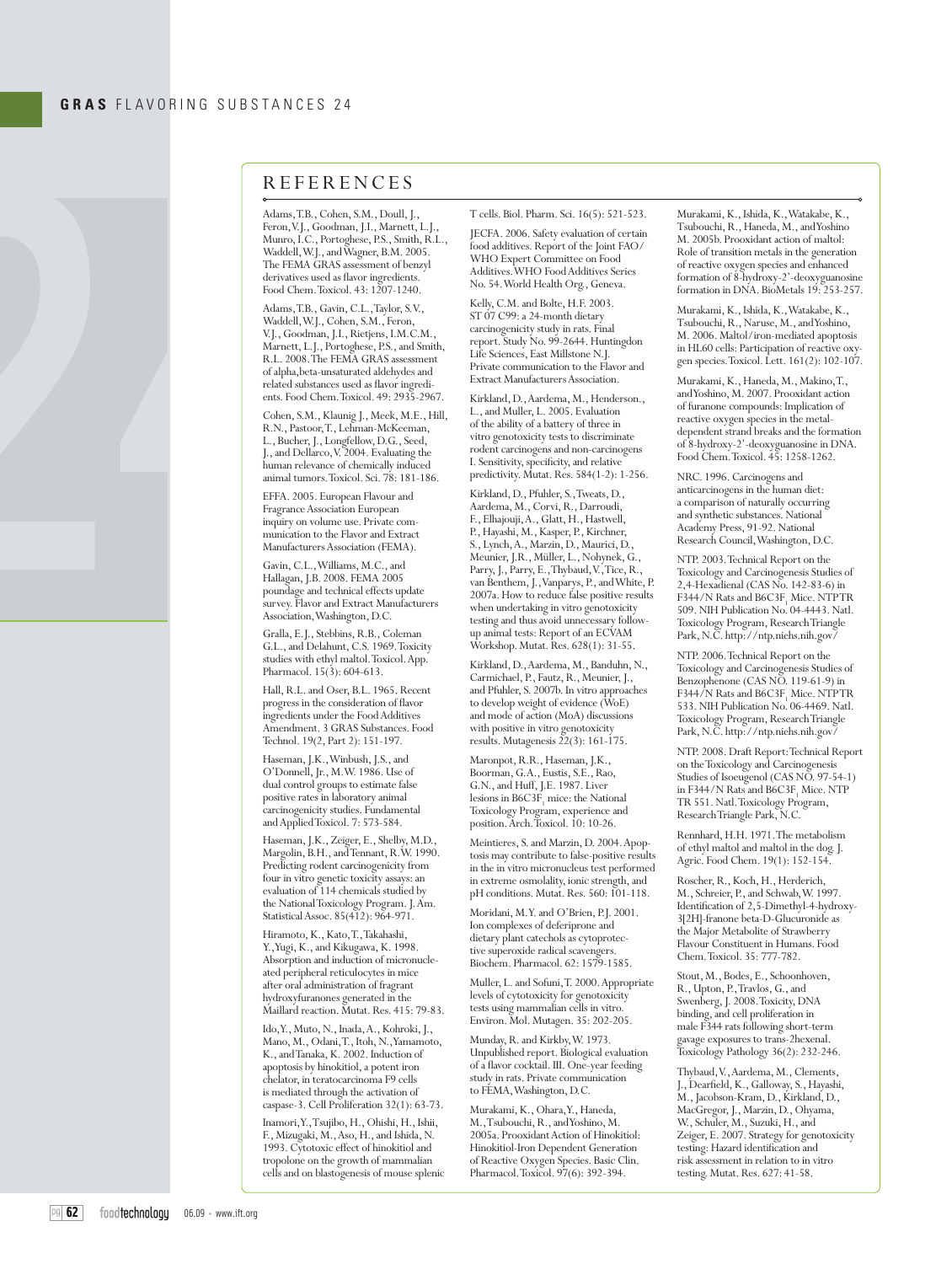## REFERENCES

Adams, T.B., Cohen, S.M., Doull, J., Feron, V.J., Goodman, J.I., Marnett, L.J., Munro, I.C., Portoghese, P.S., Smith, R.L., Waddell, W.J., and Wagner, B.M. 2005. The FEMA GRAS assessment of benzyl derivatives used as flavor ingredients. Food Chem. Toxicol. 43: 1207-1240.

Adams, T.B., Gavin, C.L., Taylor, S.V., Waddell, W.J., Cohen, S.M., Feron, V.J., Goodman, J.I., Rietjens, I.M.C.M., Marnett, L.J., Portoghese, P.S., and Smith, R.L. 2008. The FEMA GRAS assessment of alpha,beta-unsaturated aldehydes and related substances used as flavor ingredients. Food Chem. Toxicol. 49: 2935-2967.

Cohen, S.M., Klaunig J., Meek, M.E., Hill, R.N., Pastoor, T., Lehman-McKeeman, L., Bucher, J., Longfellow, D.G., Seed, J., and Dellarco, V. 2004. Evaluating the human relevance of chemically induced animal tumors. Toxicol. Sci. 78: 181-186.

EFFA. 2005. European Flavour and Fragrance Association European inquiry on volume use. Private communication to the Flavor and Extract Manufacturers Association (FEMA).

Gavin, C.L., Williams, M.C., and Hallagan, J.B. 2008. FEMA 2005 poundage and technical effects update survey. Flavor and Extract Manufacturers Association, Washington, D.C.

Gralla, E.J., Stebbins, R.B., Coleman G.L., and Delahunt, C.S. 1969. Toxicity studies with ethyl maltol. Toxicol. App. Pharmacol. 15(3): 604-613.

Hall, R.L. and Oser, B.L. 1965. Recent progress in the consideration of flavor ingredients under the Food Additives Amendment. 3 GRAS Substances. Food Technol. 19(2, Part 2): 151-197.

Haseman, J.K., Winbush, J.S., and O'Donnell, Jr., M.W. 1986. Use of dual control groups to estimate false positive rates in laboratory animal carcinogenicity studies. Fundamental and Applied Toxicol. 7: 573-584.

Haseman, J.K., Zeiger, E., Shelby, M.D., Margolin, B.H., and Tennant, R.W. 1990. Predicting rodent carcinogenicity from four in vitro genetic toxicity assays: an evaluation of 114 chemicals studied by the National Toxicology Program. J. Am. Statistical Assoc. 85(412): 964-971.

Hiramoto, K., Kato, T., Takahashi, Y., Yugi, K., and Kikugawa, K. 1998. Absorption and induction of micronucleated peripheral reticulocytes in mice after oral administration of fragrant hydroxyfuranones generated in the Maillard reaction. Mutat. Res. 415: 79-83.

Ido, Y., Muto, N., Inada, A., Kohroki, J., Mano, M., Odani, T., Itoh, N., Yamamoto, K., and Tanaka, K. 2002. Induction of apoptosis by hinokitiol, a potent iron chelator, in teratocarcinoma F9 cells is mediated through the activation of caspase-3. Cell Proliferation 32(1): 63-73.

Inamori, Y., Tsujibo, H., Ohishi, H., Ishii, F., Mizugaki, M., Aso, H., and Ishida, N. 1993. Cytotoxic effect of hinokitiol and tropolone on the growth of mammalian cells and on blastogenesis of mouse splenic T cells. Biol. Pharm. Sci. 16(5): 521-523.

JECFA. 2006. Safety evaluation of certain food additives. Report of the Joint FAO/WHO Expert Committee on Food Additives. WHO Food Additives Series No. 54. World Health Org., Geneva.

Kelly, C.M. and Bolte, H.F. 2003. ST 07 C99: a 24-month dietary carcinogenicity study in rats. Final report. Study No. 99-2644. Huntingdon Life Sciences, East Millstone N.J. Private communication to the Flavor and Extract Manufacturers Association.

Kirkland, D., Aardema, M., Henderson., L., and Muller, L. 2005. Evaluation of the ability of a battery of three in vitro genotoxicity tests to discriminate rodent carcinogens and non-carcinogens I. Sensitivity, specificity, and relative predictivity. Mutat. Res. 584(1-2): 1-256.

Kirkland, D., Pfuhler, S., Tweats, D., Aardema, M., Corvi, R., Darroudi, F., Elhajouji, A., Glatt, H., Hastwell, P., Hayashi, M., Kasper, P., Kirchner, S., Lynch, A., Marzin, D., Maurici, D., Meunier, J.R., Müller, L., Nohynek, G., Parry, J., Parry, E., Thybaud, V., Tice, R., van Benthem, J., Vanparys, P., and White, P. 2007a. How to reduce false positive results when undertaking in vitro genotoxicity testing and thus avoid unnecessary follow-up animal tests: Report of an ECVAM Workshop. Mutat. Res. 628(1): 31-55.

Kirkland, D., Aardema, M., Banduhn, N., Carmichael, P., Fautz, R., Meunier, J., and Pfuhler, S. 2007b. In vitro approaches to develop weight of evidence (WoE) and mode of action (MoA) discussions with positive in vitro genotoxicity results. Mutagenesis 22(3): 161-175.

Maronpot, R.R., Haseman, J.K., Boorman, G.A., Eustis, S.E., Rao, G.N., and Huff, J.E. 1987. Liver lesions in B6C3F$_1$ mice: the National Toxicology Program, experience and position. Arch. Toxicol. 10: 10-26.

Meintieres, S. and Marzin, D. 2004. Apoptosis may contribute to false-positive results in the in vitro micronucleus test performed in extreme osmolality, ionic strength, and pH conditions. Mutat. Res. 560: 101-118.

Moridani, M.Y. and O'Brien, P.J. 2001. Ion complexes of deferiprone and dietary plant catechols as cytoprotective superoxide radical scavengers. Biochem. Pharmacol. 62: 1579-1585.

Muller, L. and Sofuni, T. 2000. Appropriate levels of cytotoxicity for genotoxicity tests using mammalian cells in vitro. Environ. Mol. Mutagen. 35: 202-205.

Munday, R. and Kirkby, W. 1973. Unpublished report. Biological evaluation of a flavor cocktail. III. One-year feeding study in rats. Private communication to FEMA, Washington, D.C.

Murakami, K., Ohara, Y., Haneda, M., Tsubouchi, R., and Yoshino, M. 2005a. Prooxidant Action of Hinokitiol: Hinokitiol-Iron Dependent Generation of Reactive Oxygen Species. Basic Clin. Pharmacol. Toxicol. 97(6): 392-394.

Murakami, K., Ishida, K., Watakabe, K., Tsubouchi, R., Haneda, M., and Yoshino M. 2005b. Prooxidant action of maltol: Role of transition metals in the generation of reactive oxygen species and enhanced formation of 8-hydroxy-2'-deoxyguanosine formation in DNA. BioMetals 19: 253-257.

Murakami, K., Ishida, K., Watakabe, K., Tsubouchi, R., Naruse, M., and Yoshino, M. 2006. Maltol/iron-mediated apoptosis in HL60 cells: Participation of reactive oxygen species. Toxicol. Lett. 161(2): 102-107.

Murakami, K., Haneda, M., Makino, T., and Yoshino, M. 2007. Prooxidant action of furanone compounds: Implication of reactive oxygen species in the metal-dependent strand breaks and the formation of 8-hydroxy-2'-deoxyguanosine in DNA. Food Chem. Toxicol. 45: 1258-1262.

NRC. 1996. Carcinogens and anticarcinogens in the human diet: a comparison of naturally occurring and synthetic substances. National Academy Press, 91-92. National Research Council, Washington, D.C.

NTP. 2003. Technical Report on the Toxicology and Carcinogenesis Studies of 2,4-Hexadienal (CAS No. 142-83-6) in F344/N Rats and B6C3F$_1$ Mice. NTPTR 509. NIH Publication No. 04-4443. Natl. Toxicology Program, Research Triangle Park, N.C. http://ntp.niehs.nih.gov/

NTP. 2006. Technical Report on the Toxicology and Carcinogenesis Studies of Benzophenone (CAS NO. 119-61-9) in F344/N Rats and B6C3F$_1$ Mice. NTPTR 533. NIH Publication No. 06-4469. Natl. Toxicology Program, Research Triangle Park, N.C. http://ntp.niehs.nih.gov/

NTP. 2008. Draft Report: Technical Report on the Toxicology and Carcinogenesis Studies of Isoeugenol (CAS NO. 97-54-1) in F344/N Rats and B6C3F$_1$ Mice. NTP TR 551. Natl. Toxicology Program, Research Triangle Park, N.C.

Rennhard, H.H. 1971. The metabolism of ethyl maltol and maltol in the dog. J. Agric. Food Chem. 19(1): 152-154.

Roscher, R., Koch, H., Herderich, M., Schreier, P., and Schwab, W. 1997. Identification of 2,5-Dimethyl-4-hydroxy-3[2H]-franone beta-D-Glucuronide as the Major Metabolite of Strawberry Flavour Constituent in Humans. Food Chem. Toxicol. 35: 777-782.

Stout, M., Bodes, E., Schoonhoven, R., Upton, P., Travlos, G., and Swenberg, J. 2008. Toxicity, DNA binding, and cell proliferation in male F344 rats following short-term gavage exposures to trans-2hexenal. Toxicology Pathology 36(2): 232-246.

Thybaud, V., Aardema, M., Clements, J., Dearfield, K., Galloway, S., Hayashi, M., Jacobson-Kram, D., Kirkland, D., MacGregor, J., Marzin, D., Ohyama, W., Schuler, M., Suzuki, H., and Zeiger, E. 2007. Strategy for genotoxicity testing: Hazard identification and risk assessment in relation to in vitro testing. Mutat. Res. 627: 41-58.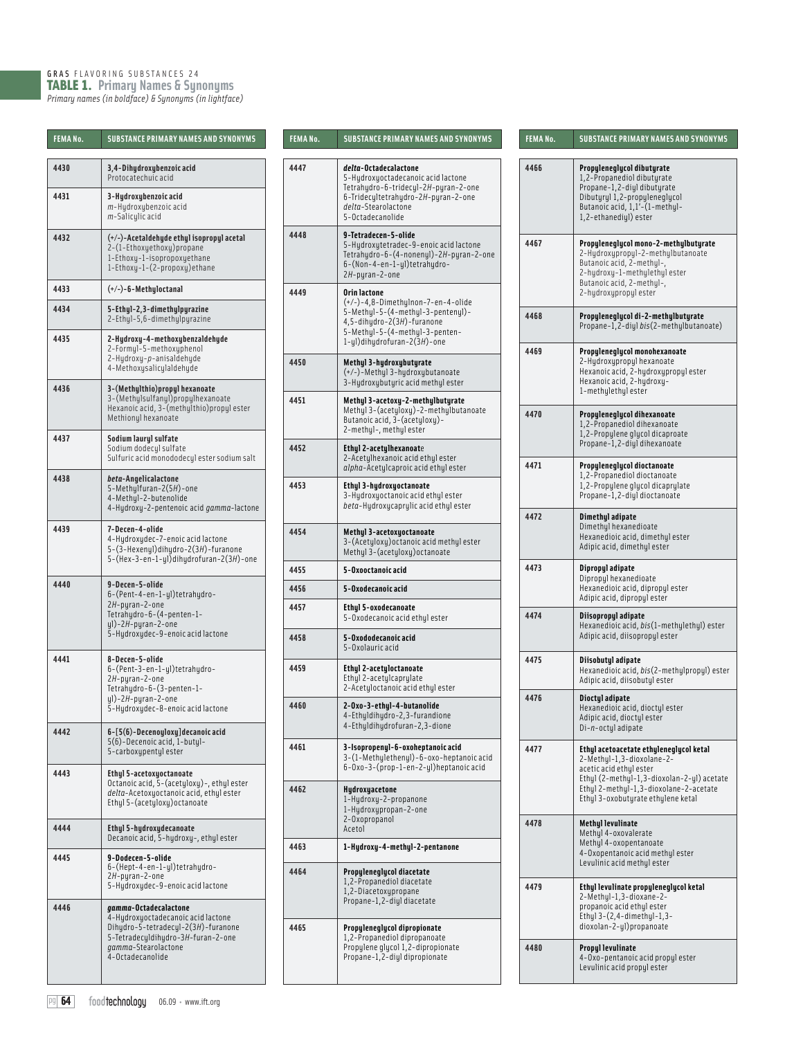GRAS FLAVORING SUBSTANCES 24

## TABLE 1. Primary Names & Synonyms

*Primary names (in boldface) & Synonyms (in lightface)*

| FEMA No. | SUBSTANCE PRIMARY NAMES AND SYNONYMS |
|---|---|
| 4430 | **3,4-Dihydroxybenzoic acid**<br>Protocatechuic acid |
| 4431 | **3-Hydroxybenzoic acid**<br>*m*-Hydroxybenzoic acid<br>*m*-Salicylic acid |
| 4432 | **(+/-)-Acetaldehyde ethyl isopropyl acetal**<br>2-(1-Ethoxyethoxy)propane<br>1-Ethoxy-1-isopropoxyethane<br>1-Ethoxy-1-(2-propoxy)ethane |
| 4433 | **(+/-)-6-Methyloctanal** |
| 4434 | **5-Ethyl-2,3-dimethylpyrazine**<br>2-Ethyl-5,6-dimethylpyrazine |
| 4435 | **2-Hydroxy-4-methoxybenzaldehyde**<br>2-Formyl-5-methoxyphenol<br>2-Hydroxy-*p*-anisaldehyde<br>4-Methoxysalicylaldehyde |
| 4436 | **3-(Methylthio)propyl hexanoate**<br>3-(Methylsulfanyl)propylhexanoate<br>Hexanoic acid, 3-(methylthio)propyl ester<br>Methionyl hexanoate |
| 4437 | **Sodium lauryl sulfate**<br>Sodium dodecyl sulfate<br>Sulfuric acid monododecyl ester sodium salt |
| 4438 | ***beta*-Angelicalactone**<br>5-Methylfuran-2(5*H*)-one<br>4-Methyl-2-butenolide<br>4-Hydroxy-2-pentenoic acid *gamma*-lactone |
| 4439 | **7-Decen-4-olide**<br>4-Hydroxydec-7-enoic acid lactone<br>5-(3-Hexenyl)dihydro-2(3*H*)-furanone<br>5-(Hex-3-en-1-yl)dihydrofuran-2(3*H*)-one |
| 4440 | **9-Decen-5-olide**<br>6-(Pent-4-en-1-yl)tetrahydro-2*H*-pyran-2-one<br>Tetrahydro-6-(4-penten-1-yl)-2*H*-pyran-2-one<br>5-Hydroxydec-9-enoic acid lactone |
| 4441 | **8-Decen-5-olide**<br>6-(Pent-3-en-1-yl)tetrahydro-2*H*-pyran-2-one<br>Tetrahydro-6-(3-penten-1-yl)-2*H*-pyran-2-one<br>5-Hydroxydec-8-enoic acid lactone |
| 4442 | **6-[5(6)-Decenoyloxy]decanoic acid**<br>5(6)-Decenoic acid, 1-butyl-5-carboxypentyl ester |
| 4443 | **Ethyl 5-acetoxyoctanoate**<br>Octanoic acid, 5-(acetyloxy)-, ethyl ester<br>*delta*-Acetoxyoctanoic acid, ethyl ester<br>Ethyl 5-(acetyloxy)octanoate |
| 4444 | **Ethyl 5-hydroxydecanoate**<br>Decanoic acid, 5-hydroxy-, ethyl ester |
| 4445 | **9-Dodecen-5-olide**<br>6-(Hept-4-en-1-yl)tetrahydro-2*H*-pyran-2-one<br>5-Hydroxydec-9-enoic acid lactone |
| 4446 | ***gamma*-Octadecalactone**<br>4-Hydroxyoctadecanoic acid lactone<br>Dihydro-5-tetradecyl-2(3*H*)-furanone<br>5-Tetradecyldihydro-3*H*-furan-2-one<br>*gamma*-Stearolactone<br>4-Octadecanolide |
| 4447 | ***delta*-Octadecalactone**<br>5-Hydroxyoctadecanoic acid lactone<br>Tetrahydro-6-tridecyl-2*H*-pyran-2-one<br>6-Tridecyltetrahydro-2*H*-pyran-2-one<br>*delta*-Stearolactone<br>5-Octadecanolide |
| 4448 | **9-Tetradecen-5-olide**<br>5-Hydroxytetradec-9-enoic acid lactone<br>Tetrahydro-6-(4-nonenyl)-2*H*-pyran-2-one<br>6-(Non-4-en-1-yl)tetrahydro-2*H*-pyran-2-one |
| 4449 | **Orin lactone**<br>(+/-)-4,8-Dimethylnon-7-en-4-olide<br>5-Methyl-5-(4-methyl-3-pentenyl)-4,5-dihydro-2(3*H*)-furanone<br>5-Methyl-5-(4-methyl-3-penten-1-yl)dihydrofuran-2(3*H*)-one |
| 4450 | **Methyl 3-hydroxybutyrate**<br>(+/-)-Methyl 3-hydroxybutanoate<br>3-Hydroxybutyric acid methyl ester |
| 4451 | **Methyl 3-acetoxy-2-methylbutyrate**<br>Methyl 3-(acetyloxy)-2-methylbutanoate<br>Butanoic acid, 3-(acetyloxy)-2-methyl-, methyl ester |
| 4452 | **Ethyl 2-acetylhexanoate**<br>2-Acetylhexanoic acid ethyl ester<br>*alpha*-Acetylcaproic acid ethyl ester |
| 4453 | **Ethyl 3-hydroxyoctanoate**<br>3-Hydroxyoctanoic acid ethyl ester<br>*beta*-Hydroxycaprylic acid ethyl ester |
| 4454 | **Methyl 3-acetoxyoctanoate**<br>3-(Acetyloxy)octanoic acid methyl ester<br>Methyl 3-(acetyloxy)octanoate |
| 4455 | **5-Oxooctanoic acid** |
| 4456 | **5-Oxodecanoic acid** |
| 4457 | **Ethyl 5-oxodecanoate**<br>5-Oxodecanoic acid ethyl ester |
| 4458 | **5-Oxododecanoic acid**<br>5-Oxolauric acid |
| 4459 | **Ethyl 2-acetyloctanoate**<br>Ethyl 2-acetylcaprylate<br>2-Acetyloctanoic acid ethyl ester |
| 4460 | **2-Oxo-3-ethyl-4-butanolide**<br>4-Ethyldihydro-2,3-furandione<br>4-Ethyldihydrofuran-2,3-dione |
| 4461 | **3-Isopropenyl-6-oxoheptanoic acid**<br>3-(1-Methylethenyl)-6-oxo-heptanoic acid<br>6-Oxo-3-(prop-1-en-2-yl)heptanoic acid |
| 4462 | **Hydroxyacetone**<br>1-Hydroxy-2-propanone<br>1-Hydroxypropan-2-one<br>2-Oxopropanol<br>Acetol |
| 4463 | **1-Hydroxy-4-methyl-2-pentanone** |
| 4464 | **Propyleneglycol diacetate**<br>1,2-Propanediol diacetate<br>1,2-Diacetoxypropane<br>Propane-1,2-diyl diacetate |
| 4465 | **Propyleneglycol dipropionate**<br>1,2-Propanediol dipropanoate<br>Propylene glycol 1,2-dipropionate<br>Propane-1,2-diyl dipropionate |
| 4466 | **Propyleneglycol dibutyrate**<br>1,2-Propanediol dibutyrate<br>Propane-1,2-diyl dibutyrate<br>Dibutyryl 1,2-propyleneglycol<br>Butanoic acid, 1,1'-(1-methyl-1,2-ethanediyl) ester |
| 4467 | **Propyleneglycol mono-2-methylbutyrate**<br>2-Hydroxypropyl-2-methylbutanoate<br>Butanoic acid, 2-methyl-, 2-hydroxy-1-methylethyl ester<br>Butanoic acid, 2-methyl-, 2-hydroxypropyl ester |
| 4468 | **Propyleneglycol di-2-methylbutyrate**<br>Propane-1,2-diyl *bis*(2-methylbutanoate) |
| 4469 | **Propyleneglycol monohexanoate**<br>2-Hydroxypropyl hexanoate<br>Hexanoic acid, 2-hydroxypropyl ester<br>Hexanoic acid, 2-hydroxy-1-methylethyl ester |
| 4470 | **Propyleneglycol dihexanoate**<br>1,2-Propanediol dihexanoate<br>1,2-Propylene glycol dicaproate<br>Propane-1,2-diyl dihexanoate |
| 4471 | **Propyleneglycol dioctanoate**<br>1,2-Propanediol dioctanoate<br>1,2-Propylene glycol dicaprylate<br>Propane-1,2-diyl dioctanoate |
| 4472 | **Dimethyl adipate**<br>Dimethyl hexanedioate<br>Hexanedioic acid, dimethyl ester<br>Adipic acid, dimethyl ester |
| 4473 | **Dipropyl adipate**<br>Dipropyl hexanedioate<br>Hexanedioic acid, dipropyl ester<br>Adipic acid, dipropyl ester |
| 4474 | **Diisopropyl adipate**<br>Hexanedioic acid, *bis*(1-methylethyl) ester<br>Adipic acid, diisopropyl ester |
| 4475 | **Diisobutyl adipate**<br>Hexanedioic acid, *bis*(2-methylpropyl) ester<br>Adipic acid, diisobutyl ester |
| 4476 | **Dioctyl adipate**<br>Hexanedioic acid, dioctyl ester<br>Adipic acid, dioctyl ester<br>Di-*n*-octyl adipate |
| 4477 | **Ethyl acetoacetate ethyleneglycol ketal**<br>2-Methyl-1,3-dioxolane-2-acetic acid ethyl ester<br>Ethyl (2-methyl-1,3-dioxolan-2-yl) acetate<br>Ethyl 2-methyl-1,3-dioxolane-2-acetate<br>Ethyl 3-oxobutyrate ethylene ketal |
| 4478 | **Methyl levulinate**<br>Methyl 4-oxovalerate<br>Methyl 4-oxopentanoate<br>4-Oxopentanoic acid methyl ester<br>Levulinic acid methyl ester |
| 4479 | **Ethyl levulinate propyleneglycol ketal**<br>2-Methyl-1,3-dioxane-2-propanoic acid ethyl ester<br>Ethyl 3-(2,4-dimethyl-1,3-dioxolan-2-yl)propanoate |
| 4480 | **Propyl levulinate**<br>4-Oxo-pentanoic acid propyl ester<br>Levulinic acid propyl ester |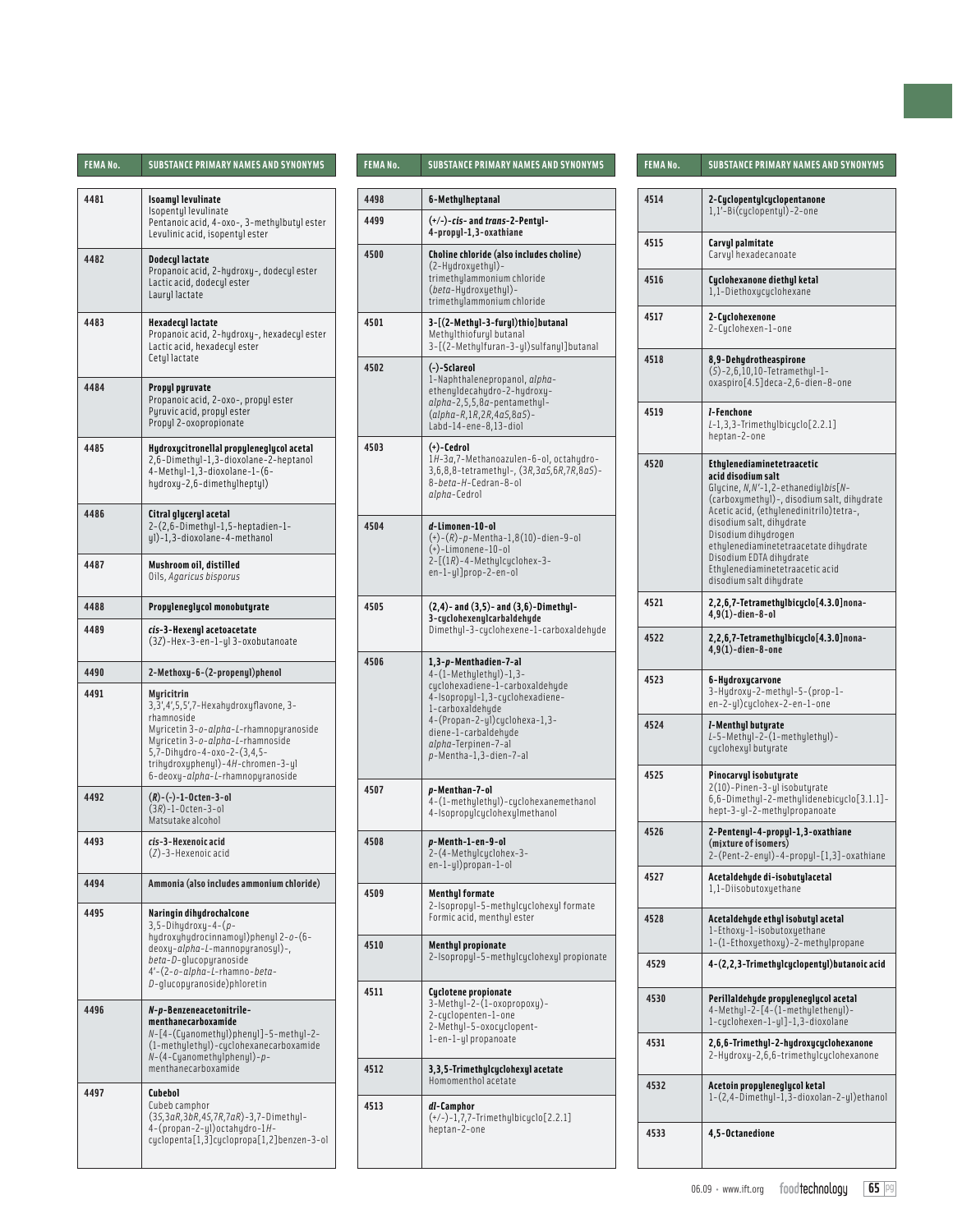| FEMA No. | SUBSTANCE PRIMARY NAMES AND SYNONYMS |
|---|---|
| 4481 | **Isoamyl levulinate**<br>Isopentyl levulinate<br>Pentanoic acid, 4-oxo-, 3-methylbutyl ester<br>Levulinic acid, isopentyl ester |
| 4482 | **Dodecyl lactate**<br>Propanoic acid, 2-hydroxy-, dodecyl ester<br>Lactic acid, dodecyl ester<br>Lauryl lactate |
| 4483 | **Hexadecyl lactate**<br>Propanoic acid, 2-hydroxy-, hexadecyl ester<br>Lactic acid, hexadecyl ester<br>Cetyl lactate |
| 4484 | **Propyl pyruvate**<br>Propanoic acid, 2-oxo-, propyl ester<br>Pyruvic acid, propyl ester<br>Propyl 2-oxopropionate |
| 4485 | **Hydroxycitronellal propyleneglycol acetal**<br>2,6-Dimethyl-1,3-dioxolane-2-heptanol<br>4-Methyl-1,3-dioxolane-1-(6-hydroxy-2,6-dimethylheptyl) |
| 4486 | **Citral glyceryl acetal**<br>2-(2,6-Dimethyl-1,5-heptadien-1-yl)-1,3-dioxolane-4-methanol |
| 4487 | **Mushroom oil, distilled**<br>Oils, *Agaricus bisporus* |
| 4488 | **Propyleneglycol monobutyrate** |
| 4489 | ***cis*-3-Hexenyl acetoacetate**<br>(3*Z*)-Hex-3-en-1-yl 3-oxobutanoate |
| 4490 | **2-Methoxy-6-(2-propenyl)phenol** |
| 4491 | **Myricitrin**<br>3,3',4',5,5',7-Hexahydroxyflavone, 3-rhamnoside<br>Myricetin 3-*o*-*alpha*-*L*-rhamnopyranoside<br>Myricetin 3-*o*-*alpha*-*L*-rhamnoside<br>5,7-Dihydro-4-oxo-2-(3,4,5-trihydroxyphenyl)-4*H*-chromen-3-yl 6-deoxy-*alpha*-*L*-rhamnopyranoside |
| 4492 | **(*R*)-(-)-1-Octen-3-ol**<br>(3*R*)-1-Octen-3-ol<br>Matsutake alcohol |
| 4493 | ***cis*-3-Hexenoic acid**<br>(*Z*)-3-Hexenoic acid |
| 4494 | **Ammonia (also includes ammonium chloride)** |
| 4495 | **Naringin dihydrochalcone**<br>3,5-Dihydroxy-4-(*p*-hydroxyhydrocinnamoyl)phenyl 2-*o*-(6-deoxy-*alpha*-*L*-mannopyranosyl)-, *beta*-*D*-glucopyranoside<br>4'-(2-*o*-*alpha*-*L*-rhamno-*beta*-*D*-glucopyranoside)phloretin |
| 4496 | ***N*-*p*-Benzeneacetonitrile-menthanecarboxamide**<br>*N*-[4-(Cyanomethyl)phenyl]-5-methyl-2-(1-methylethyl)-cyclohexanecarboxamide<br>*N*-(4-Cyanomethylphenyl)-*p*-menthanecarboxamide |
| 4497 | **Cubebol**<br>Cubeb camphor<br>(3*S*,3a*R*,3b*R*,4*S*,7*R*,7a*R*)-3,7-Dimethyl-4-(propan-2-yl)octahydro-1*H*-cyclopenta[1,3]cyclopropa[1,2]benzen-3-ol |
| 4498 | **6-Methylheptanal** |
| 4499 | **(+/-)-*cis*- and *trans*-2-Pentyl-4-propyl-1,3-oxathiane** |
| 4500 | **Choline chloride (also includes choline)**<br>(2-Hydroxyethyl)-trimethylammonium chloride<br>(*beta*-Hydroxyethyl)-trimethylammonium chloride |
| 4501 | **3-[(2-Methyl-3-furyl)thio]butanal**<br>Methylthiofuryl butanal<br>3-[(2-Methylfuran-3-yl)sulfanyl]butanal |
| 4502 | **(-)-Sclareol**<br>1-Naphthalenepropanol, *alpha*-ethenyldecahydro-2-hydroxy-*alpha*-2,5,5,8a-pentamethyl-(*alpha*-*R*,1*R*,2*R*,4a*S*,8a*S*)-<br>Labd-14-ene-8,13-diol |
| 4503 | **(+)-Cedrol**<br>1*H*-3a,7-Methanoazulen-6-ol, octahydro-3,6,8,8-tetramethyl-, (3*R*,3a*S*,6*R*,7*R*,8a*S*)-<br>8-*beta*-*H*-Cedran-8-ol<br>*alpha*-Cedrol |
| 4504 | ***d*-Limonen-10-ol**<br>(+)-(*R*)-*p*-Mentha-1,8(10)-dien-9-ol<br>(+)-Limonene-10-ol<br>2-[(1*R*)-4-Methylcyclohex-3-en-1-yl]prop-2-en-ol |
| 4505 | **(2,4)- and (3,5)- and (3,6)-Dimethyl-3-cyclohexenylcarbaldehyde**<br>Dimethyl-3-cyclohexene-1-carboxaldehyde |
| 4506 | **1,3-*p*-Menthadien-7-al**<br>4-(1-Methylethyl)-1,3-cyclohexadiene-1-carboxaldehyde<br>4-Isopropyl-1,3-cyclohexadiene-1-carboxaldehyde<br>4-(Propan-2-yl)cyclohexa-1,3-diene-1-carbaldehyde<br>*alpha*-Terpinen-7-al<br>*p*-Mentha-1,3-dien-7-al |
| 4507 | ***p*-Menthan-7-ol**<br>4-(1-methylethyl)-cyclohexanemethanol<br>4-Isopropylcyclohexylmethanol |
| 4508 | ***p*-Menth-1-en-9-ol**<br>2-(4-Methylcyclohex-3-en-1-yl)propan-1-ol |
| 4509 | **Menthyl formate**<br>2-Isopropyl-5-methylcyclohexyl formate<br>Formic acid, menthyl ester |
| 4510 | **Menthyl propionate**<br>2-Isopropyl-5-methylcyclohexyl propionate |
| 4511 | **Cyclotene propionate**<br>3-Methyl-2-(1-oxopropoxy)-2-cyclopenten-1-one<br>2-Methyl-5-oxocyclopent-1-en-1-yl propanoate |
| 4512 | **3,3,5-Trimethylcyclohexyl acetate**<br>Homomenthol acetate |
| 4513 | ***dl*-Camphor**<br>(+/-)-1,7,7-Trimethylbicyclo[2.2.1]heptan-2-one |
| 4514 | **2-Cyclopentylcyclopentanone**<br>1,1'-Bi(cyclopentyl)-2-one |
| 4515 | **Carvyl palmitate**<br>Carvyl hexadecanoate |
| 4516 | **Cyclohexanone diethyl ketal**<br>1,1-Diethoxycyclohexane |
| 4517 | **2-Cyclohexenone**<br>2-Cyclohexen-1-one |
| 4518 | **8,9-Dehydrotheaspirone**<br>(*S*)-2,6,10,10-Tetramethyl-1-oxaspiro[4.5]deca-2,6-dien-8-one |
| 4519 | ***l*-Fenchone**<br>*L*-1,3,3-Trimethylbicyclo[2.2.1]heptan-2-one |
| 4520 | **Ethylenediaminetetraacetic acid disodium salt**<br>Glycine, *N*,*N*'-1,2-ethanediyl*bis*[*N*-(carboxymethyl)-, disodium salt, dihydrate<br>Acetic acid, (ethylenedinitrilo)tetra-, disodium salt, dihydrate<br>Disodium dihydrogen ethylenediaminetetraacetate dihydrate<br>Disodium EDTA dihydrate<br>Ethylenediaminetetraacetic acid disodium salt dihydrate |
| 4521 | **2,2,6,7-Tetramethylbicyclo[4.3.0]nona-4,9(1)-dien-8-ol** |
| 4522 | **2,2,6,7-Tetramethylbicyclo[4.3.0]nona-4,9(1)-dien-8-one** |
| 4523 | **6-Hydroxycarvone**<br>3-Hydroxy-2-methyl-5-(prop-1-en-2-yl)cyclohex-2-en-1-one |
| 4524 | ***l*-Menthyl butyrate**<br>*L*-5-Methyl-2-(1-methylethyl)-cyclohexyl butyrate |
| 4525 | **Pinocarvyl isobutyrate**<br>2(10)-Pinen-3-yl isobutyrate<br>6,6-Dimethyl-2-methylidenebicyclo[3.1.1]-hept-3-yl-2-methylpropanoate |
| 4526 | **2-Pentenyl-4-propyl-1,3-oxathiane (mixture of isomers)**<br>2-(Pent-2-enyl)-4-propyl-[1,3]-oxathiane |
| 4527 | **Acetaldehyde di-isobutylacetal**<br>1,1-Diisobutoxyethane |
| 4528 | **Acetaldehyde ethyl isobutyl acetal**<br>1-Ethoxy-1-isobutoxyethane<br>1-(1-Ethoxyethoxy)-2-methylpropane |
| 4529 | **4-(2,2,3-Trimethylcyclopentyl)butanoic acid** |
| 4530 | **Perillaldehyde propyleneglycol acetal**<br>4-Methyl-2-[4-(1-methylethenyl)-1-cyclohexen-1-yl]-1,3-dioxolane |
| 4531 | **2,6,6-Trimethyl-2-hydroxycyclohexanone**<br>2-Hydroxy-2,6,6-trimethylcyclohexanone |
| 4532 | **Acetoin propyleneglycol ketal**<br>1-(2,4-Dimethyl-1,3-dioxolan-2-yl)ethanol |
| 4533 | **4,5-Octanedione** |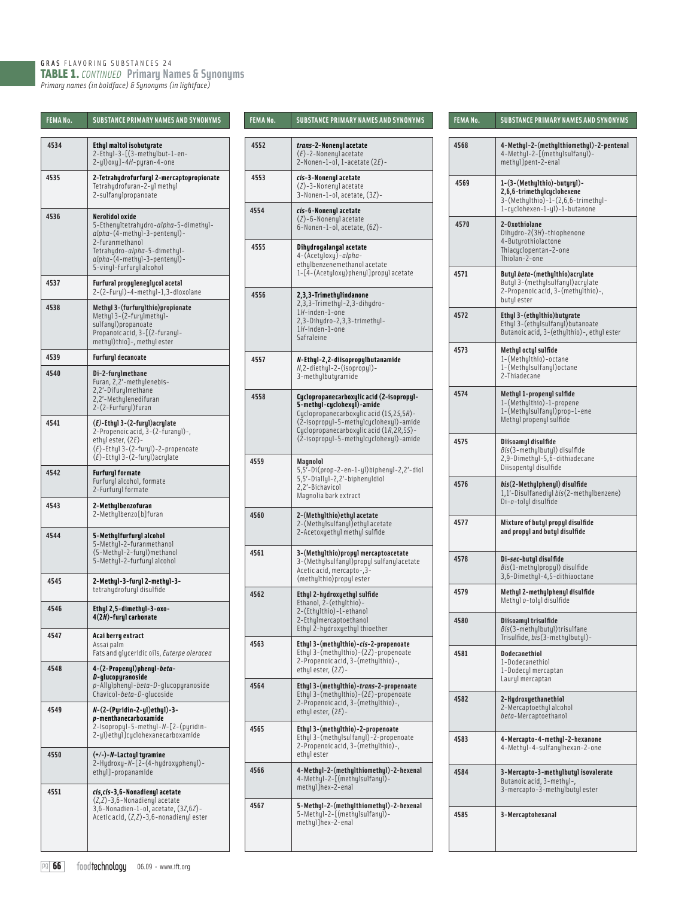GRAS FLAVORING SUBSTANCES 24

**TABLE 1.** *CONTINUED* **Primary Names & Synonyms**

*Primary names (in boldface) & Synonyms (in lightface)*

| FEMA No. | SUBSTANCE PRIMARY NAMES AND SYNONYMS |
|---|---|
| 4534 | **Ethyl maltol isobutyrate**<br>2-Ethyl-3-[(3-methylbut-1-en-2-yl)oxy]-4*H*-pyran-4-one |
| 4535 | **2-Tetrahydrofurfuryl 2-mercaptopropionate**<br>Tetrahydrofuran-2-yl methyl 2-sulfanylpropanoate |
| 4536 | **Nerolidol oxide**<br>5-Ethenyltetrahydro-*alpha*-5-dimethyl-*alpha*-(4-methyl-3-pentenyl)-2-furanmethanol<br>Tetrahydro-*alpha*-5-dimethyl-*alpha*-(4-methyl-3-pentenyl)-5-vinyl-furfuryl alcohol |
| 4537 | **Furfural propyleneglycol acetal**<br>2-(2-Furyl)-4-methyl-1,3-dioxolane |
| 4538 | **Methyl 3-(furfurylthio)propionate**<br>Methyl 3-(2-furylmethyl-sulfanyl)propanoate<br>Propanoic acid, 3-[(2-furanyl-methyl)thio]-, methyl ester |
| 4539 | **Furfuryl decanoate** |
| 4540 | **Di-2-furylmethane**<br>Furan, 2,2'-methylenebis-<br>2,2'-Difurylmethane<br>2,2'-Methylenedifuran<br>2-(2-Furfuryl)furan |
| 4541 | **(*E*)-Ethyl 3-(2-furyl)acrylate**<br>2-Propenoic acid, 3-(2-furanyl)-, ethyl ester, (2*E*)-<br>(*E*)-Ethyl 3-(2-furyl)-2-propenoate<br>(*E*)-Ethyl 3-(2-furyl)acrylate |
| 4542 | **Furfuryl formate**<br>Furfuryl alcohol, formate<br>2-Furfuryl formate |
| 4543 | **2-Methylbenzofuran**<br>2-Methylbenzo[b]furan |
| 4544 | **5-Methylfurfuryl alcohol**<br>5-Methyl-2-furanmethanol<br>(5-Methyl-2-furyl)methanol<br>5-Methyl-2-furfuryl alcohol |
| 4545 | **2-Methyl-3-furyl 2-methyl-3-tetrahydrofuryl disulfide** |
| 4546 | **Ethyl 2,5-dimethyl-3-oxo-4(2*H*)-furyl carbonate** |
| 4547 | **Acai berry extract**<br>Assai palm<br>Fats and glyceridic oils, *Euterpe oleracea* |
| 4548 | **4-(2-Propenyl)phenyl-*beta*-*D*-glucopyranoside**<br>*p*-Allylphenyl-*beta*-*D*-glucopyranoside<br>Chavicol-*beta*-*D*-glucoside |
| 4549 | ***N*-(2-(Pyridin-2-yl)ethyl)-3-*p*-menthanecarboxamide**<br>2-Isopropyl-5-methyl-*N*-[2-(pyridin-2-yl)ethyl]cyclohexanecarboxamide |
| 4550 | **(+/-)-*N*-Lactoyl tyramine**<br>2-Hydroxy-*N*-[2-(4-hydroxyphenyl)-ethyl]-propanamide |
| 4551 | ***cis,cis*-3,6-Nonadienyl acetate**<br>(*Z,Z*)-3,6-Nonadienyl acetate<br>3,6-Nonadien-1-ol, acetate, (3*Z*,6*Z*)-<br>Acetic acid, (*Z,Z*)-3,6-nonadienyl ester |
| 4552 | ***trans*-2-Nonenyl acetate**<br>(*E*)-2-Nonenyl acetate<br>2-Nonen-1-ol, 1-acetate (2*E*)- |
| 4553 | ***cis*-3-Nonenyl acetate**<br>(*Z*)-3-Nonenyl acetate<br>3-Nonen-1-ol, acetate, (3*Z*)- |
| 4554 | ***cis*-6-Nonenyl acetate**<br>(*Z*)-6-Nonenyl acetate<br>6-Nonen-1-ol, acetate, (6*Z*)- |
| 4555 | **Dihydrogalangal acetate**<br>4-(Acetyloxy)-*alpha*-ethylbenzenemethanol acetate<br>1-[4-(Acetyloxy)phenyl]propyl acetate |
| 4556 | **2,3,3-Trimethylindanone**<br>2,3,3-Trimethyl-2,3-dihydro-1*H*-inden-1-one<br>2,3-Dihydro-2,3,3-trimethyl-1*H*-inden-1-one<br>Safraleine |
| 4557 | ***N*-Ethyl-2,2-diisopropylbutanamide**<br>*N*,2-diethyl-2-(isopropyl)-3-methylbutyramide |
| 4558 | **Cyclopropanecarboxylic acid (2-isopropyl-5-methyl-cyclohexyl)-amide**<br>Cyclopropanecarboxylic acid (1*S*,2*S*,5*R*)-(2-isopropyl-5-methylcyclohexyl)-amide<br>Cyclopropanecarboxylic acid (1*R*,2*R*,5*S*)-(2-isopropyl-5-methylcyclohexyl)-amide |
| 4559 | **Magnolol**<br>5,5'-Di(prop-2-en-1-yl)biphenyl-2,2'-diol<br>5,5'-Diallyl-2,2'-biphenyldiol<br>2,2'-Bichavicol<br>Magnolia bark extract |
| 4560 | **2-(Methylthio)ethyl acetate**<br>2-(Methylsulfanyl)ethyl acetate<br>2-Acetoxyethyl methyl sulfide |
| 4561 | **3-(Methylthio)propyl mercaptoacetate**<br>3-(Methylsulfanyl)propyl sulfanylacetate<br>Acetic acid, mercapto-,3-(methylthio)propyl ester |
| 4562 | **Ethyl 2-hydroxyethyl sulfide**<br>Ethanol, 2-(ethylthio)-<br>2-(Ethylthio)-1-ethanol<br>2-Ethylmercaptoethanol<br>Ethyl 2-hydroxyethyl thioether |
| 4563 | **Ethyl 3-(methylthio)-*cis*-2-propenoate**<br>Ethyl 3-(methylthio)-(2*Z*)-propenoate<br>2-Propenoic acid, 3-(methylthio)-, ethyl ester, (2*Z*)- |
| 4564 | **Ethyl 3-(methylthio)-*trans*-2-propenoate**<br>Ethyl 3-(methylthio)-(2*E*)-propenoate<br>2-Propenoic acid, 3-(methylthio)-, ethyl ester, (2*E*)- |
| 4565 | **Ethyl 3-(methylthio)-2-propenoate**<br>Ethyl 3-(methylsulfanyl)-2-propenoate<br>2-Propenoic acid, 3-(methylthio)-, ethyl ester |
| 4566 | **4-Methyl-2-(methylthiomethyl)-2-hexenal**<br>4-Methyl-2-[(methylsulfanyl)-methyl]hex-2-enal |
| 4567 | **5-Methyl-2-(methylthiomethyl)-2-hexenal**<br>5-Methyl-2-[(methylsulfanyl)-methyl]hex-2-enal |
| 4568 | **4-Methyl-2-(methylthiomethyl)-2-pentenal**<br>4-Methyl-2-[(methylsulfanyl)-methyl]pent-2-enal |
| 4569 | **1-(3-(Methylthio)-butyryl)-2,6,6-trimethylcyclohexene**<br>3-(Methylthio)-1-(2,6,6-trimethyl-1-cyclohexen-1-yl)-1-butanone |
| 4570 | **2-Oxothiolane**<br>Dihydro-2(3*H*)-thiophenone<br>4-Butyrothiolactone<br>Thiacyclopentan-2-one<br>Thiolan-2-one |
| 4571 | **Butyl *beta*-(methylthio)acrylate**<br>Butyl 3-(methylsulfanyl)acrylate<br>2-Propenoic acid, 3-(methylthio)-, butyl ester |
| 4572 | **Ethyl 3-(ethylthio)butyrate**<br>Ethyl 3-(ethylsulfanyl)butanoate<br>Butanoic acid, 3-(ethylthio)-, ethyl ester |
| 4573 | **Methyl octyl sulfide**<br>1-(Methylthio)-octane<br>1-(Methylsulfanyl)octane<br>2-Thiadecane |
| 4574 | **Methyl 1-propenyl sulfide**<br>1-(Methylthio)-1-propene<br>1-(Methylsulfanyl)prop-1-ene<br>Methyl propenyl sulfide |
| 4575 | **Diisoamyl disulfide**<br>*Bis*(3-methylbutyl) disulfide<br>2,9-Dimethyl-5,6-dithiadecane<br>Diisopentyl disulfide |
| 4576 | ***bis*(2-Methylphenyl) disulfide**<br>1,1'-Disulfanediyl *bis*(2-methylbenzene)<br>Di-*o*-tolyl disulfide |
| 4577 | **Mixture of butyl propyl disulfide and propyl and butyl disulfide** |
| 4578 | **Di-*sec*-butyl disulfide**<br>*Bis*(1-methylpropyl) disulfide<br>3,6-Dimethyl-4,5-dithiaoctane |
| 4579 | **Methyl 2-methylphenyl disulfide**<br>Methyl *o*-tolyl disulfide |
| 4580 | **Diisoamyl trisulfide**<br>*Bis*(3-methylbutyl)trisulfane<br>Trisulfide, *bis*(3-methylbutyl)- |
| 4581 | **Dodecanethiol**<br>1-Dodecanethiol<br>1-Dodecyl mercaptan<br>Lauryl mercaptan |
| 4582 | **2-Hydroxyethanethiol**<br>2-Mercaptoethyl alcohol<br>*beta*-Mercaptoethanol |
| 4583 | **4-Mercapto-4-methyl-2-hexanone**<br>4-Methyl-4-sulfanylhexan-2-one |
| 4584 | **3-Mercapto-3-methylbutyl isovalerate**<br>Butanoic acid, 3-methyl-, 3-mercapto-3-methylbutyl ester |
| 4585 | **3-Mercaptohexanal** |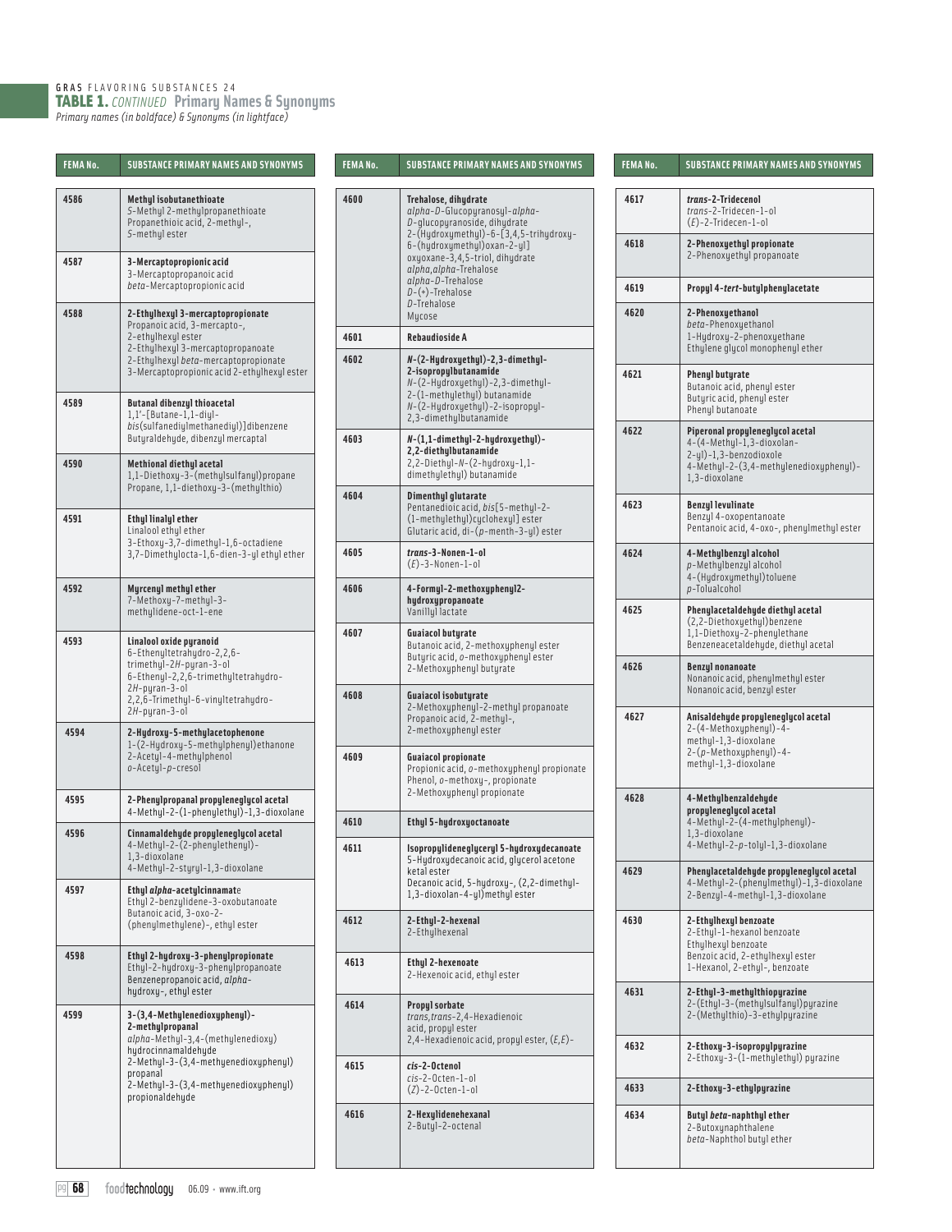GRAS FLAVORING SUBSTANCES 24

**TABLE 1.** *CONTINUED* **Primary Names & Synonyms**

*Primary names (in boldface) & Synonyms (in lightface)*

| FEMA No. | SUBSTANCE PRIMARY NAMES AND SYNONYMS |
|---|---|
| 4586 | **Methyl isobutanethioate**<br>*S*-Methyl 2-methylpropanethioate<br>Propanethioic acid, 2-methyl-, *S*-methyl ester |
| 4587 | **3-Mercaptopropionic acid**<br>3-Mercaptopropanoic acid<br>*beta*-Mercaptopropionic acid |
| 4588 | **2-Ethylhexyl 3-mercaptopropionate**<br>Propanoic acid, 3-mercapto-, 2-ethylhexyl ester<br>2-Ethylhexyl 3-mercaptopropanoate<br>2-Ethylhexyl *beta*-mercaptopropionate<br>3-Mercaptopropionic acid 2-ethylhexyl ester |
| 4589 | **Butanal dibenzyl thioacetal**<br>1,1'-[Butane-1,1-diyl-*bis*(sulfanediylmethanediyl)]dibenzene<br>Butyraldehyde, dibenzyl mercaptal |
| 4590 | **Methional diethyl acetal**<br>1,1-Diethoxy-3-(methylsulfanyl)propane<br>Propane, 1,1-diethoxy-3-(methylthio) |
| 4591 | **Ethyl linalyl ether**<br>Linalool ethyl ether<br>3-Ethoxy-3,7-dimethyl-1,6-octadiene<br>3,7-Dimethylocta-1,6-dien-3-yl ethyl ether |
| 4592 | **Myrcenyl methyl ether**<br>7-Methoxy-7-methyl-3-methylidene-oct-1-ene |
| 4593 | **Linalool oxide pyranoid**<br>6-Ethenyltetrahydro-2,2,6-trimethyl-2*H*-pyran-3-ol<br>6-Ethenyl-2,2,6-trimethyltetrahydro-2*H*-pyran-3-ol<br>2,2,6-Trimethyl-6-vinyltetrahydro-2*H*-pyran-3-ol |
| 4594 | **2-Hydroxy-5-methylacetophenone**<br>1-(2-Hydroxy-5-methylphenyl)ethanone<br>2-Acetyl-4-methylphenol<br>*o*-Acetyl-*p*-cresol |
| 4595 | **2-Phenylpropanal propyleneglycol acetal**<br>4-Methyl-2-(1-phenylethyl)-1,3-dioxolane |
| 4596 | **Cinnamaldehyde propyleneglycol acetal**<br>4-Methyl-2-(2-phenylethenyl)-1,3-dioxolane<br>4-Methyl-2-styryl-1,3-dioxolane |
| 4597 | **Ethyl *alpha*-acetylcinnamat**e<br>Ethyl 2-benzylidene-3-oxobutanoate<br>Butanoic acid, 3-oxo-2-(phenylmethylene)-, ethyl ester |
| 4598 | **Ethyl 2-hydroxy-3-phenylpropionate**<br>Ethyl-2-hydroxy-3-phenylpropanoate<br>Benzenepropanoic acid, *alpha*-hydroxy-, ethyl ester |
| 4599 | **3-(3,4-Methylenedioxyphenyl)-2-methylpropanal**<br>*alpha*-Methyl-3,4-(methylenedioxy) hydrocinnamaldehyde<br>2-Methyl-3-(3,4-methyenedioxyphenyl) propanal<br>2-Methyl-3-(3,4-methyenedioxyphenyl) propionaldehyde |
| 4600 | **Trehalose, dihydrate**<br>*alpha*-*D*-Glucopyranosyl-*alpha*-*D*-glucopyranoside, dihydrate<br>2-(Hydroxymethyl)-6-[3,4,5-trihydroxy-6-(hydroxymethyl)oxan-2-yl] oxyoxane-3,4,5-triol, dihydrate<br>*alpha,alpha*-Trehalose<br>*alpha*-*D*-Trehalose<br>*D*-(+)-Trehalose<br>*D*-Trehalose<br>Mycose |
| 4601 | **Rebaudioside A** |
| 4602 | ***N*-(2-Hydroxyethyl)-2,3-dimethyl-2-isopropylbutanamide**<br>*N*-(2-Hydroxyethyl)-2,3-dimethyl-2-(1-methylethyl) butanamide<br>*N*-(2-Hydroxyethyl)-2-isopropyl-2,3-dimethylbutanamide |
| 4603 | ***N*-(1,1-dimethyl-2-hydroxyethyl)-2,2-diethylbutanamide**<br>2,2-Diethyl-*N*-(2-hydroxy-1,1-dimethylethyl) butanamide |
| 4604 | **Dimenthyl glutarate**<br>Pentanedioic acid, *bis*[5-methyl-2-(1-methylethyl)cyclohexyl] ester<br>Glutaric acid, di-(*p*-menth-3-yl) ester |
| 4605 | ***trans*-3-Nonen-1-ol**<br>(*E*)-3-Nonen-1-ol |
| 4606 | **4-Formyl-2-methoxyphenyl2-hydroxypropanoate**<br>Vanillyl lactate |
| 4607 | **Guaiacol butyrate**<br>Butanoic acid, 2-methoxyphenyl ester<br>Butyric acid, *o*-methoxyphenyl ester<br>2-Methoxyphenyl butyrate |
| 4608 | **Guaiacol isobutyrate**<br>2-Methoxyphenyl-2-methyl propanoate<br>Propanoic acid, 2-methyl-, 2-methoxyphenyl ester |
| 4609 | **Guaiacol propionate**<br>Propionic acid, *o*-methoxyphenyl propionate<br>Phenol, *o*-methoxy-, propionate<br>2-Methoxyphenyl propionate |
| 4610 | **Ethyl 5-hydroxyoctanoate** |
| 4611 | **Isopropylideneglyceryl 5-hydroxydecanoate**<br>5-Hydroxydecanoic acid, glycerol acetone ketal ester<br>Decanoic acid, 5-hydroxy-, (2,2-dimethyl-1,3-dioxolan-4-yl)methyl ester |
| 4612 | **2-Ethyl-2-hexenal**<br>2-Ethylhexenal |
| 4613 | **Ethyl 2-hexenoate**<br>2-Hexenoic acid, ethyl ester |
| 4614 | **Propyl sorbate**<br>*trans,trans*-2,4-Hexadienoic acid, propyl ester<br>2,4-Hexadienoic acid, propyl ester, (*E,E*)- |
| 4615 | ***cis*-2-Octenol**<br>*cis*-2-Octen-1-ol<br>(*Z*)-2-Octen-1-ol |
| 4616 | **2-Hexylidenehexanal**<br>2-Butyl-2-octenal |
| 4617 | ***trans*-2-Tridecenol**<br>*trans*-2-Tridecen-1-ol<br>(*E*)-2-Tridecen-1-ol |
| 4618 | **2-Phenoxyethyl propionate**<br>2-Phenoxyethyl propanoate |
| 4619 | **Propyl 4-*tert*-butylphenylacetate** |
| 4620 | **2-Phenoxyethanol**<br>*beta*-Phenoxyethanol<br>1-Hydroxy-2-phenoxyethane<br>Ethylene glycol monophenyl ether |
| 4621 | **Phenyl butyrate**<br>Butanoic acid, phenyl ester<br>Butyric acid, phenyl ester<br>Phenyl butanoate |
| 4622 | **Piperonal propyleneglycol acetal**<br>4-(4-Methyl-1,3-dioxolan-2-yl)-1,3-benzodioxole<br>4-Methyl-2-(3,4-methylenedioxyphenyl)-1,3-dioxolane |
| 4623 | **Benzyl levulinate**<br>Benzyl 4-oxopentanoate<br>Pentanoic acid, 4-oxo-, phenylmethyl ester |
| 4624 | **4-Methylbenzyl alcohol**<br>*p*-Methylbenzyl alcohol<br>4-(Hydroxymethyl)toluene<br>*p*-Tolualcohol |
| 4625 | **Phenylacetaldehyde diethyl acetal**<br>(2,2-Diethoxyethyl)benzene<br>1,1-Diethoxy-2-phenylethane<br>Benzeneacetaldehyde, diethyl acetal |
| 4626 | **Benzyl nonanoate**<br>Nonanoic acid, phenylmethyl ester<br>Nonanoic acid, benzyl ester |
| 4627 | **Anisaldehyde propyleneglycol acetal**<br>2-(4-Methoxyphenyl)-4-methyl-1,3-dioxolane<br>2-(*p*-Methoxyphenyl)-4-methyl-1,3-dioxolane |
| 4628 | **4-Methylbenzaldehyde propyleneglycol acetal**<br>4-Methyl-2-(4-methylphenyl)-1,3-dioxolane<br>4-Methyl-2-*p*-tolyl-1,3-dioxolane |
| 4629 | **Phenylacetaldehyde propyleneglycol acetal**<br>4-Methyl-2-(phenylmethyl)-1,3-dioxolane<br>2-Benzyl-4-methyl-1,3-dioxolane |
| 4630 | **2-Ethylhexyl benzoate**<br>2-Ethyl-1-hexanol benzoate<br>Ethylhexyl benzoate<br>Benzoic acid, 2-ethylhexyl ester<br>1-Hexanol, 2-ethyl-, benzoate |
| 4631 | **2-Ethyl-3-methylthiopyrazine**<br>2-(Ethyl-3-(methylsulfanyl)pyrazine<br>2-(Methylthio)-3-ethylpyrazine |
| 4632 | **2-Ethoxy-3-isopropylpyrazine**<br>2-Ethoxy-3-(1-methylethyl) pyrazine |
| 4633 | **2-Ethoxy-3-ethylpyrazine** |
| 4634 | **Butyl *beta*-naphthyl ether**<br>2-Butoxynaphthalene<br>*beta*-Naphthol butyl ether |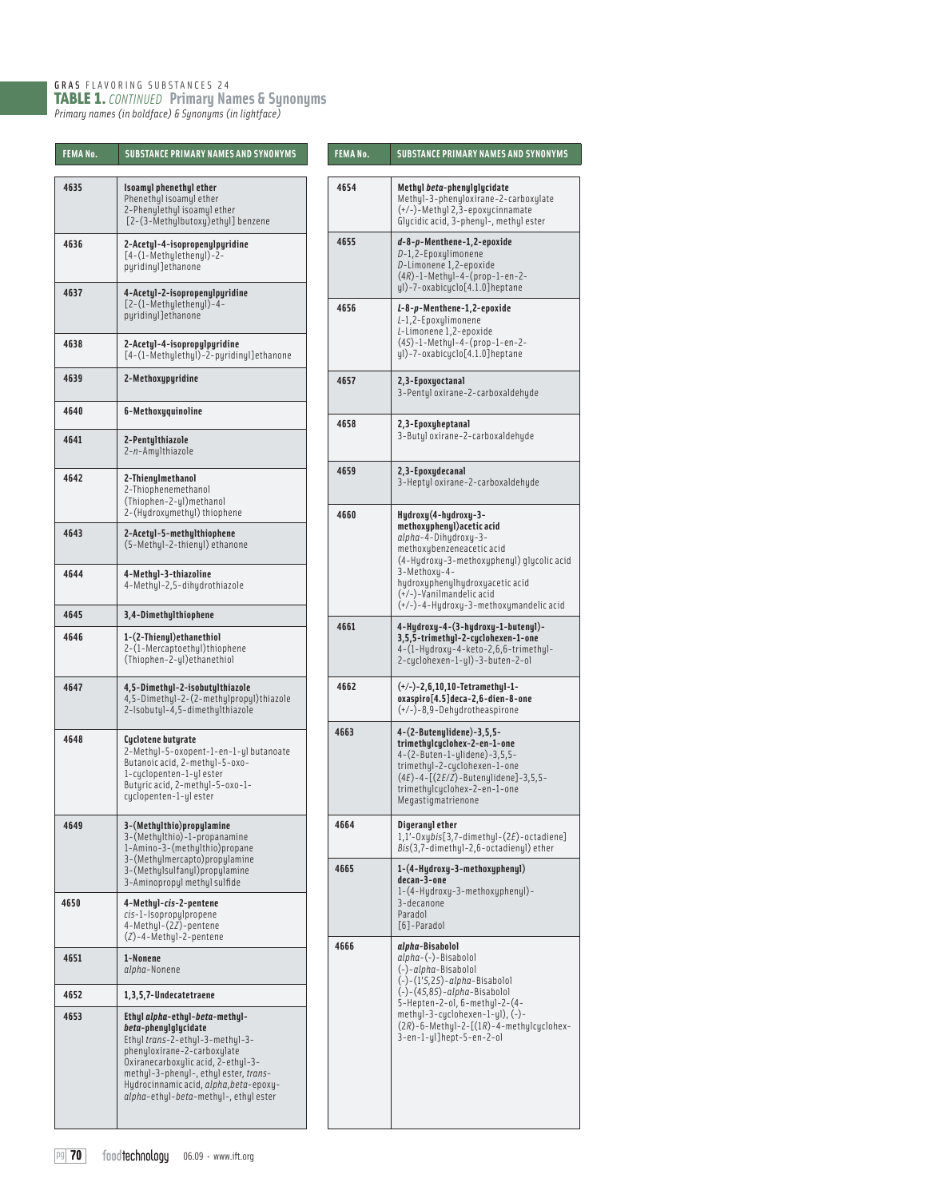GRAS FLAVORING SUBSTANCES 24

## TABLE 1. *CONTINUED* Primary Names & Synonyms

*Primary names (in boldface) & Synonyms (in lightface)*

| FEMA No. | SUBSTANCE PRIMARY NAMES AND SYNONYMS |
|---|---|
| 4635 | **Isoamyl phenethyl ether**<br>Phenethyl isoamyl ether<br>2-Phenylethyl isoamyl ether<br>[2-(3-Methylbutoxy)ethyl] benzene |
| 4636 | **2-Acetyl-4-isopropenylpyridine**<br>[4-(1-Methylethenyl)-2-pyridinyl]ethanone |
| 4637 | **4-Acetyl-2-isopropenylpyridine**<br>[2-(1-Methylethenyl)-4-pyridinyl]ethanone |
| 4638 | **2-Acetyl-4-isopropylpyridine**<br>[4-(1-Methylethyl)-2-pyridinyl]ethanone |
| 4639 | **2-Methoxypyridine** |
| 4640 | **6-Methoxyquinoline** |
| 4641 | **2-Pentylthiazole**<br>2-*n*-Amylthiazole |
| 4642 | **2-Thienylmethanol**<br>2-Thiophenemethanol<br>(Thiophen-2-yl)methanol<br>2-(Hydroxymethyl) thiophene |
| 4643 | **2-Acetyl-5-methylthiophene**<br>(5-Methyl-2-thienyl) ethanone |
| 4644 | **4-Methyl-3-thiazoline**<br>4-Methyl-2,5-dihydrothiazole |
| 4645 | **3,4-Dimethylthiophene** |
| 4646 | **1-(2-Thienyl)ethanethiol**<br>2-(1-Mercaptoethyl)thiophene<br>(Thiophen-2-yl)ethanethiol |
| 4647 | **4,5-Dimethyl-2-isobutylthiazole**<br>4,5-Dimethyl-2-(2-methylpropyl)thiazole<br>2-Isobutyl-4,5-dimethylthiazole |
| 4648 | **Cyclotene butyrate**<br>2-Methyl-5-oxopent-1-en-1-yl butanoate<br>Butanoic acid, 2-methyl-5-oxo-1-cyclopenten-1-yl ester<br>Butyric acid, 2-methyl-5-oxo-1-cyclopenten-1-yl ester |
| 4649 | **3-(Methylthio)propylamine**<br>3-(Methylthio)-1-propanamine<br>1-Amino-3-(methylthio)propane<br>3-(Methylmercapto)propylamine<br>3-(Methylsulfanyl)propylamine<br>3-Aminopropyl methyl sulfide |
| 4650 | **4-Methyl-*cis*-2-pentene**<br>*cis*-1-Isopropylpropene<br>4-Methyl-(2*Z*)-pentene<br>(*Z*)-4-Methyl-2-pentene |
| 4651 | **1-Nonene**<br>*alpha*-Nonene |
| 4652 | **1,3,5,7-Undecatetraene** |
| 4653 | **Ethyl *alpha*-ethyl-*beta*-methyl-*beta*-phenylglycidate**<br>Ethyl *trans*-2-ethyl-3-methyl-3-phenyloxirane-2-carboxylate<br>Oxiranecarboxylic acid, 2-ethyl-3-methyl-3-phenyl-, ethyl ester, *trans*-<br>Hydrocinnamic acid, *alpha*,*beta*-epoxy-*alpha*-ethyl-*beta*-methyl-, ethyl ester |
| 4654 | **Methyl *beta*-phenylglycidate**<br>Methyl-3-phenyloxirane-2-carboxylate<br>(+/-)-Methyl 2,3-epoxycinnamate<br>Glycidic acid, 3-phenyl-, methyl ester |
| 4655 | ***d*-8-*p*-Menthene-1,2-epoxide**<br>*D*-1,2-Epoxylimonene<br>*D*-Limonene 1,2-epoxide<br>(4*R*)-1-Methyl-4-(prop-1-en-2-yl)-7-oxabicyclo[4.1.0]heptane |
| 4656 | ***l*-8-*p*-Menthene-1,2-epoxide**<br>*L*-1,2-Epoxylimonene<br>*L*-Limonene 1,2-epoxide<br>(4*S*)-1-Methyl-4-(prop-1-en-2-yl)-7-oxabicyclo[4.1.0]heptane |
| 4657 | **2,3-Epoxyoctanal**<br>3-Pentyl oxirane-2-carboxaldehyde |
| 4658 | **2,3-Epoxyheptanal**<br>3-Butyl oxirane-2-carboxaldehyde |
| 4659 | **2,3-Epoxydecanal**<br>3-Heptyl oxirane-2-carboxaldehyde |
| 4660 | **Hydroxy(4-hydroxy-3-methoxyphenyl)acetic acid**<br>*alpha*-4-Dihydroxy-3-methoxybenzeneacetic acid<br>(4-Hydroxy-3-methoxyphenyl) glycolic acid<br>3-Methoxy-4-hydroxyphenylhydroxyacetic acid<br>(+/-)-Vanilmandelic acid<br>(+/-)-4-Hydroxy-3-methoxymandelic acid |
| 4661 | **4-Hydroxy-4-(3-hydroxy-1-butenyl)-3,5,5-trimethyl-2-cyclohexen-1-one**<br>4-(1-Hydroxy-4-keto-2,6,6-trimethyl-2-cyclohexen-1-yl)-3-buten-2-ol |
| 4662 | **(+/-)-2,6,10,10-Tetramethyl-1-oxaspiro[4.5]deca-2,6-dien-8-one**<br>(+/-)-8,9-Dehydrotheaspirone |
| 4663 | **4-(2-Butenylidene)-3,5,5-trimethylcyclohex-2-en-1-one**<br>4-(2-Buten-1-ylidene)-3,5,5-trimethyl-2-cyclohexen-1-one<br>(4*E*)-4-[(2*E*/*Z*)-Butenylidene]-3,5,5-trimethylcyclohex-2-en-1-one<br>Megastigmatrienone |
| 4664 | **Digeranyl ether**<br>1,1'-Oxy*bis*[3,7-dimethyl-(2*E*)-octadiene]<br>*Bis*(3,7-dimethyl-2,6-octadienyl) ether |
| 4665 | **1-(4-Hydroxy-3-methoxyphenyl) decan-3-one**<br>1-(4-Hydroxy-3-methoxyphenyl)-3-decanone<br>Paradol<br>[6]-Paradol |
| 4666 | ***alpha*-Bisabolol**<br>*alpha*-(-)-Bisabolol<br>(-)-*alpha*-Bisabolol<br>(-)-(1'*S*,2*S*)-*alpha*-Bisabolol<br>(-)-(4*S*,8*S*)-*alpha*-Bisabolol<br>5-Hepten-2-ol, 6-methyl-2-(4-methyl-3-cyclohexen-1-yl), (-)-<br>(2*R*)-6-Methyl-2-[(1*R*)-4-methylcyclohex-3-en-1-yl]hept-5-en-2-ol |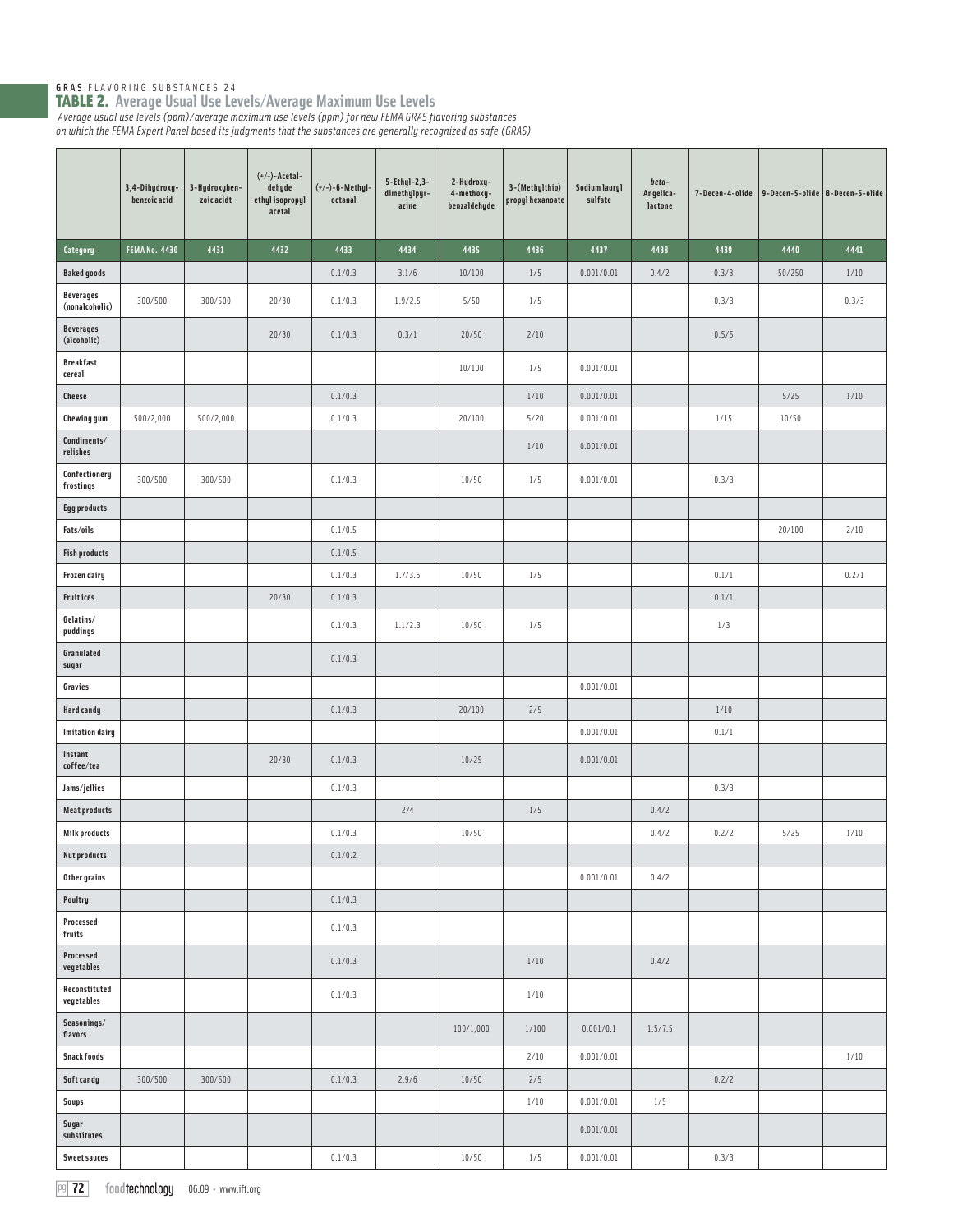GRAS FLAVORING SUBSTANCES 24

## TABLE 2. Average Usual Use Levels/Average Maximum Use Levels

*Average usual use levels (ppm)/average maximum use levels (ppm) for new FEMA GRAS flavoring substances on which the FEMA Expert Panel based its judgments that the substances are generally recognized as safe (GRAS)*

| | 3,4-Dihydroxybenzoic acid | 3-Hydroxybenzoic acidt | (+/-)-Acetaldehyde ethyl isopropyl acetal | (+/-)-6-Methyloctanal | 5-Ethyl-2,3-dimethylpyrazine | 2-Hydroxy-4-methoxybenzaldehyde | 3-(Methylthio) propyl hexanoate | Sodium lauryl sulfate | *beta*-Angelica-lactone | 7-Decen-4-olide | 9-Decen-5-olide | 8-Decen-5-olide |
|---|---|---|---|---|---|---|---|---|---|---|---|---|
| **Category** | **FEMA No. 4430** | **4431** | **4432** | **4433** | **4434** | **4435** | **4436** | **4437** | **4438** | **4439** | **4440** | **4441** |
| **Baked goods** | | | | 0.1/0.3 | 3.1/6 | 10/100 | 1/5 | 0.001/0.01 | 0.4/2 | 0.3/3 | 50/250 | 1/10 |
| **Beverages (nonalcoholic)** | 300/500 | 300/500 | 20/30 | 0.1/0.3 | 1.9/2.5 | 5/50 | 1/5 | | | 0.3/3 | | 0.3/3 |
| **Beverages (alcoholic)** | | | 20/30 | 0.1/0.3 | 0.3/1 | 20/50 | 2/10 | | | 0.5/5 | | |
| **Breakfast cereal** | | | | | | 10/100 | 1/5 | 0.001/0.01 | | | | |
| **Cheese** | | | | 0.1/0.3 | | | 1/10 | 0.001/0.01 | | | 5/25 | 1/10 |
| **Chewing gum** | 500/2,000 | 500/2,000 | | 0.1/0.3 | | 20/100 | 5/20 | 0.001/0.01 | | 1/15 | 10/50 | |
| **Condiments/relishes** | | | | | | | 1/10 | 0.001/0.01 | | | | |
| **Confectionery frostings** | 300/500 | 300/500 | | 0.1/0.3 | | 10/50 | 1/5 | 0.001/0.01 | | 0.3/3 | | |
| **Egg products** | | | | | | | | | | | | |
| **Fats/oils** | | | | 0.1/0.5 | | | | | | | 20/100 | 2/10 |
| **Fish products** | | | | 0.1/0.5 | | | | | | | | |
| **Frozen dairy** | | | | 0.1/0.3 | 1.7/3.6 | 10/50 | 1/5 | | | 0.1/1 | | 0.2/1 |
| **Fruit ices** | | | 20/30 | 0.1/0.3 | | | | | | 0.1/1 | | |
| **Gelatins/puddings** | | | | 0.1/0.3 | 1.1/2.3 | 10/50 | 1/5 | | | 1/3 | | |
| **Granulated sugar** | | | | 0.1/0.3 | | | | | | | | |
| **Gravies** | | | | | | | | 0.001/0.01 | | | | |
| **Hard candy** | | | | 0.1/0.3 | | 20/100 | 2/5 | | | 1/10 | | |
| **Imitation dairy** | | | | | | | | 0.001/0.01 | | 0.1/1 | | |
| **Instant coffee/tea** | | | 20/30 | 0.1/0.3 | | 10/25 | | 0.001/0.01 | | | | |
| **Jams/jellies** | | | | 0.1/0.3 | | | | | | 0.3/3 | | |
| **Meat products** | | | | | 2/4 | | 1/5 | | 0.4/2 | | | |
| **Milk products** | | | | 0.1/0.3 | | 10/50 | | | 0.4/2 | 0.2/2 | 5/25 | 1/10 |
| **Nut products** | | | | 0.1/0.2 | | | | | | | | |
| **Other grains** | | | | | | | | 0.001/0.01 | 0.4/2 | | | |
| **Poultry** | | | | 0.1/0.3 | | | | | | | | |
| **Processed fruits** | | | | 0.1/0.3 | | | | | | | | |
| **Processed vegetables** | | | | 0.1/0.3 | | | 1/10 | | 0.4/2 | | | |
| **Reconstituted vegetables** | | | | 0.1/0.3 | | | 1/10 | | | | | |
| **Seasonings/flavors** | | | | | | 100/1,000 | 1/100 | 0.001/0.1 | 1.5/7.5 | | | |
| **Snack foods** | | | | | | | 2/10 | 0.001/0.01 | | | | 1/10 |
| **Soft candy** | 300/500 | 300/500 | | 0.1/0.3 | 2.9/6 | 10/50 | 2/5 | | | 0.2/2 | | |
| **Soups** | | | | | | | 1/10 | 0.001/0.01 | 1/5 | | | |
| **Sugar substitutes** | | | | | | | | 0.001/0.01 | | | | |
| **Sweet sauces** | | | | 0.1/0.3 | | 10/50 | 1/5 | 0.001/0.01 | | 0.3/3 | | |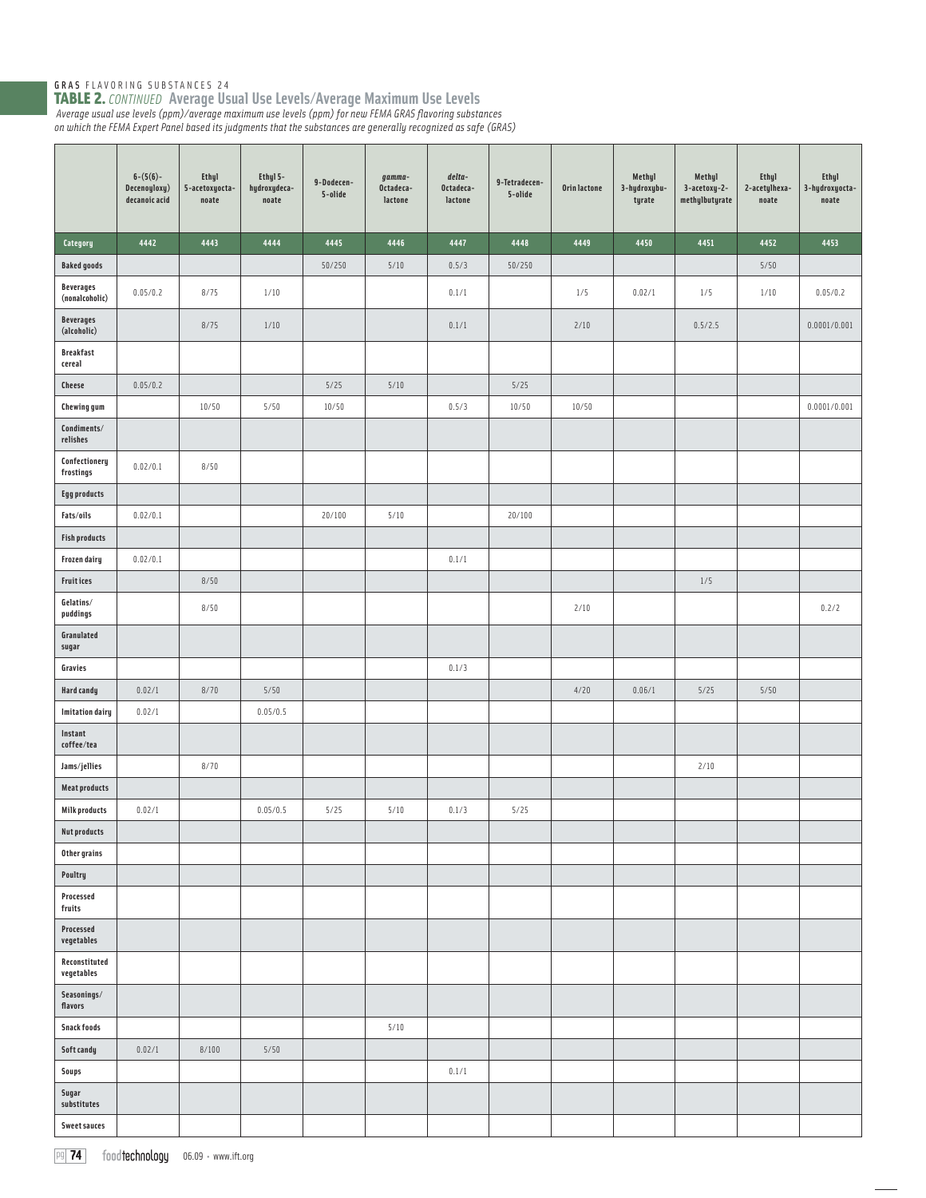GRAS FLAVORING SUBSTANCES 24

## TABLE 2. *CONTINUED* Average Usual Use Levels/Average Maximum Use Levels

*Average usual use levels (ppm)/average maximum use levels (ppm) for new FEMA GRAS flavoring substances on which the FEMA Expert Panel based its judgments that the substances are generally recognized as safe (GRAS)*

| | 6-(5(6)-Decenoyloxy) decanoic acid | Ethyl 5-acetoxyocta-noate | Ethyl 5-hydroxydeca-noate | 9-Dodecen-5-olide | *gamma*-Octadeca-lactone | *delta*-Octadeca-lactone | 9-Tetradecen-5-olide | Orin lactone | Methyl 3-hydroxybu-tyrate | Methyl 3-acetoxy-2-methylbutyrate | Ethyl 2-acetylhexa-noate | Ethyl 3-hydroxyocta-noate |
|---|---|---|---|---|---|---|---|---|---|---|---|---|
| **Category** | **4442** | **4443** | **4444** | **4445** | **4446** | **4447** | **4448** | **4449** | **4450** | **4451** | **4452** | **4453** |
| **Baked goods** | | | | 50/250 | 5/10 | 0.5/3 | 50/250 | | | | 5/50 | |
| **Beverages (nonalcoholic)** | 0.05/0.2 | 8/75 | 1/10 | | | 0.1/1 | | 1/5 | 0.02/1 | 1/5 | 1/10 | 0.05/0.2 |
| **Beverages (alcoholic)** | | 8/75 | 1/10 | | | 0.1/1 | | 2/10 | | 0.5/2.5 | | 0.0001/0.001 |
| **Breakfast cereal** | | | | | | | | | | | | |
| **Cheese** | 0.05/0.2 | | | 5/25 | 5/10 | | 5/25 | | | | | |
| **Chewing gum** | | 10/50 | 5/50 | 10/50 | | 0.5/3 | 10/50 | 10/50 | | | | 0.0001/0.001 |
| **Condiments/relishes** | | | | | | | | | | | | |
| **Confectionery frostings** | 0.02/0.1 | 8/50 | | | | | | | | | | |
| **Egg products** | | | | | | | | | | | | |
| **Fats/oils** | 0.02/0.1 | | | 20/100 | 5/10 | | 20/100 | | | | | |
| **Fish products** | | | | | | | | | | | | |
| **Frozen dairy** | 0.02/0.1 | | | | | 0.1/1 | | | | | | |
| **Fruit ices** | | 8/50 | | | | | | | | 1/5 | | |
| **Gelatins/puddings** | | 8/50 | | | | | | 2/10 | | | | 0.2/2 |
| **Granulated sugar** | | | | | | | | | | | | |
| **Gravies** | | | | | | 0.1/3 | | | | | | |
| **Hard candy** | 0.02/1 | 8/70 | 5/50 | | | | | 4/20 | 0.06/1 | 5/25 | 5/50 | |
| **Imitation dairy** | 0.02/1 | | 0.05/0.5 | | | | | | | | | |
| **Instant coffee/tea** | | | | | | | | | | | | |
| **Jams/jellies** | | 8/70 | | | | | | | | 2/10 | | |
| **Meat products** | | | | | | | | | | | | |
| **Milk products** | 0.02/1 | | 0.05/0.5 | 5/25 | 5/10 | 0.1/3 | 5/25 | | | | | |
| **Nut products** | | | | | | | | | | | | |
| **Other grains** | | | | | | | | | | | | |
| **Poultry** | | | | | | | | | | | | |
| **Processed fruits** | | | | | | | | | | | | |
| **Processed vegetables** | | | | | | | | | | | | |
| **Reconstituted vegetables** | | | | | | | | | | | | |
| **Seasonings/flavors** | | | | | | | | | | | | |
| **Snack foods** | | | | | 5/10 | | | | | | | |
| **Soft candy** | 0.02/1 | 8/100 | 5/50 | | | | | | | | | |
| **Soups** | | | | | | 0.1/1 | | | | | | |
| **Sugar substitutes** | | | | | | | | | | | | |
| **Sweet sauces** | | | | | | | | | | | | |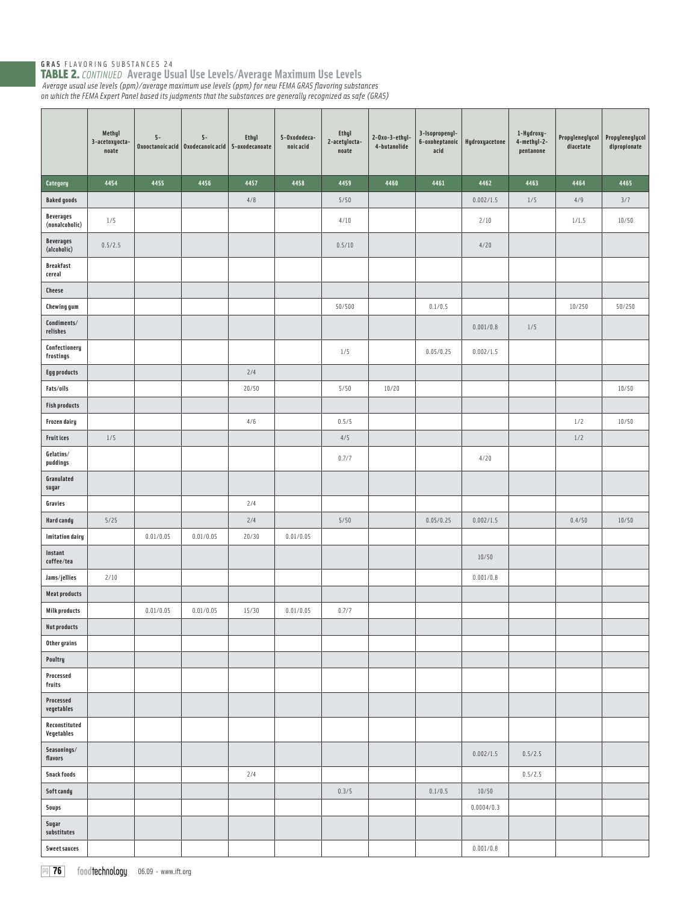GRAS FLAVORING SUBSTANCES 24

## TABLE 2. *CONTINUED* Average Usual Use Levels/Average Maximum Use Levels

*Average usual use levels (ppm)/average maximum use levels (ppm) for new FEMA GRAS flavoring substances on which the FEMA Expert Panel based its judgments that the substances are generally recognized as safe (GRAS)*

| | Methyl 3-acetoxyocta-noate | 5-Oxooctanoic acid | 5-Oxodecanoic acid | Ethyl 5-oxodecanoate | 5-Oxododeca-noic acid | Ethyl 2-acetylocta-noate | 2-Oxo-3-ethyl-4-butanolide | 3-Isopropenyl-6-oxoheptanoic acid | Hydroxyacetone | 1-Hydroxy-4-methyl-2-pentanone | Propyleneglycol diacetate | Propyleneglycol dipropionate |
|---|---|---|---|---|---|---|---|---|---|---|---|---|
| **Category** | **4454** | **4455** | **4456** | **4457** | **4458** | **4459** | **4460** | **4461** | **4462** | **4463** | **4464** | **4465** |
| Baked goods | | | | 4/8 | | 5/50 | | | 0.002/1.5 | 1/5 | 4/9 | 3/7 |
| Beverages (nonalcoholic) | 1/5 | | | | | 4/10 | | | 2/10 | | 1/1.5 | 10/50 |
| Beverages (alcoholic) | 0.5/2.5 | | | | | 0.5/10 | | | 4/20 | | | |
| Breakfast cereal | | | | | | | | | | | | |
| Cheese | | | | | | | | | | | | |
| Chewing gum | | | | | | 50/500 | | 0.1/0.5 | | | 10/250 | 50/250 |
| Condiments/ relishes | | | | | | | | | 0.001/0.8 | 1/5 | | |
| Confectionery frostings | | | | | | 1/5 | | 0.05/0.25 | 0.002/1.5 | | | |
| Egg products | | | | 2/4 | | | | | | | | |
| Fats/oils | | | | 20/50 | | 5/50 | 10/20 | | | | | 10/50 |
| Fish products | | | | | | | | | | | | |
| Frozen dairy | | | | 4/6 | | 0.5/5 | | | | | 1/2 | 10/50 |
| Fruit ices | 1/5 | | | | | 4/5 | | | | | 1/2 | |
| Gelatins/ puddings | | | | | | 0.7/7 | | | 4/20 | | | |
| Granulated sugar | | | | | | | | | | | | |
| Gravies | | | | 2/4 | | | | | | | | |
| Hard candy | 5/25 | | | 2/4 | | 5/50 | | 0.05/0.25 | 0.002/1.5 | | 0.4/50 | 10/50 |
| Imitation dairy | | 0.01/0.05 | 0.01/0.05 | 20/30 | 0.01/0.05 | | | | | | | |
| Instant coffee/tea | | | | | | | | | 10/50 | | | |
| Jams/jellies | 2/10 | | | | | | | | 0.001/0.8 | | | |
| Meat products | | | | | | | | | | | | |
| Milk products | | 0.01/0.05 | 0.01/0.05 | 15/30 | 0.01/0.05 | 0.7/7 | | | | | | |
| Nut products | | | | | | | | | | | | |
| Other grains | | | | | | | | | | | | |
| Poultry | | | | | | | | | | | | |
| Processed fruits | | | | | | | | | | | | |
| Processed vegetables | | | | | | | | | | | | |
| Reconstituted Vegetables | | | | | | | | | | | | |
| Seasonings/ flavors | | | | | | | | | 0.002/1.5 | 0.5/2.5 | | |
| Snack foods | | | | 2/4 | | | | | | 0.5/2.5 | | |
| Soft candy | | | | | | 0.3/5 | | 0.1/0.5 | 10/50 | | | |
| Soups | | | | | | | | | 0.0004/0.3 | | | |
| Sugar substitutes | | | | | | | | | | | | |
| Sweet sauces | | | | | | | | | 0.001/0.8 | | | |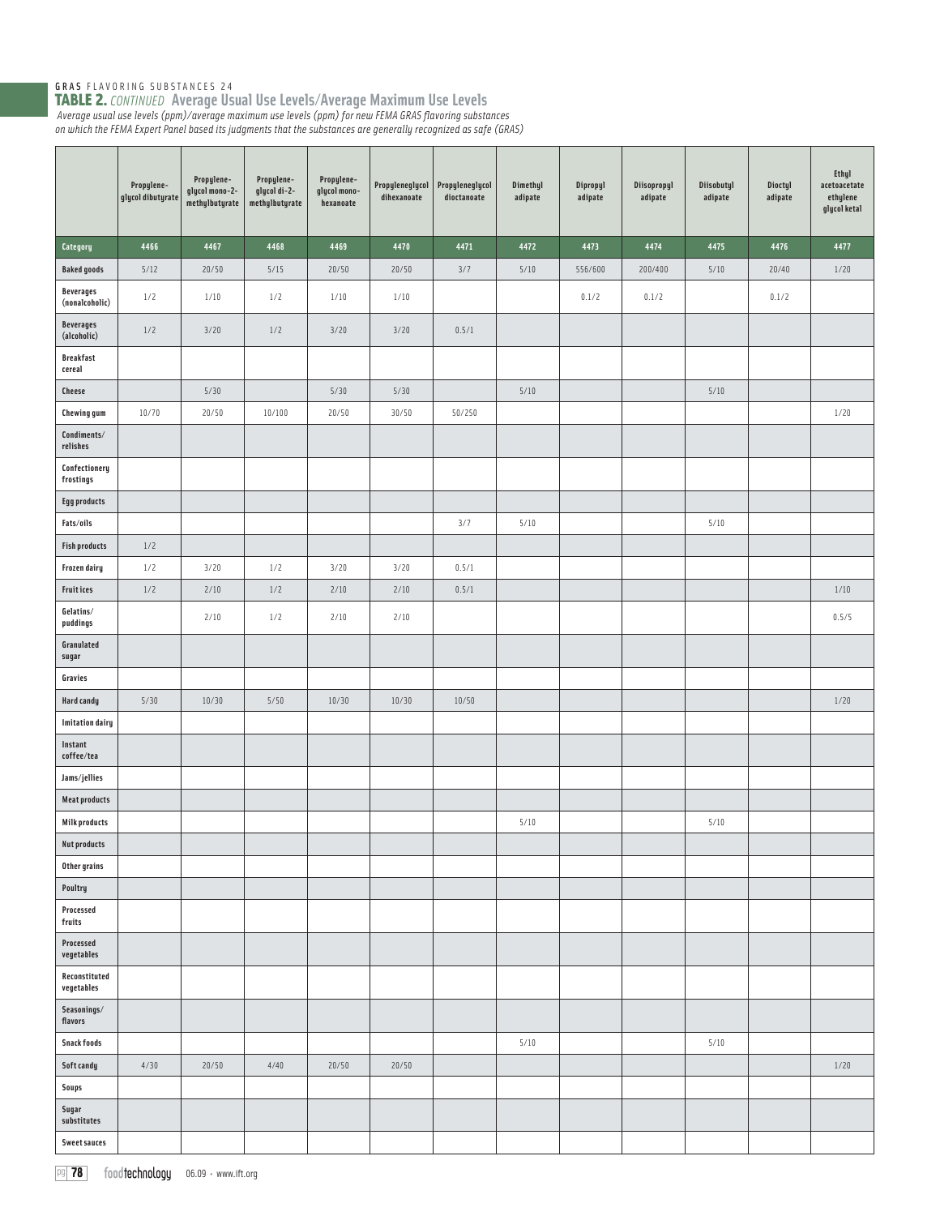GRAS FLAVORING SUBSTANCES 24

## TABLE 2. *CONTINUED* Average Usual Use Levels/Average Maximum Use Levels

*Average usual use levels (ppm)/average maximum use levels (ppm) for new FEMA GRAS flavoring substances on which the FEMA Expert Panel based its judgments that the substances are generally recognized as safe (GRAS)*

| | Propylene-glycol dibutyrate | Propylene-glycol mono-2-methylbutyrate | Propylene-glycol di-2-methylbutyrate | Propylene-glycol mono-hexanoate | Propyleneglycol dihexanoate | Propyleneglycol dioctanoate | Dimethyl adipate | Dipropyl adipate | Diisopropyl adipate | Diisobutyl adipate | Dioctyl adipate | Ethyl acetoacetate ethylene glycol ketal |
|---|---|---|---|---|---|---|---|---|---|---|---|---|
| **Category** | 4466 | 4467 | 4468 | 4469 | 4470 | 4471 | 4472 | 4473 | 4474 | 4475 | 4476 | 4477 |
| **Baked goods** | 5/12 | 20/50 | 5/15 | 20/50 | 20/50 | 3/7 | 5/10 | 556/600 | 200/400 | 5/10 | 20/40 | 1/20 |
| **Beverages (nonalcoholic)** | 1/2 | 1/10 | 1/2 | 1/10 | 1/10 | | | 0.1/2 | 0.1/2 | | 0.1/2 | |
| **Beverages (alcoholic)** | 1/2 | 3/20 | 1/2 | 3/20 | 3/20 | 0.5/1 | | | | | | |
| **Breakfast cereal** | | | | | | | | | | | | |
| **Cheese** | | 5/30 | | 5/30 | 5/30 | | 5/10 | | | 5/10 | | |
| **Chewing gum** | 10/70 | 20/50 | 10/100 | 20/50 | 30/50 | 50/250 | | | | | | 1/20 |
| **Condiments/ relishes** | | | | | | | | | | | | |
| **Confectionery frostings** | | | | | | | | | | | | |
| **Egg products** | | | | | | | | | | | | |
| **Fats/oils** | | | | | | 3/7 | 5/10 | | | 5/10 | | |
| **Fish products** | 1/2 | | | | | | | | | | | |
| **Frozen dairy** | 1/2 | 3/20 | 1/2 | 3/20 | 3/20 | 0.5/1 | | | | | | |
| **Fruit ices** | 1/2 | 2/10 | 1/2 | 2/10 | 2/10 | 0.5/1 | | | | | | 1/10 |
| **Gelatins/ puddings** | | 2/10 | 1/2 | 2/10 | 2/10 | | | | | | | 0.5/5 |
| **Granulated sugar** | | | | | | | | | | | | |
| **Gravies** | | | | | | | | | | | | |
| **Hard candy** | 5/30 | 10/30 | 5/50 | 10/30 | 10/30 | 10/50 | | | | | | 1/20 |
| **Imitation dairy** | | | | | | | | | | | | |
| **Instant coffee/tea** | | | | | | | | | | | | |
| **Jams/jellies** | | | | | | | | | | | | |
| **Meat products** | | | | | | | | | | | | |
| **Milk products** | | | | | | | 5/10 | | | 5/10 | | |
| **Nut products** | | | | | | | | | | | | |
| **Other grains** | | | | | | | | | | | | |
| **Poultry** | | | | | | | | | | | | |
| **Processed fruits** | | | | | | | | | | | | |
| **Processed vegetables** | | | | | | | | | | | | |
| **Reconstituted vegetables** | | | | | | | | | | | | |
| **Seasonings/ flavors** | | | | | | | | | | | | |
| **Snack foods** | | | | | | | 5/10 | | | 5/10 | | |
| **Soft candy** | 4/30 | 20/50 | 4/40 | 20/50 | 20/50 | | | | | | | 1/20 |
| **Soups** | | | | | | | | | | | | |
| **Sugar substitutes** | | | | | | | | | | | | |
| **Sweet sauces** | | | | | | | | | | | | |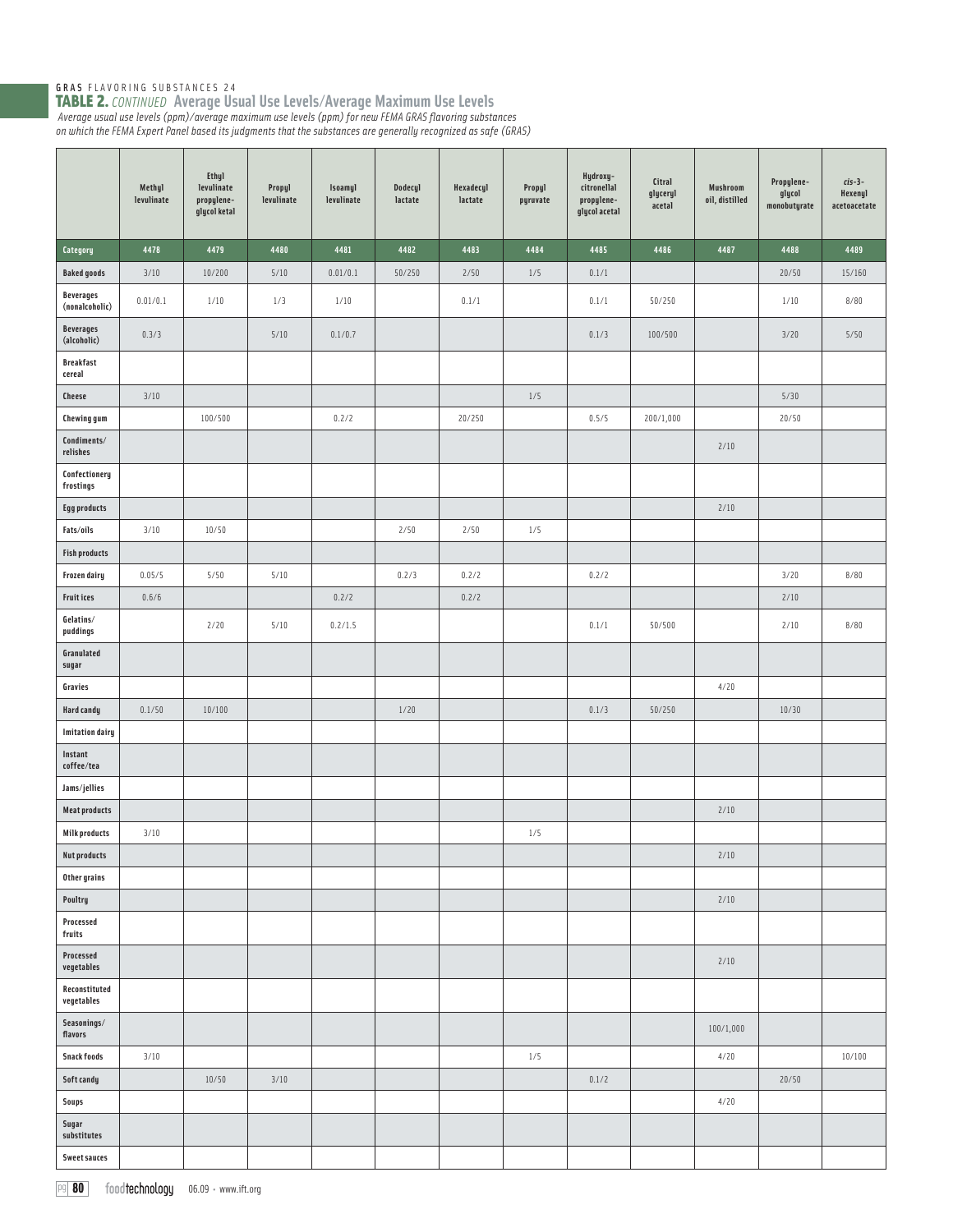GRAS FLAVORING SUBSTANCES 24

## TABLE 2. *CONTINUED* Average Usual Use Levels/Average Maximum Use Levels

*Average usual use levels (ppm)/average maximum use levels (ppm) for new FEMA GRAS flavoring substances on which the FEMA Expert Panel based its judgments that the substances are generally recognized as safe (GRAS)*

| | Methyl levulinate | Ethyl levulinate propylene-glycol ketal | Propyl levulinate | Isoamyl levulinate | Dodecyl lactate | Hexadecyl lactate | Propyl pyruvate | Hydroxy-citronellal propylene-glycol acetal | Citral glyceryl acetal | Mushroom oil, distilled | Propylene-glycol monobutyrate | *cis*-3-Hexenyl acetoacetate |
|---|---|---|---|---|---|---|---|---|---|---|---|---|
| **Category** | **4478** | **4479** | **4480** | **4481** | **4482** | **4483** | **4484** | **4485** | **4486** | **4487** | **4488** | **4489** |
| **Baked goods** | 3/10 | 10/200 | 5/10 | 0.01/0.1 | 50/250 | 2/50 | 1/5 | 0.1/1 | | | 20/50 | 15/160 |
| **Beverages (nonalcoholic)** | 0.01/0.1 | 1/10 | 1/3 | 1/10 | | 0.1/1 | | 0.1/1 | 50/250 | | 1/10 | 8/80 |
| **Beverages (alcoholic)** | 0.3/3 | | 5/10 | 0.1/0.7 | | | | 0.1/3 | 100/500 | | 3/20 | 5/50 |
| **Breakfast cereal** | | | | | | | | | | | | |
| **Cheese** | 3/10 | | | | | | 1/5 | | | | 5/30 | |
| **Chewing gum** | | 100/500 | | 0.2/2 | | 20/250 | | 0.5/5 | 200/1,000 | | 20/50 | |
| **Condiments/ relishes** | | | | | | | | | | 2/10 | | |
| **Confectionery frostings** | | | | | | | | | | | | |
| **Egg products** | | | | | | | | | | 2/10 | | |
| **Fats/oils** | 3/10 | 10/50 | | | 2/50 | 2/50 | 1/5 | | | | | |
| **Fish products** | | | | | | | | | | | | |
| **Frozen dairy** | 0.05/5 | 5/50 | 5/10 | | 0.2/3 | 0.2/2 | | 0.2/2 | | | 3/20 | 8/80 |
| **Fruit ices** | 0.6/6 | | | 0.2/2 | | 0.2/2 | | | | | 2/10 | |
| **Gelatins/ puddings** | | 2/20 | 5/10 | 0.2/1.5 | | | | 0.1/1 | 50/500 | | 2/10 | 8/80 |
| **Granulated sugar** | | | | | | | | | | | | |
| **Gravies** | | | | | | | | | | 4/20 | | |
| **Hard candy** | 0.1/50 | 10/100 | | | 1/20 | | | 0.1/3 | 50/250 | | 10/30 | |
| **Imitation dairy** | | | | | | | | | | | | |
| **Instant coffee/tea** | | | | | | | | | | | | |
| **Jams/jellies** | | | | | | | | | | | | |
| **Meat products** | | | | | | | | | | 2/10 | | |
| **Milk products** | 3/10 | | | | | | 1/5 | | | | | |
| **Nut products** | | | | | | | | | | 2/10 | | |
| **Other grains** | | | | | | | | | | | | |
| **Poultry** | | | | | | | | | | 2/10 | | |
| **Processed fruits** | | | | | | | | | | | | |
| **Processed vegetables** | | | | | | | | | | 2/10 | | |
| **Reconstituted vegetables** | | | | | | | | | | | | |
| **Seasonings/ flavors** | | | | | | | | | | 100/1,000 | | |
| **Snack foods** | 3/10 | | | | | | 1/5 | | | 4/20 | | 10/100 |
| **Soft candy** | | 10/50 | 3/10 | | | | | 0.1/2 | | | 20/50 | |
| **Soups** | | | | | | | | | | 4/20 | | |
| **Sugar substitutes** | | | | | | | | | | | | |
| **Sweet sauces** | | | | | | | | | | | | |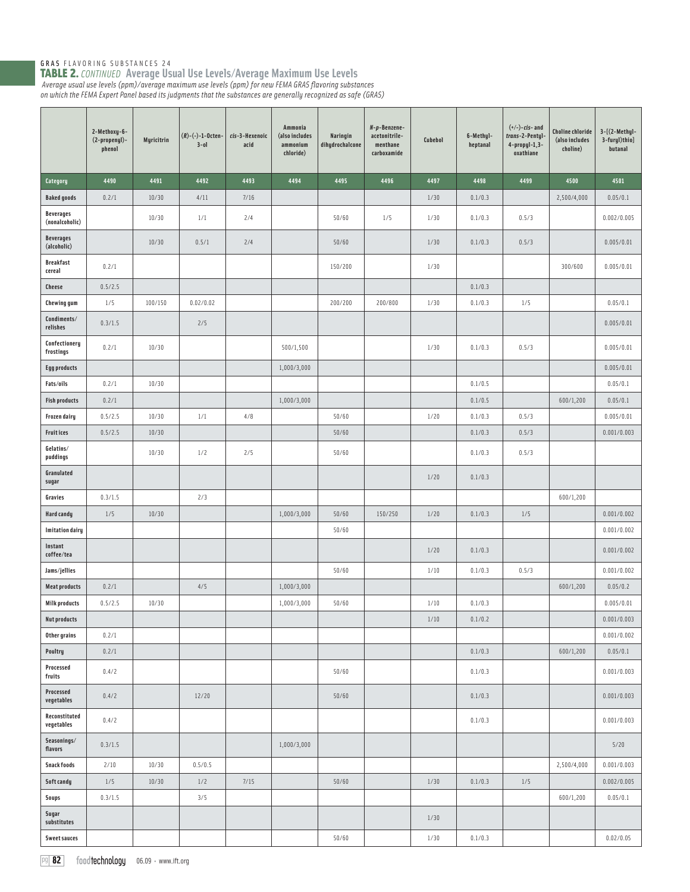GRAS FLAVORING SUBSTANCES 24

## TABLE 2. *CONTINUED* Average Usual Use Levels/Average Maximum Use Levels

*Average usual use levels (ppm)/average maximum use levels (ppm) for new FEMA GRAS flavoring substances on which the FEMA Expert Panel based its judgments that the substances are generally recognized as safe (GRAS)*

| | 2-Methoxy-6-(2-propenyl)-phenol | Myricitrin | (*R*)-(-)-1-Octen-3-ol | *cis*-3-Hexenoic acid | Ammonia (also includes ammonium chloride) | Naringin dihydrochalcone | *N*-*p*-Benzene-acetonitrile-menthane carboxamide | Cubebol | 6-Methyl-heptanal | (+/-)-*cis*- and *trans*-2-Pentyl-4-propyl-1,3-oxathiane | Choline chloride (also includes choline) | 3-[(2-Methyl-3-furyl)thio] butanal |
|---|---|---|---|---|---|---|---|---|---|---|---|---|
| **Category** | **4490** | **4491** | **4492** | **4493** | **4494** | **4495** | **4496** | **4497** | **4498** | **4499** | **4500** | **4501** |
| **Baked goods** | 0.2/1 | 10/30 | 4/11 | 7/16 | | | | 1/30 | 0.1/0.3 | | 2,500/4,000 | 0.05/0.1 |
| **Beverages (nonalcoholic)** | | 10/30 | 1/1 | 2/4 | | 50/60 | 1/5 | 1/30 | 0.1/0.3 | 0.5/3 | | 0.002/0.005 |
| **Beverages (alcoholic)** | | 10/30 | 0.5/1 | 2/4 | | 50/60 | | 1/30 | 0.1/0.3 | 0.5/3 | | 0.005/0.01 |
| **Breakfast cereal** | 0.2/1 | | | | | 150/200 | | 1/30 | | | 300/600 | 0.005/0.01 |
| **Cheese** | 0.5/2.5 | | | | | | | | 0.1/0.3 | | | |
| **Chewing gum** | 1/5 | 100/150 | 0.02/0.02 | | | 200/200 | 200/800 | 1/30 | 0.1/0.3 | 1/5 | | 0.05/0.1 |
| **Condiments/ relishes** | 0.3/1.5 | | 2/5 | | | | | | | | | 0.005/0.01 |
| **Confectionery frostings** | 0.2/1 | 10/30 | | | 500/1,500 | | | 1/30 | 0.1/0.3 | 0.5/3 | | 0.005/0.01 |
| **Egg products** | | | | | 1,000/3,000 | | | | | | | 0.005/0.01 |
| **Fats/oils** | 0.2/1 | 10/30 | | | | | | | 0.1/0.5 | | | 0.05/0.1 |
| **Fish products** | 0.2/1 | | | | 1,000/3,000 | | | | 0.1/0.5 | | 600/1,200 | 0.05/0.1 |
| **Frozen dairy** | 0.5/2.5 | 10/30 | 1/1 | 4/8 | | 50/60 | | 1/20 | 0.1/0.3 | 0.5/3 | | 0.005/0.01 |
| **Fruit ices** | 0.5/2.5 | 10/30 | | | | 50/60 | | | 0.1/0.3 | 0.5/3 | | 0.001/0.003 |
| **Gelatins/ puddings** | | 10/30 | 1/2 | 2/5 | | 50/60 | | | 0.1/0.3 | 0.5/3 | | |
| **Granulated sugar** | | | | | | | | 1/20 | 0.1/0.3 | | | |
| **Gravies** | 0.3/1.5 | | 2/3 | | | | | | | | 600/1,200 | |
| **Hard candy** | 1/5 | 10/30 | | | 1,000/3,000 | 50/60 | 150/250 | 1/20 | 0.1/0.3 | 1/5 | | 0.001/0.002 |
| **Imitation dairy** | | | | | | 50/60 | | | | | | 0.001/0.002 |
| **Instant coffee/tea** | | | | | | | | 1/20 | 0.1/0.3 | | | 0.001/0.002 |
| **Jams/jellies** | | | | | | 50/60 | | 1/10 | 0.1/0.3 | 0.5/3 | | 0.001/0.002 |
| **Meat products** | 0.2/1 | | 4/5 | | 1,000/3,000 | | | | | | 600/1,200 | 0.05/0.2 |
| **Milk products** | 0.5/2.5 | 10/30 | | | 1,000/3,000 | 50/60 | | 1/10 | 0.1/0.3 | | | 0.005/0.01 |
| **Nut products** | | | | | | | | 1/10 | 0.1/0.2 | | | 0.001/0.003 |
| **Other grains** | 0.2/1 | | | | | | | | | | | 0.001/0.002 |
| **Poultry** | 0.2/1 | | | | | | | | 0.1/0.3 | | 600/1,200 | 0.05/0.1 |
| **Processed fruits** | 0.4/2 | | | | | 50/60 | | | 0.1/0.3 | | | 0.001/0.003 |
| **Processed vegetables** | 0.4/2 | | 12/20 | | | 50/60 | | | 0.1/0.3 | | | 0.001/0.003 |
| **Reconstituted vegetables** | 0.4/2 | | | | | | | | 0.1/0.3 | | | 0.001/0.003 |
| **Seasonings/ flavors** | 0.3/1.5 | | | | 1,000/3,000 | | | | | | | 5/20 |
| **Snack foods** | 2/10 | 10/30 | 0.5/0.5 | | | | | | | | 2,500/4,000 | 0.001/0.003 |
| **Soft candy** | 1/5 | 10/30 | 1/2 | 7/15 | | 50/60 | | 1/30 | 0.1/0.3 | 1/5 | | 0.002/0.005 |
| **Soups** | 0.3/1.5 | | 3/5 | | | | | | | | 600/1,200 | 0.05/0.1 |
| **Sugar substitutes** | | | | | | | | 1/30 | | | | |
| **Sweet sauces** | | | | | | 50/60 | | 1/30 | 0.1/0.3 | | | 0.02/0.05 |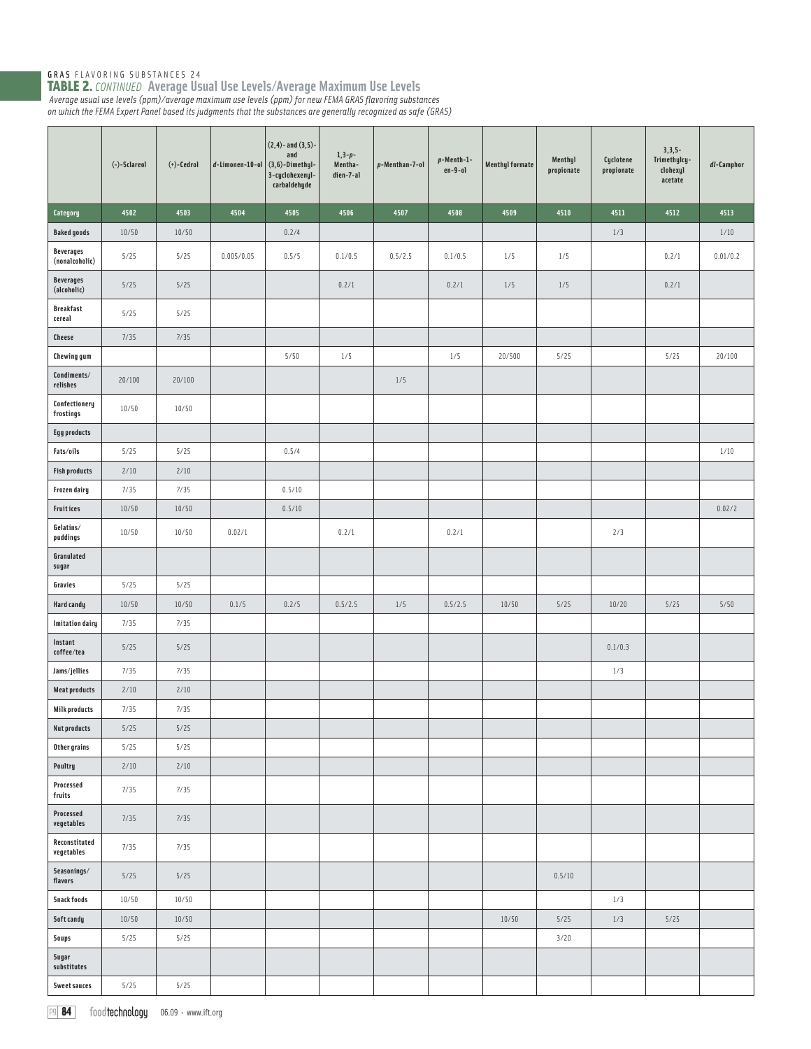GRAS FLAVORING SUBSTANCES 24

## TABLE 2. *CONTINUED* Average Usual Use Levels/Average Maximum Use Levels

*Average usual use levels (ppm)/average maximum use levels (ppm) for new FEMA GRAS flavoring substances on which the FEMA Expert Panel based its judgments that the substances are generally recognized as safe (GRAS)*

| | (-)-Sclareol | (+)-Cedrol | *d*-Limonen-10-ol | (2,4)- and (3,5)- and (3,6)-Dimethyl-3-cyclohexenyl-carbaldehyde | 1,3-*p*-Menthadien-7-al | *p*-Menthan-7-ol | *p*-Menth-1-en-9-ol | Menthyl formate | Menthyl propionate | Cyclotene propionate | 3,3,5-Trimethylcyclohexyl acetate | *dl*-Camphor |
|---|---|---|---|---|---|---|---|---|---|---|---|---|
| **Category** | **4502** | **4503** | **4504** | **4505** | **4506** | **4507** | **4508** | **4509** | **4510** | **4511** | **4512** | **4513** |
| Baked goods | 10/50 | 10/50 | | 0.2/4 | | | | | | 1/3 | | 1/10 |
| Beverages (nonalcoholic) | 5/25 | 5/25 | 0.005/0.05 | 0.5/5 | 0.1/0.5 | 0.5/2.5 | 0.1/0.5 | 1/5 | 1/5 | | 0.2/1 | 0.01/0.2 |
| Beverages (alcoholic) | 5/25 | 5/25 | | | 0.2/1 | | 0.2/1 | 1/5 | 1/5 | | 0.2/1 | |
| Breakfast cereal | 5/25 | 5/25 | | | | | | | | | | |
| Cheese | 7/35 | 7/35 | | | | | | | | | | |
| Chewing gum | | | | 5/50 | 1/5 | | 1/5 | 20/500 | 5/25 | | 5/25 | 20/100 |
| Condiments/relishes | 20/100 | 20/100 | | | | 1/5 | | | | | | |
| Confectionery frostings | 10/50 | 10/50 | | | | | | | | | | |
| Egg products | | | | | | | | | | | | |
| Fats/oils | 5/25 | 5/25 | | 0.5/4 | | | | | | | | 1/10 |
| Fish products | 2/10 | 2/10 | | | | | | | | | | |
| Frozen dairy | 7/35 | 7/35 | | 0.5/10 | | | | | | | | |
| Fruit ices | 10/50 | 10/50 | | 0.5/10 | | | | | | | | 0.02/2 |
| Gelatins/puddings | 10/50 | 10/50 | 0.02/1 | | 0.2/1 | | 0.2/1 | | | 2/3 | | |
| Granulated sugar | | | | | | | | | | | | |
| Gravies | 5/25 | 5/25 | | | | | | | | | | |
| Hard candy | 10/50 | 10/50 | 0.1/5 | 0.2/5 | 0.5/2.5 | 1/5 | 0.5/2.5 | 10/50 | 5/25 | 10/20 | 5/25 | 5/50 |
| Imitation dairy | 7/35 | 7/35 | | | | | | | | | | |
| Instant coffee/tea | 5/25 | 5/25 | | | | | | | | 0.1/0.3 | | |
| Jams/jellies | 7/35 | 7/35 | | | | | | | | 1/3 | | |
| Meat products | 2/10 | 2/10 | | | | | | | | | | |
| Milk products | 7/35 | 7/35 | | | | | | | | | | |
| Nut products | 5/25 | 5/25 | | | | | | | | | | |
| Other grains | 5/25 | 5/25 | | | | | | | | | | |
| Poultry | 2/10 | 2/10 | | | | | | | | | | |
| Processed fruits | 7/35 | 7/35 | | | | | | | | | | |
| Processed vegetables | 7/35 | 7/35 | | | | | | | | | | |
| Reconstituted vegetables | 7/35 | 7/35 | | | | | | | | | | |
| Seasonings/flavors | 5/25 | 5/25 | | | | | | | 0.5/10 | | | |
| Snack foods | 10/50 | 10/50 | | | | | | | | 1/3 | | |
| Soft candy | 10/50 | 10/50 | | | | | | 10/50 | 5/25 | 1/3 | 5/25 | |
| Soups | 5/25 | 5/25 | | | | | | | 3/20 | | | |
| Sugar substitutes | | | | | | | | | | | | |
| Sweet sauces | 5/25 | 5/25 | | | | | | | | | | |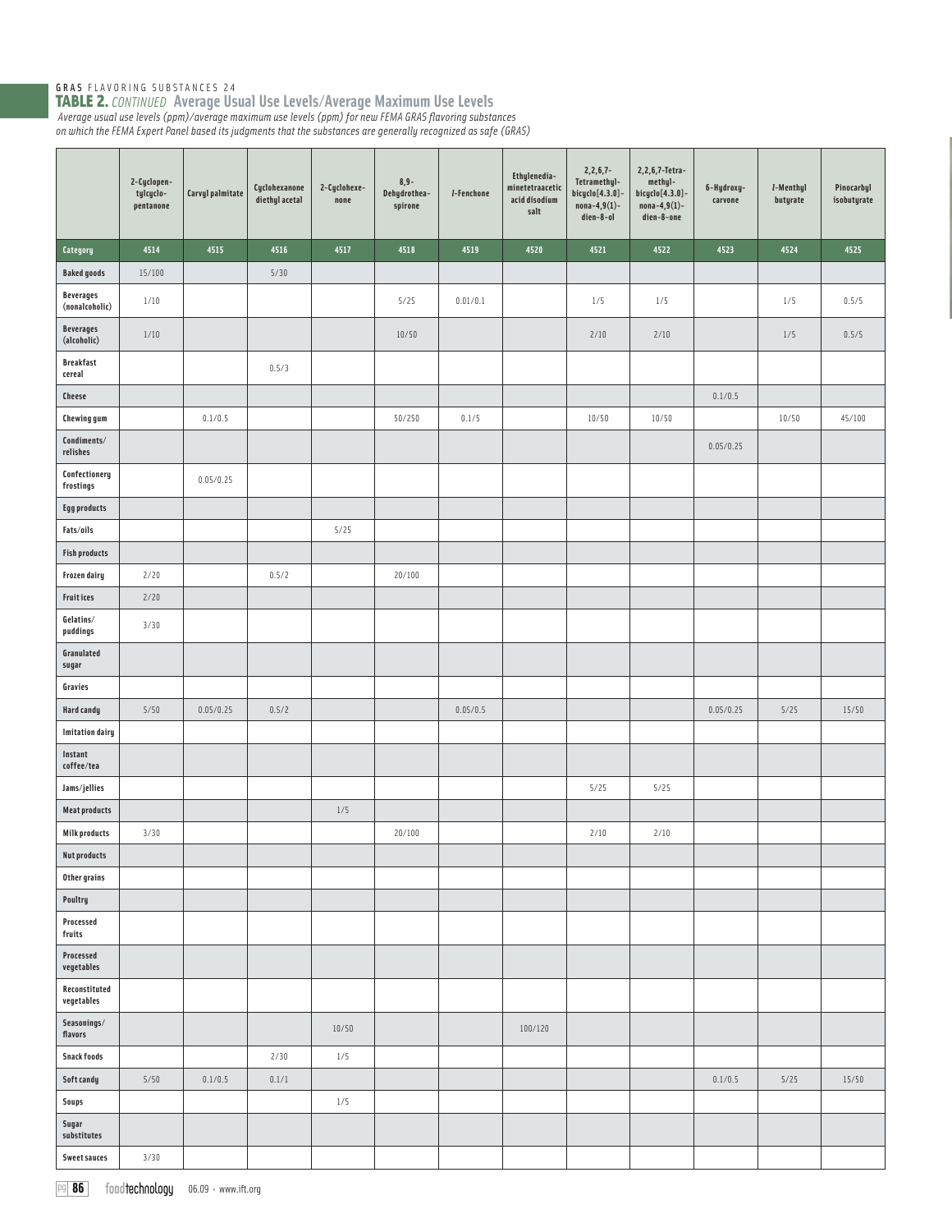GRAS FLAVORING SUBSTANCES 24

## TABLE 2. *CONTINUED* Average Usual Use Levels/Average Maximum Use Levels

*Average usual use levels (ppm)/average maximum use levels (ppm) for new FEMA GRAS flavoring substances on which the FEMA Expert Panel based its judgments that the substances are generally recognized as safe (GRAS)*

| | 2-Cyclopentylcyclopentanone | Carvyl palmitate | Cyclohexanone diethyl acetal | 2-Cyclohexenone | 8,9-Dehydrotheaspirone | *l*-Fenchone | Ethylenediaminetetraacetic acid disodium salt | 2,2,6,7-Tetramethylbicyclo[4.3.0]-nona-4,9(1)-dien-8-ol | 2,2,6,7-Tetramethylbicyclo[4.3.0]-nona-4,9(1)-dien-8-one | 6-Hydroxycarvone | *l*-Menthyl butyrate | Pinocarbyl isobutyrate |
|---|---|---|---|---|---|---|---|---|---|---|---|---|
| **Category** | **4514** | **4515** | **4516** | **4517** | **4518** | **4519** | **4520** | **4521** | **4522** | **4523** | **4524** | **4525** |
| **Baked goods** | 15/100 | | 5/30 | | | | | | | | | |
| **Beverages (nonalcoholic)** | 1/10 | | | | 5/25 | 0.01/0.1 | | 1/5 | 1/5 | | 1/5 | 0.5/5 |
| **Beverages (alcoholic)** | 1/10 | | | | 10/50 | | | 2/10 | 2/10 | | 1/5 | 0.5/5 |
| **Breakfast cereal** | | | 0.5/3 | | | | | | | | | |
| **Cheese** | | | | | | | | | | 0.1/0.5 | | |
| **Chewing gum** | | 0.1/0.5 | | | 50/250 | 0.1/5 | | 10/50 | 10/50 | | 10/50 | 45/100 |
| **Condiments/ relishes** | | | | | | | | | | 0.05/0.25 | | |
| **Confectionery frostings** | | 0.05/0.25 | | | | | | | | | | |
| **Egg products** | | | | | | | | | | | | |
| **Fats/oils** | | | | 5/25 | | | | | | | | |
| **Fish products** | | | | | | | | | | | | |
| **Frozen dairy** | 2/20 | | 0.5/2 | | 20/100 | | | | | | | |
| **Fruit ices** | 2/20 | | | | | | | | | | | |
| **Gelatins/ puddings** | 3/30 | | | | | | | | | | | |
| **Granulated sugar** | | | | | | | | | | | | |
| **Gravies** | | | | | | | | | | | | |
| **Hard candy** | 5/50 | 0.05/0.25 | 0.5/2 | | | 0.05/0.5 | | | | 0.05/0.25 | 5/25 | 15/50 |
| **Imitation dairy** | | | | | | | | | | | | |
| **Instant coffee/tea** | | | | | | | | | | | | |
| **Jams/jellies** | | | | | | | | 5/25 | 5/25 | | | |
| **Meat products** | | | | 1/5 | | | | | | | | |
| **Milk products** | 3/30 | | | | 20/100 | | | 2/10 | 2/10 | | | |
| **Nut products** | | | | | | | | | | | | |
| **Other grains** | | | | | | | | | | | | |
| **Poultry** | | | | | | | | | | | | |
| **Processed fruits** | | | | | | | | | | | | |
| **Processed vegetables** | | | | | | | | | | | | |
| **Reconstituted vegetables** | | | | | | | | | | | | |
| **Seasonings/ flavors** | | | | 10/50 | | | 100/120 | | | | | |
| **Snack foods** | | | 2/30 | 1/5 | | | | | | | | |
| **Soft candy** | 5/50 | 0.1/0.5 | 0.1/1 | | | | | | | 0.1/0.5 | 5/25 | 15/50 |
| **Soups** | | | | 1/5 | | | | | | | | |
| **Sugar substitutes** | | | | | | | | | | | | |
| **Sweet sauces** | 3/30 | | | | | | | | | | | |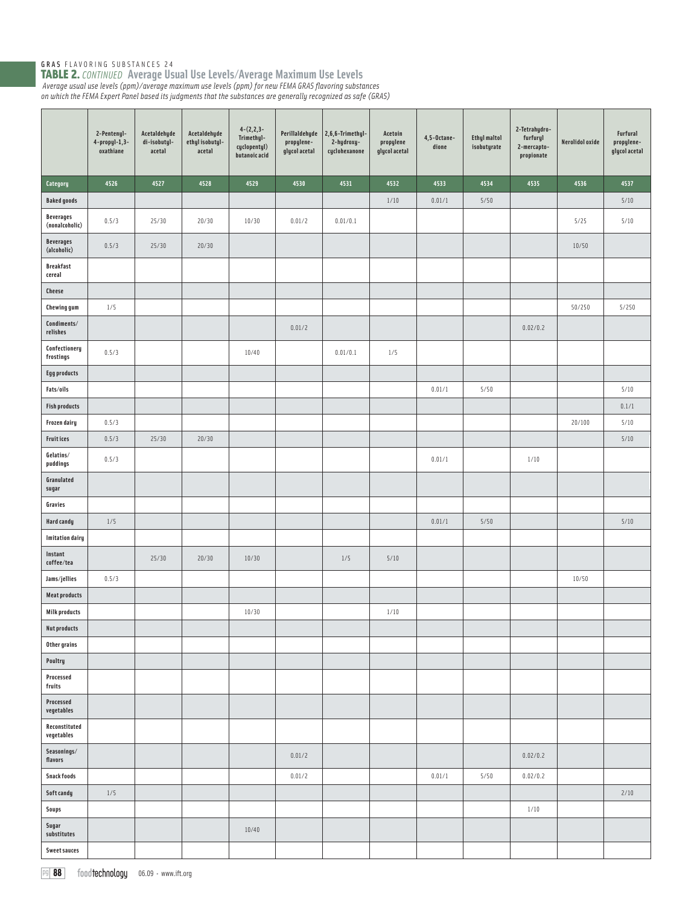GRAS FLAVORING SUBSTANCES 24

## TABLE 2. *CONTINUED* Average Usual Use Levels/Average Maximum Use Levels

*Average usual use levels (ppm)/average maximum use levels (ppm) for new FEMA GRAS flavoring substances on which the FEMA Expert Panel based its judgments that the substances are generally recognized as safe (GRAS)*

| | 2-Pentenyl-4-propyl-1,3-oxathiane | Acetaldehyde di-isobutyl-acetal | Acetaldehyde ethyl isobutyl-acetal | 4-(2,2,3-Trimethyl-cyclopentyl) butanoic acid | Perillaldehyde propylene-glycol acetal | 2,6,6-Trimethyl-2-hydroxy-cyclohexanone | Acetoin propylene glycol acetal | 4,5-Octane-dione | Ethyl maltol isobutyrate | 2-Tetrahydro-furfuryl 2-mercapto-propionate | Nerolidol oxide | Furfural propylene-glycol acetal |
|---|---|---|---|---|---|---|---|---|---|---|---|---|
| **Category** | **4526** | **4527** | **4528** | **4529** | **4530** | **4531** | **4532** | **4533** | **4534** | **4535** | **4536** | **4537** |
| **Baked goods** | | | | | | | 1/10 | 0.01/1 | 5/50 | | | 5/10 |
| **Beverages (nonalcoholic)** | 0.5/3 | 25/30 | 20/30 | 10/30 | 0.01/2 | 0.01/0.1 | | | | | 5/25 | 5/10 |
| **Beverages (alcoholic)** | 0.5/3 | 25/30 | 20/30 | | | | | | | | 10/50 | |
| **Breakfast cereal** | | | | | | | | | | | | |
| **Cheese** | | | | | | | | | | | | |
| **Chewing gum** | 1/5 | | | | | | | | | | 50/250 | 5/250 |
| **Condiments/ relishes** | | | | | 0.01/2 | | | | | 0.02/0.2 | | |
| **Confectionery frostings** | 0.5/3 | | | 10/40 | | 0.01/0.1 | 1/5 | | | | | |
| **Egg products** | | | | | | | | | | | | |
| **Fats/oils** | | | | | | | | 0.01/1 | 5/50 | | | 5/10 |
| **Fish products** | | | | | | | | | | | | 0.1/1 |
| **Frozen dairy** | 0.5/3 | | | | | | | | | | 20/100 | 5/10 |
| **Fruit ices** | 0.5/3 | 25/30 | 20/30 | | | | | | | | | 5/10 |
| **Gelatins/ puddings** | 0.5/3 | | | | | | | 0.01/1 | | 1/10 | | |
| **Granulated sugar** | | | | | | | | | | | | |
| **Gravies** | | | | | | | | | | | | |
| **Hard candy** | 1/5 | | | | | | | 0.01/1 | 5/50 | | | 5/10 |
| **Imitation dairy** | | | | | | | | | | | | |
| **Instant coffee/tea** | | 25/30 | 20/30 | 10/30 | | 1/5 | 5/10 | | | | | |
| **Jams/jellies** | 0.5/3 | | | | | | | | | | 10/50 | |
| **Meat products** | | | | | | | | | | | | |
| **Milk products** | | | | 10/30 | | | 1/10 | | | | | |
| **Nut products** | | | | | | | | | | | | |
| **Other grains** | | | | | | | | | | | | |
| **Poultry** | | | | | | | | | | | | |
| **Processed fruits** | | | | | | | | | | | | |
| **Processed vegetables** | | | | | | | | | | | | |
| **Reconstituted vegetables** | | | | | | | | | | | | |
| **Seasonings/ flavors** | | | | | 0.01/2 | | | | | 0.02/0.2 | | |
| **Snack foods** | | | | | 0.01/2 | | | 0.01/1 | 5/50 | 0.02/0.2 | | |
| **Soft candy** | 1/5 | | | | | | | | | | | 2/10 |
| **Soups** | | | | | | | | | | 1/10 | | |
| **Sugar substitutes** | | | | 10/40 | | | | | | | | |
| **Sweet sauces** | | | | | | | | | | | | |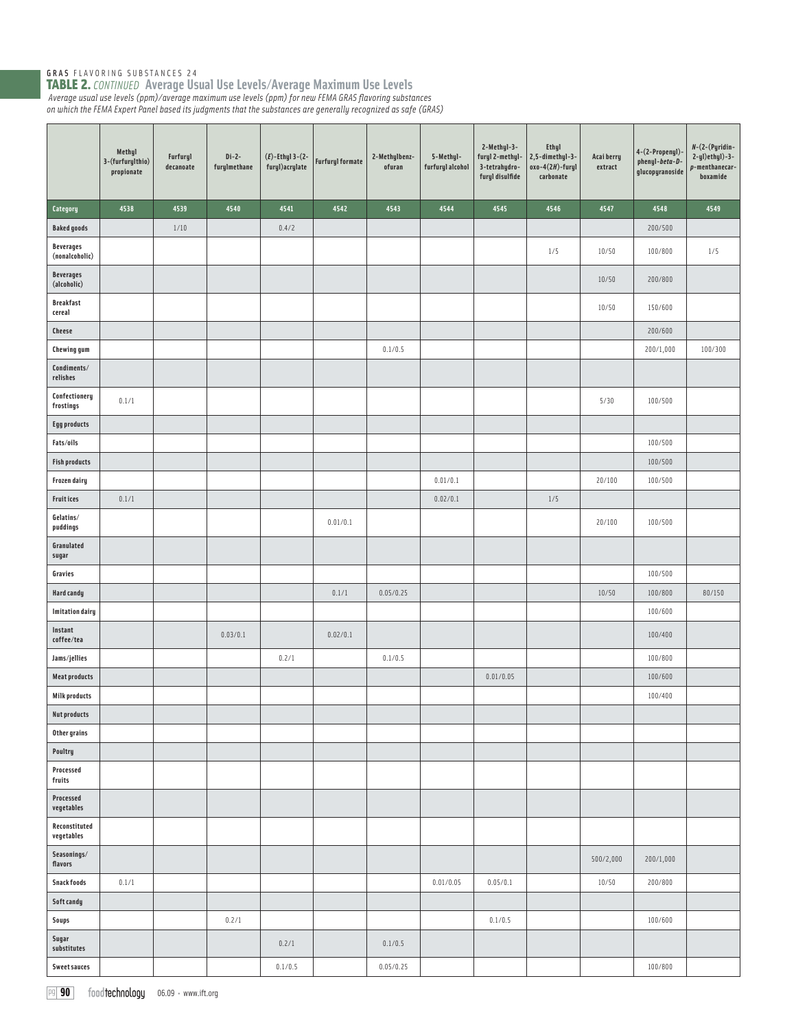GRAS FLAVORING SUBSTANCES 24

## TABLE 2. *CONTINUED* Average Usual Use Levels/Average Maximum Use Levels

*Average usual use levels (ppm)/average maximum use levels (ppm) for new FEMA GRAS flavoring substances on which the FEMA Expert Panel based its judgments that the substances are generally recognized as safe (GRAS)*

| | Methyl 3-(furfurylthio) propionate | Furfuryl decanoate | Di-2-furylmethane | (*E*)-Ethyl 3-(2-furyl)acrylate | Furfuryl formate | 2-Methylbenzofuran | 5-Methylfurfuryl alcohol | 2-Methyl-3-furyl 2-methyl-3-tetrahydrofuryl disulfide | Ethyl 2,5-dimethyl-3-oxo-4(2*H*)-furyl carbonate | Acai berry extract | 4-(2-Propenyl)-phenyl-*beta-D*-glucopyranoside | *N*-(2-(Pyridin-2-yl)ethyl)-3-*p*-menthanecarboxamide |
|---|---|---|---|---|---|---|---|---|---|---|---|---|
| **Category** | **4538** | **4539** | **4540** | **4541** | **4542** | **4543** | **4544** | **4545** | **4546** | **4547** | **4548** | **4549** |
| **Baked goods** | | 1/10 | | 0.4/2 | | | | | | | 200/500 | |
| **Beverages (nonalcoholic)** | | | | | | | | | 1/5 | 10/50 | 100/800 | 1/5 |
| **Beverages (alcoholic)** | | | | | | | | | | 10/50 | 200/800 | |
| **Breakfast cereal** | | | | | | | | | | 10/50 | 150/600 | |
| **Cheese** | | | | | | | | | | | 200/600 | |
| **Chewing gum** | | | | | | 0.1/0.5 | | | | | 200/1,000 | 100/300 |
| **Condiments/ relishes** | | | | | | | | | | | | |
| **Confectionery frostings** | 0.1/1 | | | | | | | | | 5/30 | 100/500 | |
| **Egg products** | | | | | | | | | | | | |
| **Fats/oils** | | | | | | | | | | | 100/500 | |
| **Fish products** | | | | | | | | | | | 100/500 | |
| **Frozen dairy** | | | | | | | 0.01/0.1 | | | 20/100 | 100/500 | |
| **Fruit ices** | 0.1/1 | | | | | | 0.02/0.1 | | 1/5 | | | |
| **Gelatins/ puddings** | | | | | 0.01/0.1 | | | | | 20/100 | 100/500 | |
| **Granulated sugar** | | | | | | | | | | | | |
| **Gravies** | | | | | | | | | | | 100/500 | |
| **Hard candy** | | | | | 0.1/1 | 0.05/0.25 | | | | 10/50 | 100/800 | 80/150 |
| **Imitation dairy** | | | | | | | | | | | 100/600 | |
| **Instant coffee/tea** | | | 0.03/0.1 | | 0.02/0.1 | | | | | | 100/400 | |
| **Jams/jellies** | | | | 0.2/1 | | 0.1/0.5 | | | | | 100/800 | |
| **Meat products** | | | | | | | | 0.01/0.05 | | | 100/600 | |
| **Milk products** | | | | | | | | | | | 100/400 | |
| **Nut products** | | | | | | | | | | | | |
| **Other grains** | | | | | | | | | | | | |
| **Poultry** | | | | | | | | | | | | |
| **Processed fruits** | | | | | | | | | | | | |
| **Processed vegetables** | | | | | | | | | | | | |
| **Reconstituted vegetables** | | | | | | | | | | | | |
| **Seasonings/ flavors** | | | | | | | | | | 500/2,000 | 200/1,000 | |
| **Snack foods** | 0.1/1 | | | | | | 0.01/0.05 | 0.05/0.1 | | 10/50 | 200/800 | |
| **Soft candy** | | | | | | | | | | | | |
| **Soups** | | | 0.2/1 | | | | | 0.1/0.5 | | | 100/600 | |
| **Sugar substitutes** | | | | 0.2/1 | | 0.1/0.5 | | | | | | |
| **Sweet sauces** | | | | 0.1/0.5 | | 0.05/0.25 | | | | | 100/800 | |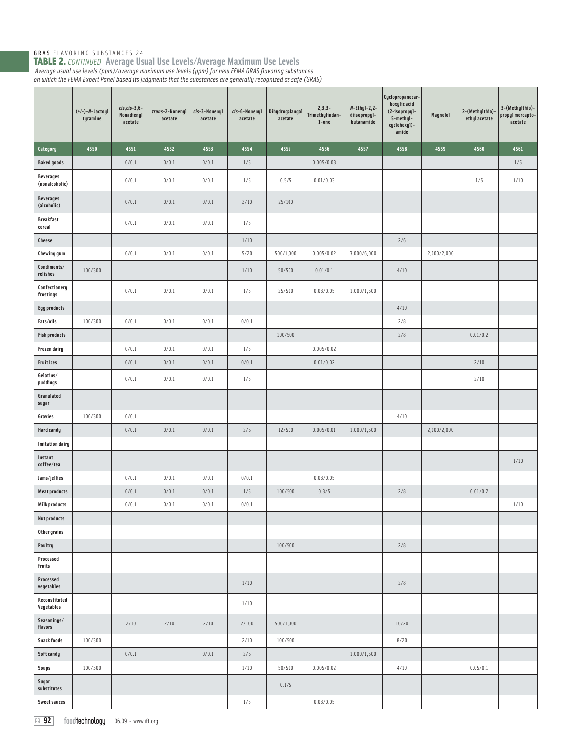GRAS FLAVORING SUBSTANCES 24

## TABLE 2. *CONTINUED* Average Usual Use Levels/Average Maximum Use Levels

*Average usual use levels (ppm)/average maximum use levels (ppm) for new FEMA GRAS flavoring substances on which the FEMA Expert Panel based its judgments that the substances are generally recognized as safe (GRAS)*

| | (+/-)-*N*-Lactoyl tyramine | *cis,cis*-3,6-Nonadienyl acetate | *trans*-2-Nonenyl acetate | *cis*-3-Nonenyl acetate | *cis*-6-Nonenyl acetate | Dihydrogalangal acetate | 2,3,3-Trimethylindan-1-one | *N*-Ethyl-2,2-diisopropyl-butanamide | Cyclopropanecarboxylic acid (2-isopropyl-5-methyl-cyclohexyl)-amide | Magnolol | 2-(Methylthio)-ethyl acetate | 3-(Methylthio)-propyl mercapto-acetate |
|---|---|---|---|---|---|---|---|---|---|---|---|---|
| **Category** | 4550 | 4551 | 4552 | 4553 | 4554 | 4555 | 4556 | 4557 | 4558 | 4559 | 4560 | 4561 |
| **Baked goods** | | 0/0.1 | 0/0.1 | 0/0.1 | 1/5 | | 0.005/0.03 | | | | | 1/5 |
| **Beverages (nonalcoholic)** | | 0/0.1 | 0/0.1 | 0/0.1 | 1/5 | 0.5/5 | 0.01/0.03 | | | | 1/5 | 1/10 |
| **Beverages (alcoholic)** | | 0/0.1 | 0/0.1 | 0/0.1 | 2/10 | 25/100 | | | | | | |
| **Breakfast cereal** | | 0/0.1 | 0/0.1 | 0/0.1 | 1/5 | | | | | | | |
| **Cheese** | | | | | 1/10 | | | | 2/6 | | | |
| **Chewing gum** | | 0/0.1 | 0/0.1 | 0/0.1 | 5/20 | 500/1,000 | 0.005/0.02 | 3,000/6,000 | | 2,000/2,000 | | |
| **Condiments/ relishes** | 100/300 | | | | 1/10 | 50/500 | 0.01/0.1 | | 4/10 | | | |
| **Confectionery frostings** | | 0/0.1 | 0/0.1 | 0/0.1 | 1/5 | 25/500 | 0.03/0.05 | 1,000/1,500 | | | | |
| **Egg products** | | | | | | | | | 4/10 | | | |
| **Fats/oils** | 100/300 | 0/0.1 | 0/0.1 | 0/0.1 | 0/0.1 | | | | 2/8 | | | |
| **Fish products** | | | | | | 100/500 | | | 2/8 | | 0.01/0.2 | |
| **Frozen dairy** | | 0/0.1 | 0/0.1 | 0/0.1 | 1/5 | | 0.005/0.02 | | | | | |
| **Fruit ices** | | 0/0.1 | 0/0.1 | 0/0.1 | 0/0.1 | | 0.01/0.02 | | | | 2/10 | |
| **Gelatins/ puddings** | | 0/0.1 | 0/0.1 | 0/0.1 | 1/5 | | | | | | 2/10 | |
| **Granulated sugar** | | | | | | | | | | | | |
| **Gravies** | 100/300 | 0/0.1 | | | | | | | 4/10 | | | |
| **Hard candy** | | 0/0.1 | 0/0.1 | 0/0.1 | 2/5 | 12/500 | 0.005/0.01 | 1,000/1,500 | | 2,000/2,000 | | |
| **Imitation dairy** | | | | | | | | | | | | |
| **Instant coffee/tea** | | | | | | | | | | | | 1/10 |
| **Jams/jellies** | | 0/0.1 | 0/0.1 | 0/0.1 | 0/0.1 | | 0.03/0.05 | | | | | |
| **Meat products** | | 0/0.1 | 0/0.1 | 0/0.1 | 1/5 | 100/500 | 0.3/5 | | 2/8 | | 0.01/0.2 | |
| **Milk products** | | 0/0.1 | 0/0.1 | 0/0.1 | 0/0.1 | | | | | | | 1/10 |
| **Nut products** | | | | | | | | | | | | |
| **Other grains** | | | | | | | | | | | | |
| **Poultry** | | | | | | 100/500 | | | 2/8 | | | |
| **Processed fruits** | | | | | | | | | | | | |
| **Processed vegetables** | | | | | 1/10 | | | | 2/8 | | | |
| **Reconstituted Vegetables** | | | | | 1/10 | | | | | | | |
| **Seasonings/ flavors** | | 2/10 | 2/10 | 2/10 | 2/100 | 500/1,000 | | | 10/20 | | | |
| **Snack foods** | 100/300 | | | | 2/10 | 100/500 | | | 8/20 | | | |
| **Soft candy** | | 0/0.1 | | 0/0.1 | 2/5 | | | 1,000/1,500 | | | | |
| **Soups** | 100/300 | | | | 1/10 | 50/500 | 0.005/0.02 | | 4/10 | | 0.05/0.1 | |
| **Sugar substitutes** | | | | | | 0.1/5 | | | | | | |
| **Sweet sauces** | | | | | 1/5 | | 0.03/0.05 | | | | | |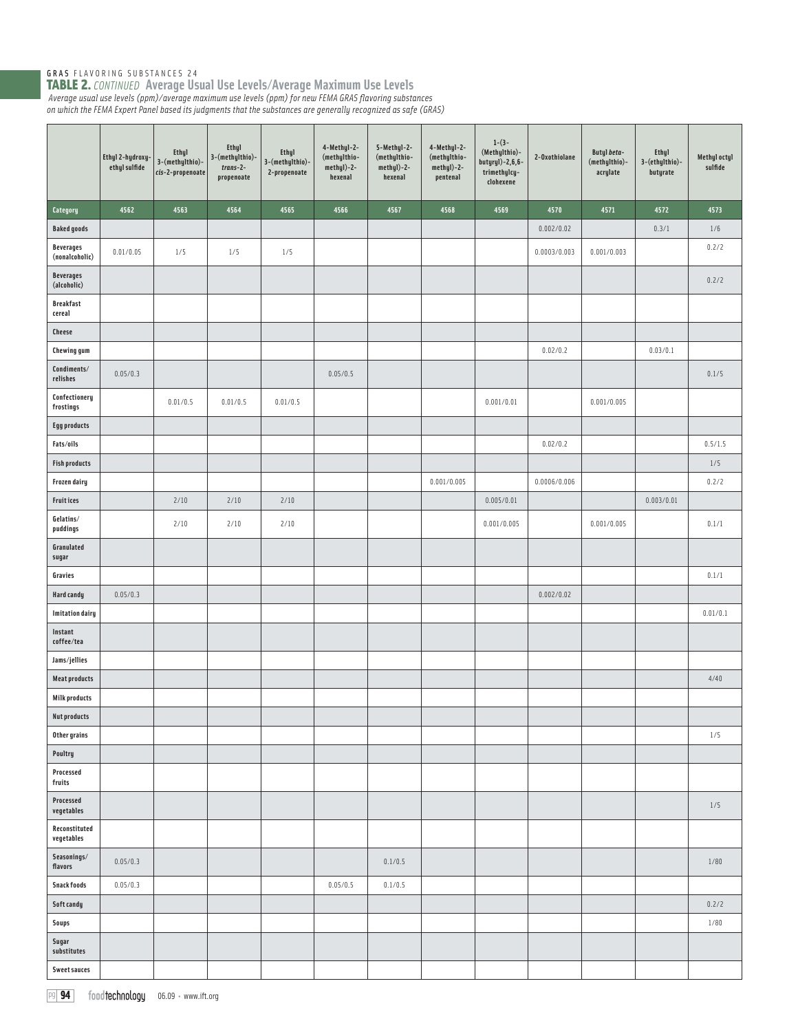GRAS FLAVORING SUBSTANCES 24

## TABLE 2. *CONTINUED* Average Usual Use Levels/Average Maximum Use Levels

*Average usual use levels (ppm)/average maximum use levels (ppm) for new FEMA GRAS flavoring substances on which the FEMA Expert Panel based its judgments that the substances are generally recognized as safe (GRAS)*

| | Ethyl 2-hydroxyethyl sulfide | Ethyl 3-(methylthio)-*cis*-2-propenoate | Ethyl 3-(methylthio)-*trans*-2-propenoate | Ethyl 3-(methylthio)-2-propenoate | 4-Methyl-2-(methylthiomethyl)-2-hexenal | 5-Methyl-2-(methylthiomethyl)-2-hexenal | 4-Methyl-2-(methylthiomethyl)-2-pentenal | 1-(3-(Methylthio)-butyryl)-2,6,6-trimethylcyclohexene | 2-Oxothiolane | Butyl *beta*-(methylthio)-acrylate | Ethyl 3-(ethylthio)-butyrate | Methyl octyl sulfide |
|---|---|---|---|---|---|---|---|---|---|---|---|---|
| **Category** | **4562** | **4563** | **4564** | **4565** | **4566** | **4567** | **4568** | **4569** | **4570** | **4571** | **4572** | **4573** |
| Baked goods | | | | | | | | | 0.002/0.02 | | 0.3/1 | 1/6 |
| Beverages (nonalcoholic) | 0.01/0.05 | 1/5 | 1/5 | 1/5 | | | | | 0.0003/0.003 | 0.001/0.003 | | 0.2/2 |
| Beverages (alcoholic) | | | | | | | | | | | | 0.2/2 |
| Breakfast cereal | | | | | | | | | | | | |
| Cheese | | | | | | | | | | | | |
| Chewing gum | | | | | | | | | 0.02/0.2 | | 0.03/0.1 | |
| Condiments/ relishes | 0.05/0.3 | | | | 0.05/0.5 | | | | | | | 0.1/5 |
| Confectionery frostings | | 0.01/0.5 | 0.01/0.5 | 0.01/0.5 | | | | 0.001/0.01 | | 0.001/0.005 | | |
| Egg products | | | | | | | | | | | | |
| Fats/oils | | | | | | | | | 0.02/0.2 | | | 0.5/1.5 |
| Fish products | | | | | | | | | | | | 1/5 |
| Frozen dairy | | | | | | | 0.001/0.005 | | 0.0006/0.006 | | | 0.2/2 |
| Fruit ices | | 2/10 | 2/10 | 2/10 | | | | 0.005/0.01 | | | 0.003/0.01 | |
| Gelatins/ puddings | | 2/10 | 2/10 | 2/10 | | | | 0.001/0.005 | | 0.001/0.005 | | 0.1/1 |
| Granulated sugar | | | | | | | | | | | | |
| Gravies | | | | | | | | | | | | 0.1/1 |
| Hard candy | 0.05/0.3 | | | | | | | | 0.002/0.02 | | | |
| Imitation dairy | | | | | | | | | | | | 0.01/0.1 |
| Instant coffee/tea | | | | | | | | | | | | |
| Jams/jellies | | | | | | | | | | | | |
| Meat products | | | | | | | | | | | | 4/40 |
| Milk products | | | | | | | | | | | | |
| Nut products | | | | | | | | | | | | |
| Other grains | | | | | | | | | | | | 1/5 |
| Poultry | | | | | | | | | | | | |
| Processed fruits | | | | | | | | | | | | |
| Processed vegetables | | | | | | | | | | | | 1/5 |
| Reconstituted vegetables | | | | | | | | | | | | |
| Seasonings/ flavors | 0.05/0.3 | | | | | 0.1/0.5 | | | | | | 1/80 |
| Snack foods | 0.05/0.3 | | | | 0.05/0.5 | 0.1/0.5 | | | | | | |
| Soft candy | | | | | | | | | | | | 0.2/2 |
| Soups | | | | | | | | | | | | 1/80 |
| Sugar substitutes | | | | | | | | | | | | |
| Sweet sauces | | | | | | | | | | | | |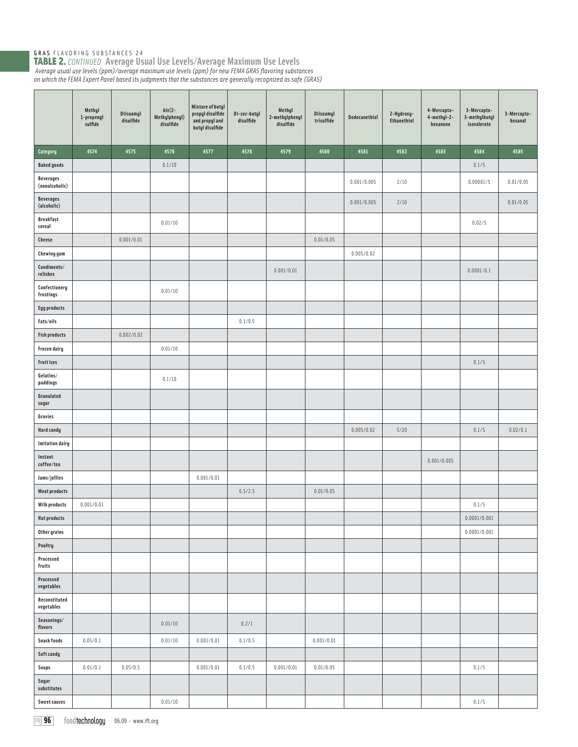GRAS FLAVORING SUBSTANCES 24

## TABLE 2. *CONTINUED* Average Usual Use Levels/Average Maximum Use Levels

*Average usual use levels (ppm)/average maximum use levels (ppm) for new FEMA GRAS flavoring substances on which the FEMA Expert Panel based its judgments that the substances are generally recognized as safe (GRAS)*

| | Methyl 1-propenyl sulfide | Diisoamyl disulfide | *bis*(2-Methylphenyl) disulfide | Mixture of butyl propyl disulfide and propyl and butyl disulfide | Di-*sec*-butyl disulfide | Methyl 2-methylphenyl disulfide | Diisoamyl trisulfide | Dodecanethiol | 2-Hydroxy-Ethanethiol | 4-Mercapto-4-methyl-2-hexanone | 3-Mercapto-3-methylbutyl isovalerate | 3-Mercapto-hexanal |
|---|---|---|---|---|---|---|---|---|---|---|---|---|
| **Category** | **4574** | **4575** | **4576** | **4577** | **4578** | **4579** | **4580** | **4581** | **4582** | **4583** | **4584** | **4585** |
| Baked goods | | | 0.1/10 | | | | | | | | 0.1/5 | |
| Beverages (nonalcoholic) | | | | | | | | 0.001/0.005 | 2/10 | | 0.00001/5 | 0.01/0.05 |
| Beverages (alcoholic) | | | | | | | | 0.001/0.005 | 2/10 | | | 0.01/0.05 |
| Breakfast cereal | | | 0.01/10 | | | | | | | | 0.02/5 | |
| Cheese | | 0.001/0.01 | | | | | 0.01/0.05 | | | | | |
| Chewing gum | | | | | | | | 0.005/0.02 | | | | |
| Condiments/relishes | | | | | | 0.001/0.01 | | | | | 0.0001/0.1 | |
| Confectionery frostings | | | 0.01/10 | | | | | | | | | |
| Egg products | | | | | | | | | | | | |
| Fats/oils | | | | | 0.1/0.5 | | | | | | | |
| Fish products | | 0.002/0.02 | | | | | | | | | | |
| Frozen dairy | | | 0.01/10 | | | | | | | | | |
| Fruit ices | | | | | | | | | | | 0.1/5 | |
| Gelatins/puddings | | | 0.1/10 | | | | | | | | | |
| Granulated sugar | | | | | | | | | | | | |
| Gravies | | | | | | | | | | | | |
| Hard candy | | | | | | | | 0.005/0.02 | 5/20 | | 0.1/5 | 0.02/0.1 |
| Imitation dairy | | | | | | | | | | | | |
| Instant coffee/tea | | | | | | | | | | 0.001/0.005 | | |
| Jams/jellies | | | | 0.001/0.01 | | | | | | | | |
| Meat products | | | | | 0.5/2.5 | | 0.01/0.05 | | | | | |
| Milk products | 0.001/0.01 | | | | | | | | | | 0.1/5 | |
| Nut products | | | | | | | | | | | 0.0001/0.001 | |
| Other grains | | | | | | | | | | | 0.0001/0.001 | |
| Poultry | | | | | | | | | | | | |
| Processed fruits | | | | | | | | | | | | |
| Processed vegetables | | | | | | | | | | | | |
| Reconstituted vegetables | | | | | | | | | | | | |
| Seasonings/flavors | | | 0.01/10 | | 0.2/1 | | | | | | | |
| Snack foods | 0.05/0.1 | | 0.01/10 | 0.001/0.01 | 0.1/0.5 | | 0.001/0.01 | | | | | |
| Soft candy | | | | | | | | | | | | |
| Soups | 0.01/0.1 | 0.05/0.5 | | 0.001/0.01 | 0.1/0.5 | 0.001/0.01 | 0.01/0.05 | | | | 0.1/5 | |
| Sugar substitutes | | | | | | | | | | | | |
| Sweet sauces | | | 0.01/10 | | | | | | | | 0.1/5 | |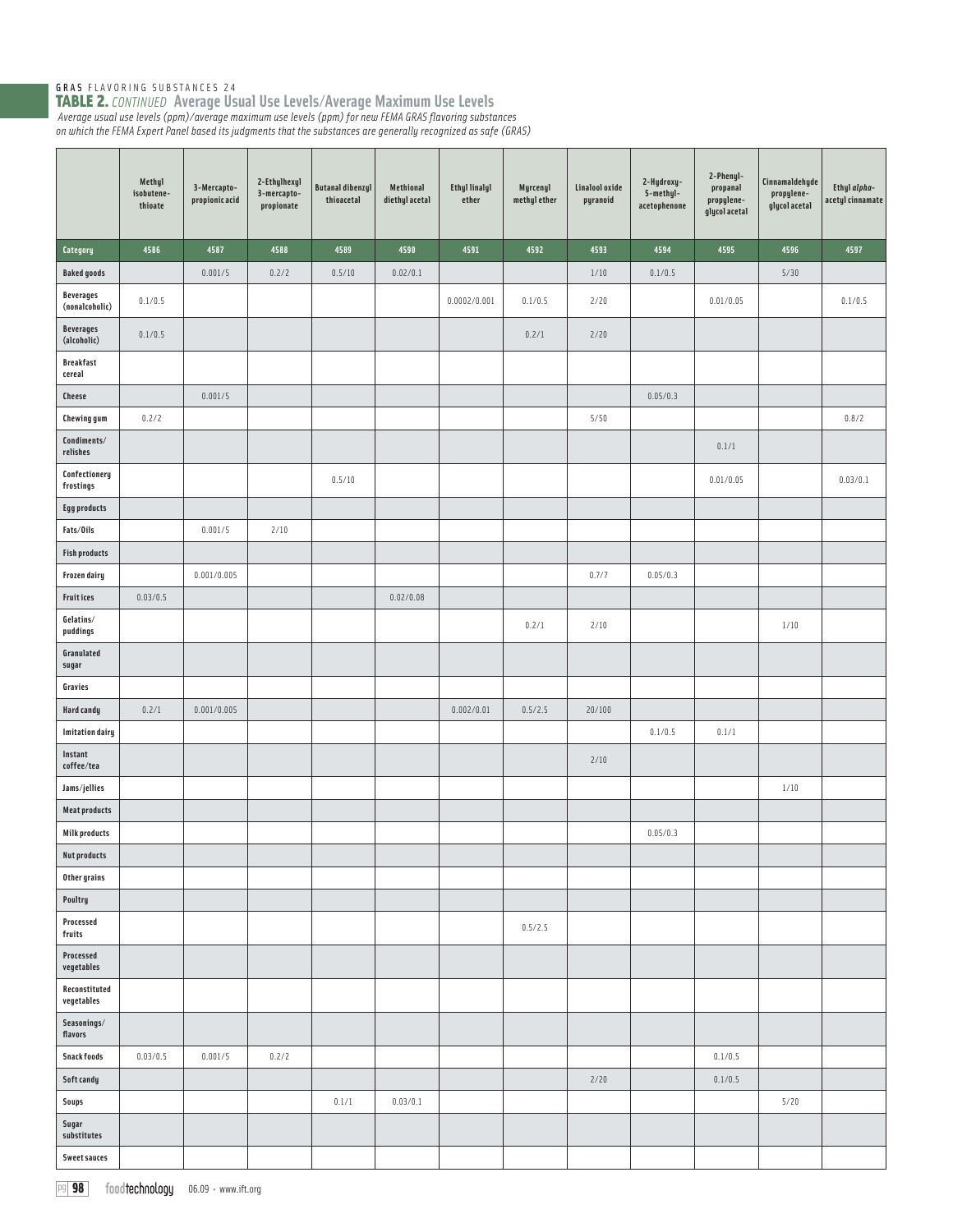GRAS FLAVORING SUBSTANCES 24

## TABLE 2. *CONTINUED* Average Usual Use Levels/Average Maximum Use Levels

*Average usual use levels (ppm)/average maximum use levels (ppm) for new FEMA GRAS flavoring substances on which the FEMA Expert Panel based its judgments that the substances are generally recognized as safe (GRAS)*

| | Methyl isobutene-thioate | 3-Mercapto-propionic acid | 2-Ethylhexyl 3-mercapto-propionate | Butanal dibenzyl thioacetal | Methional diethyl acetal | Ethyl linalyl ether | Myrcenyl methyl ether | Linalool oxide pyranoid | 2-Hydroxy-5-methyl-acetophenone | 2-Phenyl-propanal propylene-glycol acetal | Cinnamaldehyde propylene-glycol acetal | Ethyl *alpha*-acetyl cinnamate |
|---|---|---|---|---|---|---|---|---|---|---|---|---|
| **Category** | **4586** | **4587** | **4588** | **4589** | **4590** | **4591** | **4592** | **4593** | **4594** | **4595** | **4596** | **4597** |
| **Baked goods** | | 0.001/5 | 0.2/2 | 0.5/10 | 0.02/0.1 | | | 1/10 | 0.1/0.5 | | 5/30 | |
| **Beverages (nonalcoholic)** | 0.1/0.5 | | | | | 0.0002/0.001 | 0.1/0.5 | 2/20 | | 0.01/0.05 | | 0.1/0.5 |
| **Beverages (alcoholic)** | 0.1/0.5 | | | | | | 0.2/1 | 2/20 | | | | |
| **Breakfast cereal** | | | | | | | | | | | | |
| **Cheese** | | 0.001/5 | | | | | | | 0.05/0.3 | | | |
| **Chewing gum** | 0.2/2 | | | | | | | 5/50 | | | | 0.8/2 |
| **Condiments/relishes** | | | | | | | | | | 0.1/1 | | |
| **Confectionery frostings** | | | | 0.5/10 | | | | | | 0.01/0.05 | | 0.03/0.1 |
| **Egg products** | | | | | | | | | | | | |
| **Fats/Oils** | | 0.001/5 | 2/10 | | | | | | | | | |
| **Fish products** | | | | | | | | | | | | |
| **Frozen dairy** | | 0.001/0.005 | | | | | | 0.7/7 | 0.05/0.3 | | | |
| **Fruit ices** | 0.03/0.5 | | | | 0.02/0.08 | | | | | | | |
| **Gelatins/puddings** | | | | | | | 0.2/1 | 2/10 | | | 1/10 | |
| **Granulated sugar** | | | | | | | | | | | | |
| **Gravies** | | | | | | | | | | | | |
| **Hard candy** | 0.2/1 | 0.001/0.005 | | | | 0.002/0.01 | 0.5/2.5 | 20/100 | | | | |
| **Imitation dairy** | | | | | | | | | 0.1/0.5 | 0.1/1 | | |
| **Instant coffee/tea** | | | | | | | | 2/10 | | | | |
| **Jams/jellies** | | | | | | | | | | | 1/10 | |
| **Meat products** | | | | | | | | | | | | |
| **Milk products** | | | | | | | | | 0.05/0.3 | | | |
| **Nut products** | | | | | | | | | | | | |
| **Other grains** | | | | | | | | | | | | |
| **Poultry** | | | | | | | | | | | | |
| **Processed fruits** | | | | | | | 0.5/2.5 | | | | | |
| **Processed vegetables** | | | | | | | | | | | | |
| **Reconstituted vegetables** | | | | | | | | | | | | |
| **Seasonings/flavors** | | | | | | | | | | | | |
| **Snack foods** | 0.03/0.5 | 0.001/5 | 0.2/2 | | | | | | | 0.1/0.5 | | |
| **Soft candy** | | | | | | | | 2/20 | | 0.1/0.5 | | |
| **Soups** | | | | 0.1/1 | 0.03/0.1 | | | | | | 5/20 | |
| **Sugar substitutes** | | | | | | | | | | | | |
| **Sweet sauces** | | | | | | | | | | | | |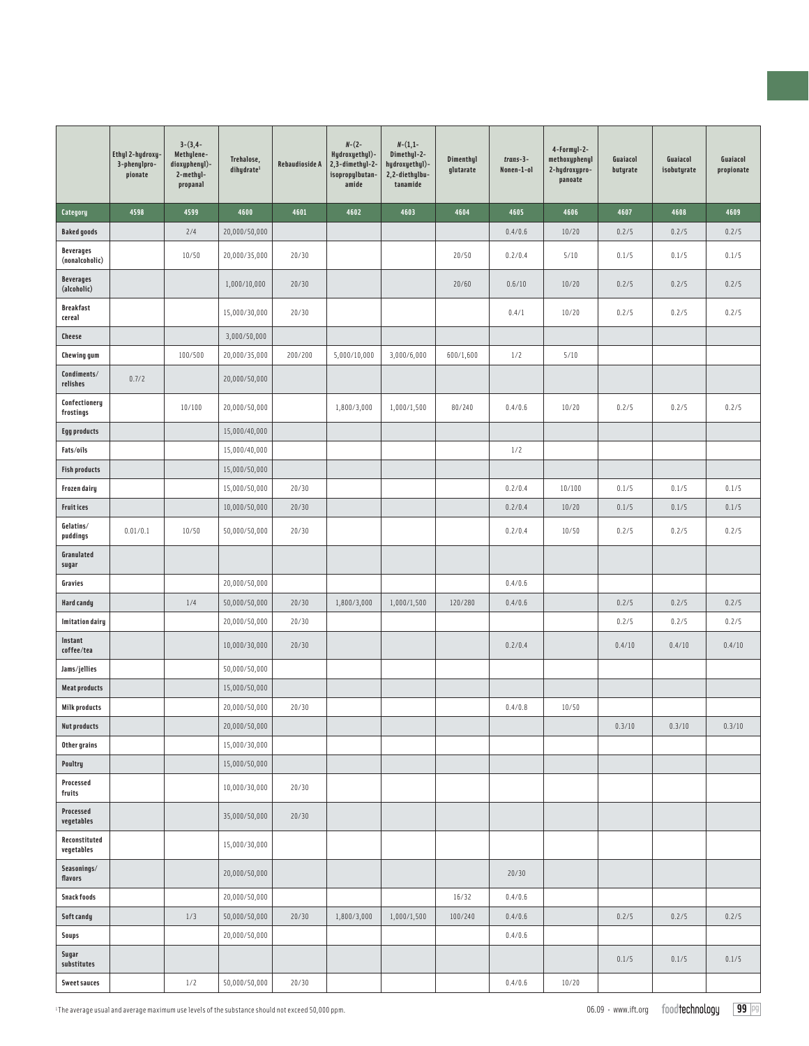| | Ethyl 2-hydroxy-3-phenylpropionate | 3-(3,4-Methylene-dioxyphenyl)-2-methyl-propanal | Trehalose, dihydrate[1] | Rebaudioside A | N-(2-Hydroxyethyl)-2,3-dimethyl-2-isopropylbutanamide | N-(1,1-Dimethyl-2-hydroxyethyl)-2,2-diethylbutanamide | Dimenthyl glutarate | *trans*-3-Nonen-1-ol | 4-Formyl-2-methoxyphenyl 2-hydroxypropanoate | Guaiacol butyrate | Guaiacol isobutyrate | Guaiacol propionate |
|---|---|---|---|---|---|---|---|---|---|---|---|---|
| **Category** | **4598** | **4599** | **4600** | **4601** | **4602** | **4603** | **4604** | **4605** | **4606** | **4607** | **4608** | **4609** |
| **Baked goods** | | 2/4 | 20,000/50,000 | | | | | 0.4/0.6 | 10/20 | 0.2/5 | 0.2/5 | 0.2/5 |
| **Beverages (nonalcoholic)** | | 10/50 | 20,000/35,000 | 20/30 | | | 20/50 | 0.2/0.4 | 5/10 | 0.1/5 | 0.1/5 | 0.1/5 |
| **Beverages (alcoholic)** | | | 1,000/10,000 | 20/30 | | | 20/60 | 0.6/10 | 10/20 | 0.2/5 | 0.2/5 | 0.2/5 |
| **Breakfast cereal** | | | 15,000/30,000 | 20/30 | | | | 0.4/1 | 10/20 | 0.2/5 | 0.2/5 | 0.2/5 |
| **Cheese** | | | 3,000/50,000 | | | | | | | | | |
| **Chewing gum** | | 100/500 | 20,000/35,000 | 200/200 | 5,000/10,000 | 3,000/6,000 | 600/1,600 | 1/2 | 5/10 | | | |
| **Condiments/ relishes** | 0.7/2 | | 20,000/50,000 | | | | | | | | | |
| **Confectionery frostings** | | 10/100 | 20,000/50,000 | | 1,800/3,000 | 1,000/1,500 | 80/240 | 0.4/0.6 | 10/20 | 0.2/5 | 0.2/5 | 0.2/5 |
| **Egg products** | | | 15,000/40,000 | | | | | | | | | |
| **Fats/oils** | | | 15,000/40,000 | | | | | 1/2 | | | | |
| **Fish products** | | | 15,000/50,000 | | | | | | | | | |
| **Frozen dairy** | | | 15,000/50,000 | 20/30 | | | | 0.2/0.4 | 10/100 | 0.1/5 | 0.1/5 | 0.1/5 |
| **Fruit ices** | | | 10,000/50,000 | 20/30 | | | | 0.2/0.4 | 10/20 | 0.1/5 | 0.1/5 | 0.1/5 |
| **Gelatins/ puddings** | 0.01/0.1 | 10/50 | 50,000/50,000 | 20/30 | | | | 0.2/0.4 | 10/50 | 0.2/5 | 0.2/5 | 0.2/5 |
| **Granulated sugar** | | | | | | | | | | | | |
| **Gravies** | | | 20,000/50,000 | | | | | 0.4/0.6 | | | | |
| **Hard candy** | | 1/4 | 50,000/50,000 | 20/30 | 1,800/3,000 | 1,000/1,500 | 120/280 | 0.4/0.6 | | 0.2/5 | 0.2/5 | 0.2/5 |
| **Imitation dairy** | | | 20,000/50,000 | 20/30 | | | | | | 0.2/5 | 0.2/5 | 0.2/5 |
| **Instant coffee/tea** | | | 10,000/30,000 | 20/30 | | | | 0.2/0.4 | | 0.4/10 | 0.4/10 | 0.4/10 |
| **Jams/jellies** | | | 50,000/50,000 | | | | | | | | | |
| **Meat products** | | | 15,000/50,000 | | | | | | | | | |
| **Milk products** | | | 20,000/50,000 | 20/30 | | | | 0.4/0.8 | 10/50 | | | |
| **Nut products** | | | 20,000/50,000 | | | | | | | 0.3/10 | 0.3/10 | 0.3/10 |
| **Other grains** | | | 15,000/30,000 | | | | | | | | | |
| **Poultry** | | | 15,000/50,000 | | | | | | | | | |
| **Processed fruits** | | | 10,000/30,000 | 20/30 | | | | | | | | |
| **Processed vegetables** | | | 35,000/50,000 | 20/30 | | | | | | | | |
| **Reconstituted vegetables** | | | 15,000/30,000 | | | | | | | | | |
| **Seasonings/ flavors** | | | 20,000/50,000 | | | | | 20/30 | | | | |
| **Snack foods** | | | 20,000/50,000 | | | | 16/32 | 0.4/0.6 | | | | |
| **Soft candy** | | 1/3 | 50,000/50,000 | 20/30 | 1,800/3,000 | 1,000/1,500 | 100/240 | 0.4/0.6 | | 0.2/5 | 0.2/5 | 0.2/5 |
| **Soups** | | | 20,000/50,000 | | | | | 0.4/0.6 | | | | |
| **Sugar substitutes** | | | | | | | | | | 0.1/5 | 0.1/5 | 0.1/5 |
| **Sweet sauces** | | 1/2 | 50,000/50,000 | 20/30 | | | | 0.4/0.6 | 10/20 | | | |

[1]The average usual and average maximum use levels of the substance should not exceed 50,000 ppm.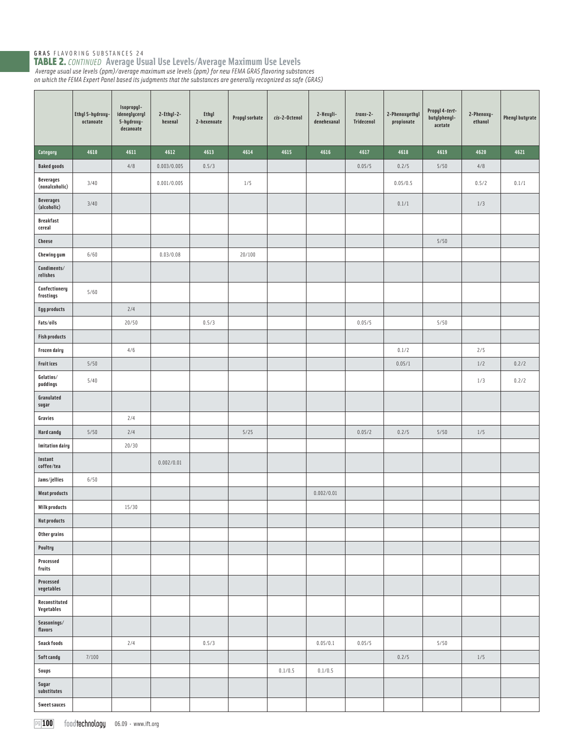GRAS FLAVORING SUBSTANCES 24

## TABLE 2. *CONTINUED* Average Usual Use Levels/Average Maximum Use Levels

*Average usual use levels (ppm)/average maximum use levels (ppm) for new FEMA GRAS flavoring substances on which the FEMA Expert Panel based its judgments that the substances are generally recognized as safe (GRAS)*

| | Ethyl 5-hydroxy-octanoate | Isopropyl-ideneglyceryl 5-hydroxy-decanoate | 2-Ethyl-2-hexenal | Ethyl 2-hexenoate | Propyl sorbate | *cis*-2-Octenol | 2-Hexyli-denehexanal | *trans*-2-Tridecenol | 2-Phenoxyethyl propionate | Propyl 4-*tert*-butylphenyl-acetate | 2-Phenoxy-ethanol | Phenyl butyrate |
|---|---|---|---|---|---|---|---|---|---|---|---|---|
| **Category** | **4610** | **4611** | **4612** | **4613** | **4614** | **4615** | **4616** | **4617** | **4618** | **4619** | **4620** | **4621** |
| **Baked goods** | | 4/8 | 0.003/0.005 | 0.5/3 | | | | 0.05/5 | 0.2/5 | 5/50 | 4/8 | |
| **Beverages (nonalcoholic)** | 3/40 | | 0.001/0.005 | | 1/5 | | | | 0.05/0.5 | | 0.5/2 | 0.1/1 |
| **Beverages (alcoholic)** | 3/40 | | | | | | | | 0.1/1 | | 1/3 | |
| **Breakfast cereal** | | | | | | | | | | | | |
| **Cheese** | | | | | | | | | | 5/50 | | |
| **Chewing gum** | 6/60 | | 0.03/0.08 | | 20/100 | | | | | | | |
| **Condiments/relishes** | | | | | | | | | | | | |
| **Confectionery frostings** | 5/60 | | | | | | | | | | | |
| **Egg products** | | 2/4 | | | | | | | | | | |
| **Fats/oils** | | 20/50 | | 0.5/3 | | | | 0.05/5 | | 5/50 | | |
| **Fish products** | | | | | | | | | | | | |
| **Frozen dairy** | | 4/6 | | | | | | | 0.1/2 | | 2/5 | |
| **Fruit ices** | 5/50 | | | | | | | | 0.05/1 | | 1/2 | 0.2/2 |
| **Gelatins/puddings** | 5/40 | | | | | | | | | | 1/3 | 0.2/2 |
| **Granulated sugar** | | | | | | | | | | | | |
| **Gravies** | | 2/4 | | | | | | | | | | |
| **Hard candy** | 5/50 | 2/4 | | | 5/25 | | | 0.05/2 | 0.2/5 | 5/50 | 1/5 | |
| **Imitation dairy** | | 20/30 | | | | | | | | | | |
| **Instant coffee/tea** | | | 0.002/0.01 | | | | | | | | | |
| **Jams/jellies** | 6/50 | | | | | | | | | | | |
| **Meat products** | | | | | | | 0.002/0.01 | | | | | |
| **Milk products** | | 15/30 | | | | | | | | | | |
| **Nut products** | | | | | | | | | | | | |
| **Other grains** | | | | | | | | | | | | |
| **Poultry** | | | | | | | | | | | | |
| **Processed fruits** | | | | | | | | | | | | |
| **Processed vegetables** | | | | | | | | | | | | |
| **Reconstituted Vegetables** | | | | | | | | | | | | |
| **Seasonings/flavors** | | | | | | | | | | | | |
| **Snack foods** | | 2/4 | | 0.5/3 | | | 0.05/0.1 | 0.05/5 | | 5/50 | | |
| **Soft candy** | 7/100 | | | | | | | | 0.2/5 | | 1/5 | |
| **Soups** | | | | | | 0.1/0.5 | 0.1/0.5 | | | | | |
| **Sugar substitutes** | | | | | | | | | | | | |
| **Sweet sauces** | | | | | | | | | | | | |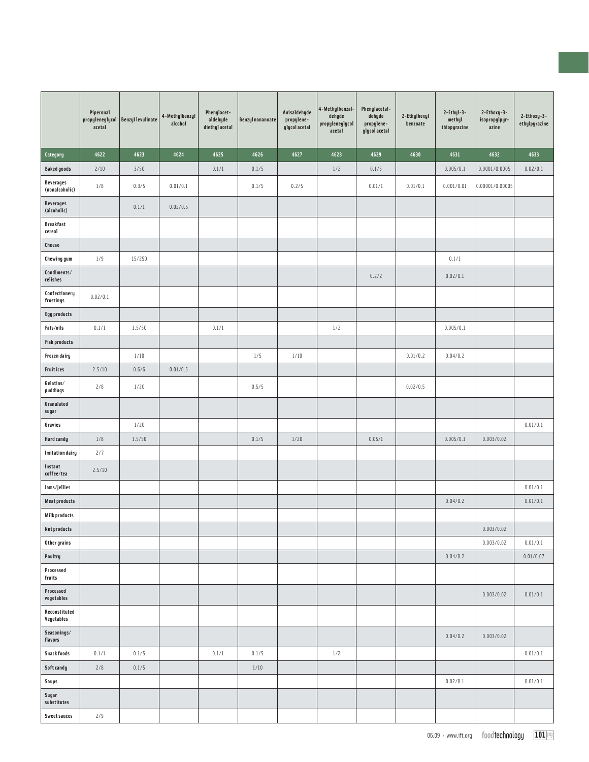| | Piperonal propyleneglycol acetal | Benzyl levulinate | 4-Methylbenzyl alcohol | Phenylacet-aldehyde diethyl acetal | Benzyl nonanoate | Anisaldehyde propylene-glycol acetal | 4-Methylbenzal-dehyde propyleneglycol acetal | Phenylacetal-dehyde propylene-glycol acetal | 2-Ethylhexyl benzoate | 2-Ethyl-3-methyl thiopyrazine | 2-Ethoxy-3-isopropylpyr-azine | 2-Ethoxy-3-ethylpyrazine |
|---|---|---|---|---|---|---|---|---|---|---|---|---|
| Category | 4622 | 4623 | 4624 | 4625 | 4626 | 4627 | 4628 | 4629 | 4630 | 4631 | 4632 | 4633 |
| Baked goods | 2/10 | 3/50 | | 0.1/1 | 0.1/5 | | 1/2 | 0.1/5 | | 0.005/0.1 | 0.0001/0.0005 | 0.02/0.1 |
| Beverages (nonalcoholic) | 1/8 | 0.3/5 | 0.01/0.1 | | 0.1/5 | 0.2/5 | | 0.01/1 | 0.01/0.1 | 0.001/0.01 | 0.00001/0.00005 | |
| Beverages (alcoholic) | | 0.1/1 | 0.02/0.5 | | | | | | | | | |
| Breakfast cereal | | | | | | | | | | | | |
| Cheese | | | | | | | | | | | | |
| Chewing gum | 1/9 | 15/250 | | | | | | | | 0.1/1 | | |
| Condiments/ relishes | | | | | | | | 0.2/2 | | 0.02/0.1 | | |
| Confectionery frostings | 0.02/0.1 | | | | | | | | | | | |
| Egg products | | | | | | | | | | | | |
| Fats/oils | 0.1/1 | 1.5/50 | | 0.1/1 | | | 1/2 | | | 0.005/0.1 | | |
| Fish products | | | | | | | | | | | | |
| Frozen dairy | | 1/10 | | | 1/5 | 1/10 | | | 0.01/0.2 | 0.04/0.2 | | |
| Fruit ices | 2.5/10 | 0.6/6 | 0.01/0.5 | | | | | | | | | |
| Gelatins/ puddings | 2/8 | 1/20 | | | 0.5/5 | | | | 0.02/0.5 | | | |
| Granulated sugar | | | | | | | | | | | | |
| Gravies | | 1/20 | | | | | | | | | | 0.01/0.1 |
| Hard candy | 1/8 | 1.5/50 | | | 0.1/5 | 1/20 | | 0.05/1 | | 0.005/0.1 | 0.003/0.02 | |
| Imitation dairy | 2/7 | | | | | | | | | | | |
| Instant coffee/tea | 2.5/10 | | | | | | | | | | | |
| Jams/jellies | | | | | | | | | | | | 0.01/0.1 |
| Meat products | | | | | | | | | | 0.04/0.2 | | 0.01/0.1 |
| Milk products | | | | | | | | | | | | |
| Nut products | | | | | | | | | | | 0.003/0.02 | |
| Other grains | | | | | | | | | | | 0.003/0.02 | 0.01/0.1 |
| Poultry | | | | | | | | | | 0.04/0.2 | | 0.01/0.07 |
| Processed fruits | | | | | | | | | | | | |
| Processed vegetables | | | | | | | | | | | 0.003/0.02 | 0.01/0.1 |
| Reconstituted Vegetables | | | | | | | | | | | | |
| Seasonings/ flavors | | | | | | | | | | 0.04/0.2 | 0.003/0.02 | |
| Snack foods | 0.1/1 | 0.1/5 | | 0.1/1 | 0.1/5 | | 1/2 | | | | | 0.01/0.1 |
| Soft candy | 2/8 | 0.1/5 | | | 1/10 | | | | | | | |
| Soups | | | | | | | | | | 0.02/0.1 | | 0.01/0.1 |
| Sugar substitutes | | | | | | | | | | | | |
| Sweet sauces | 2/9 | | | | | | | | | | | |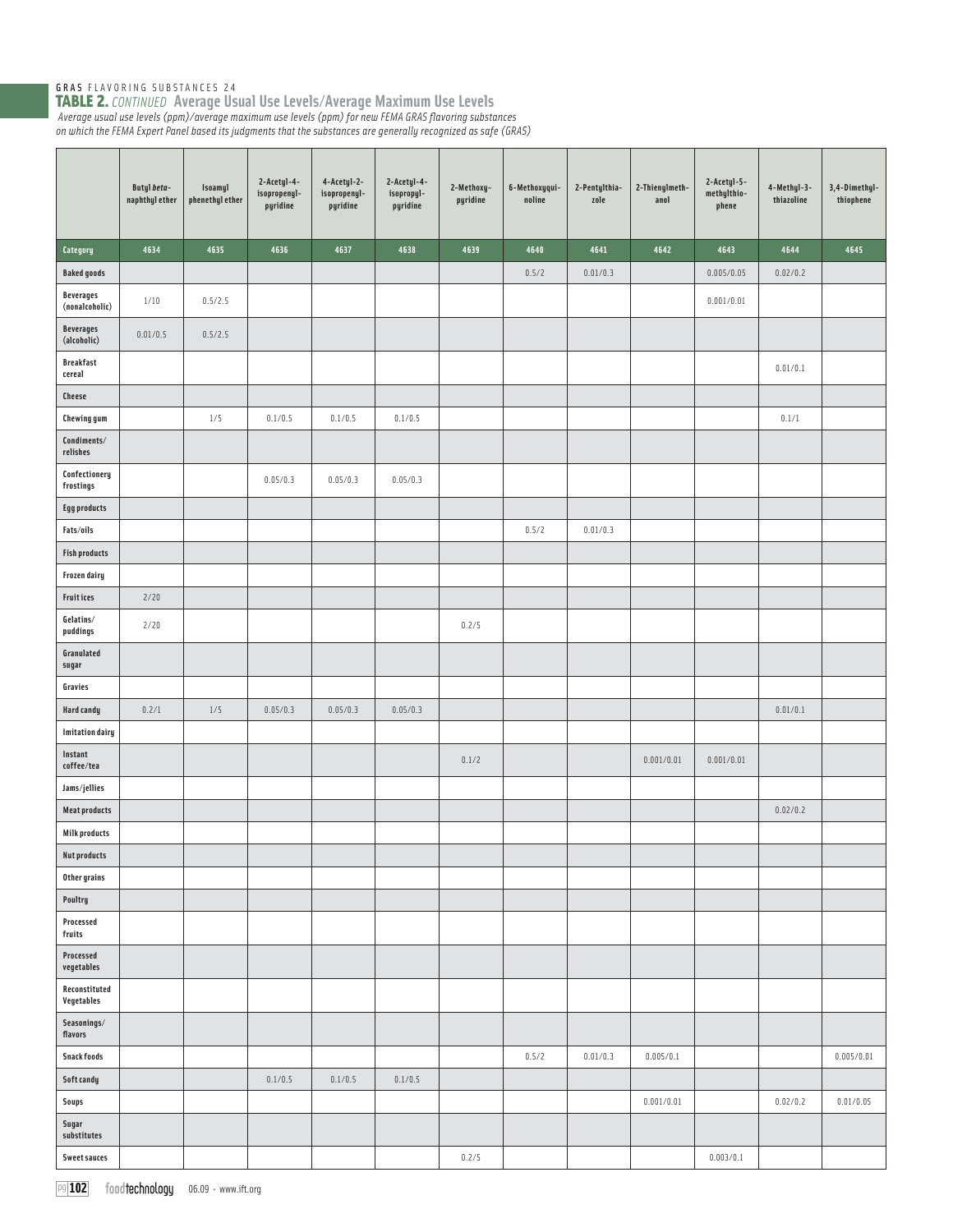GRAS FLAVORING SUBSTANCES 24

## TABLE 2. *CONTINUED* Average Usual Use Levels/Average Maximum Use Levels

*Average usual use levels (ppm)/average maximum use levels (ppm) for new FEMA GRAS flavoring substances on which the FEMA Expert Panel based its judgments that the substances are generally recognized as safe (GRAS)*

| | Butyl *beta*-naphthyl ether | Isoamyl phenethyl ether | 2-Acetyl-4-isopropenyl-pyridine | 4-Acetyl-2-isopropenyl-pyridine | 2-Acetyl-4-isopropyl-pyridine | 2-Methoxy-pyridine | 6-Methoxyqui-noline | 2-Pentylthia-zole | 2-Thienylmeth-anol | 2-Acetyl-5-methylthio-phene | 4-Methyl-3-thiazoline | 3,4-Dimethyl-thiophene |
|---|---|---|---|---|---|---|---|---|---|---|---|---|
| **Category** | **4634** | **4635** | **4636** | **4637** | **4638** | **4639** | **4640** | **4641** | **4642** | **4643** | **4644** | **4645** |
| Baked goods | | | | | | | 0.5/2 | 0.01/0.3 | | 0.005/0.05 | 0.02/0.2 | |
| Beverages (nonalcoholic) | 1/10 | 0.5/2.5 | | | | | | | | 0.001/0.01 | | |
| Beverages (alcoholic) | 0.01/0.5 | 0.5/2.5 | | | | | | | | | | |
| Breakfast cereal | | | | | | | | | | | 0.01/0.1 | |
| Cheese | | | | | | | | | | | | |
| Chewing gum | | 1/5 | 0.1/0.5 | 0.1/0.5 | 0.1/0.5 | | | | | | 0.1/1 | |
| Condiments/relishes | | | | | | | | | | | | |
| Confectionery frostings | | | 0.05/0.3 | 0.05/0.3 | 0.05/0.3 | | | | | | | |
| Egg products | | | | | | | | | | | | |
| Fats/oils | | | | | | | 0.5/2 | 0.01/0.3 | | | | |
| Fish products | | | | | | | | | | | | |
| Frozen dairy | | | | | | | | | | | | |
| Fruit ices | 2/20 | | | | | | | | | | | |
| Gelatins/puddings | 2/20 | | | | | 0.2/5 | | | | | | |
| Granulated sugar | | | | | | | | | | | | |
| Gravies | | | | | | | | | | | | |
| Hard candy | 0.2/1 | 1/5 | 0.05/0.3 | 0.05/0.3 | 0.05/0.3 | | | | | | 0.01/0.1 | |
| Imitation dairy | | | | | | | | | | | | |
| Instant coffee/tea | | | | | | 0.1/2 | | | 0.001/0.01 | 0.001/0.01 | | |
| Jams/jellies | | | | | | | | | | | | |
| Meat products | | | | | | | | | | | 0.02/0.2 | |
| Milk products | | | | | | | | | | | | |
| Nut products | | | | | | | | | | | | |
| Other grains | | | | | | | | | | | | |
| Poultry | | | | | | | | | | | | |
| Processed fruits | | | | | | | | | | | | |
| Processed vegetables | | | | | | | | | | | | |
| Reconstituted Vegetables | | | | | | | | | | | | |
| Seasonings/flavors | | | | | | | | | | | | |
| Snack foods | | | | | | | 0.5/2 | 0.01/0.3 | 0.005/0.1 | | | 0.005/0.01 |
| Soft candy | | | 0.1/0.5 | 0.1/0.5 | 0.1/0.5 | | | | | | | |
| Soups | | | | | | | | | 0.001/0.01 | | 0.02/0.2 | 0.01/0.05 |
| Sugar substitutes | | | | | | | | | | | | |
| Sweet sauces | | | | | | 0.2/5 | | | | 0.003/0.1 | | |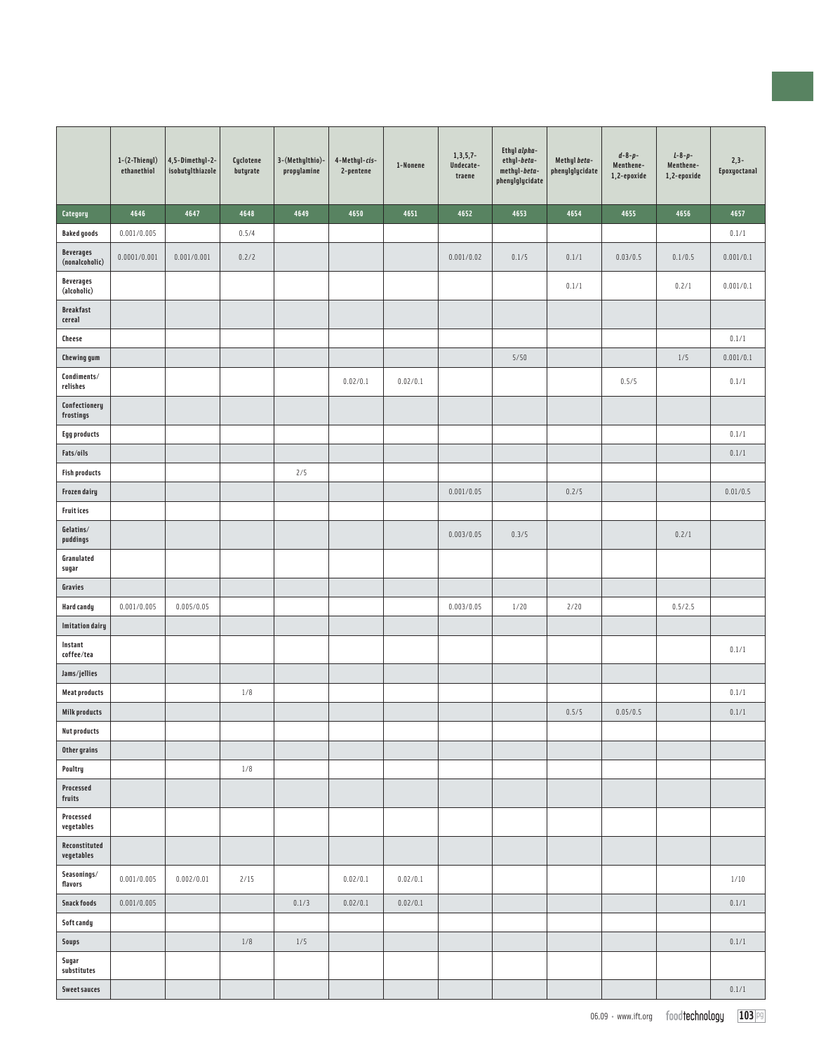| Category | 1-(2-Thienyl) ethanethiol | 4,5-Dimethyl-2-isobutylthiazole | Cyclotene butyrate | 3-(Methylthio)-propylamine | 4-Methyl-*cis*-2-pentene | 1-Nonene | 1,3,5,7-Undecatetraene | Ethyl *alpha*-ethyl-*beta*-methyl-*beta*-phenylglycidate | Methyl *beta*-phenylglycidate | *d*-8-*p*-Menthene-1,2-epoxide | *l*-8-*p*-Menthene-1,2-epoxide | 2,3-Epoxyoctanal |
|---|---|---|---|---|---|---|---|---|---|---|---|---|
| | 4646 | 4647 | 4648 | 4649 | 4650 | 4651 | 4652 | 4653 | 4654 | 4655 | 4656 | 4657 |
| Baked goods | 0.001/0.005 | | 0.5/4 | | | | | | | | | 0.1/1 |
| Beverages (nonalcoholic) | 0.0001/0.001 | 0.001/0.001 | 0.2/2 | | | | 0.001/0.02 | 0.1/5 | 0.1/1 | 0.03/0.5 | 0.1/0.5 | 0.001/0.1 |
| Beverages (alcoholic) | | | | | | | | | 0.1/1 | | 0.2/1 | 0.001/0.1 |
| Breakfast cereal | | | | | | | | | | | | |
| Cheese | | | | | | | | | | | | 0.1/1 |
| Chewing gum | | | | | | | | 5/50 | | | 1/5 | 0.001/0.1 |
| Condiments/relishes | | | | | 0.02/0.1 | 0.02/0.1 | | | | 0.5/5 | | 0.1/1 |
| Confectionery frostings | | | | | | | | | | | | |
| Egg products | | | | | | | | | | | | 0.1/1 |
| Fats/oils | | | | | | | | | | | | 0.1/1 |
| Fish products | | | | 2/5 | | | | | | | | |
| Frozen dairy | | | | | | | 0.001/0.05 | | 0.2/5 | | | 0.01/0.5 |
| Fruit ices | | | | | | | | | | | | |
| Gelatins/puddings | | | | | | | 0.003/0.05 | 0.3/5 | | | 0.2/1 | |
| Granulated sugar | | | | | | | | | | | | |
| Gravies | | | | | | | | | | | | |
| Hard candy | 0.001/0.005 | 0.005/0.05 | | | | | 0.003/0.05 | 1/20 | 2/20 | | 0.5/2.5 | |
| Imitation dairy | | | | | | | | | | | | |
| Instant coffee/tea | | | | | | | | | | | | 0.1/1 |
| Jams/jellies | | | | | | | | | | | | |
| Meat products | | | 1/8 | | | | | | | | | 0.1/1 |
| Milk products | | | | | | | | | 0.5/5 | 0.05/0.5 | | 0.1/1 |
| Nut products | | | | | | | | | | | | |
| Other grains | | | | | | | | | | | | |
| Poultry | | | 1/8 | | | | | | | | | |
| Processed fruits | | | | | | | | | | | | |
| Processed vegetables | | | | | | | | | | | | |
| Reconstituted vegetables | | | | | | | | | | | | |
| Seasonings/flavors | 0.001/0.005 | 0.002/0.01 | 2/15 | | 0.02/0.1 | 0.02/0.1 | | | | | | 1/10 |
| Snack foods | 0.001/0.005 | | | 0.1/3 | 0.02/0.1 | 0.02/0.1 | | | | | | 0.1/1 |
| Soft candy | | | | | | | | | | | | |
| Soups | | | 1/8 | 1/5 | | | | | | | | 0.1/1 |
| Sugar substitutes | | | | | | | | | | | | |
| Sweet sauces | | | | | | | | | | | | 0.1/1 |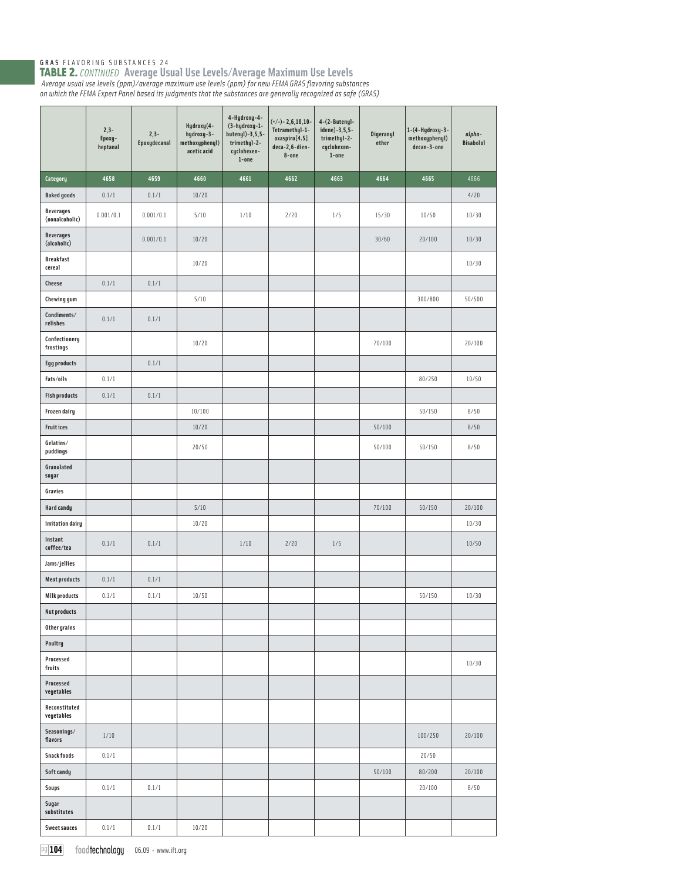GRAS FLAVORING SUBSTANCES 24

## TABLE 2. *CONTINUED* Average Usual Use Levels/Average Maximum Use Levels

*Average usual use levels (ppm)/average maximum use levels (ppm) for new FEMA GRAS flavoring substances on which the FEMA Expert Panel based its judgments that the substances are generally recognized as safe (GRAS)*

| | 2,3-Epoxy-heptanal | 2,3-Epoxydecanal | Hydroxy(4-hydroxy-3-methoxyphenyl) acetic acid | 4-Hydroxy-4-(3-hydroxy-1-butenyl)-3,5,5-trimethyl-2-cyclohexen-1-one | (+/-)-2,6,10,10-Tetramethyl-1-oxaspiro[4.5]deca-2,6-dien-8-one | 4-(2-Butenylidene)-3,5,5-trimethyl-2-cyclohexen-1-one | Digeranyl ether | 1-(4-Hydroxy-3-methoxyphenyl) decan-3-one | *alpha*-Bisabolol |
|---|---|---|---|---|---|---|---|---|---|
| **Category** | **4658** | **4659** | **4660** | **4661** | **4662** | **4663** | **4664** | **4665** | **4666** |
| **Baked goods** | 0.1/1 | 0.1/1 | 10/20 | | | | | | 4/20 |
| **Beverages (nonalcoholic)** | 0.001/0.1 | 0.001/0.1 | 5/10 | 1/10 | 2/20 | 1/5 | 15/30 | 10/50 | 10/30 |
| **Beverages (alcoholic)** | | 0.001/0.1 | 10/20 | | | | 30/60 | 20/100 | 10/30 |
| **Breakfast cereal** | | | 10/20 | | | | | | 10/30 |
| **Cheese** | 0.1/1 | 0.1/1 | | | | | | | |
| **Chewing gum** | | | 5/10 | | | | | 300/800 | 50/500 |
| **Condiments/relishes** | 0.1/1 | 0.1/1 | | | | | | | |
| **Confectionery frostings** | | | 10/20 | | | | 70/100 | | 20/100 |
| **Egg products** | | 0.1/1 | | | | | | | |
| **Fats/oils** | 0.1/1 | | | | | | | 80/250 | 10/50 |
| **Fish products** | 0.1/1 | 0.1/1 | | | | | | | |
| **Frozen dairy** | | | 10/100 | | | | | 50/150 | 8/50 |
| **Fruit ices** | | | 10/20 | | | | 50/100 | | 8/50 |
| **Gelatins/puddings** | | | 20/50 | | | | 50/100 | 50/150 | 8/50 |
| **Granulated sugar** | | | | | | | | | |
| **Gravies** | | | | | | | | | |
| **Hard candy** | | | 5/10 | | | | 70/100 | 50/150 | 20/100 |
| **Imitation dairy** | | | 10/20 | | | | | | 10/30 |
| **Instant coffee/tea** | 0.1/1 | 0.1/1 | | 1/10 | 2/20 | 1/5 | | | 10/50 |
| **Jams/jellies** | | | | | | | | | |
| **Meat products** | 0.1/1 | 0.1/1 | | | | | | | |
| **Milk products** | 0.1/1 | 0.1/1 | 10/50 | | | | | 50/150 | 10/30 |
| **Nut products** | | | | | | | | | |
| **Other grains** | | | | | | | | | |
| **Poultry** | | | | | | | | | |
| **Processed fruits** | | | | | | | | | 10/30 |
| **Processed vegetables** | | | | | | | | | |
| **Reconstituted vegetables** | | | | | | | | | |
| **Seasonings/flavors** | 1/10 | | | | | | | 100/250 | 20/100 |
| **Snack foods** | 0.1/1 | | | | | | | 20/50 | |
| **Soft candy** | | | | | | | 50/100 | 80/200 | 20/100 |
| **Soups** | 0.1/1 | 0.1/1 | | | | | | 20/100 | 8/50 |
| **Sugar substitutes** | | | | | | | | | |
| **Sweet sauces** | 0.1/1 | 0.1/1 | 10/20 | | | | | | |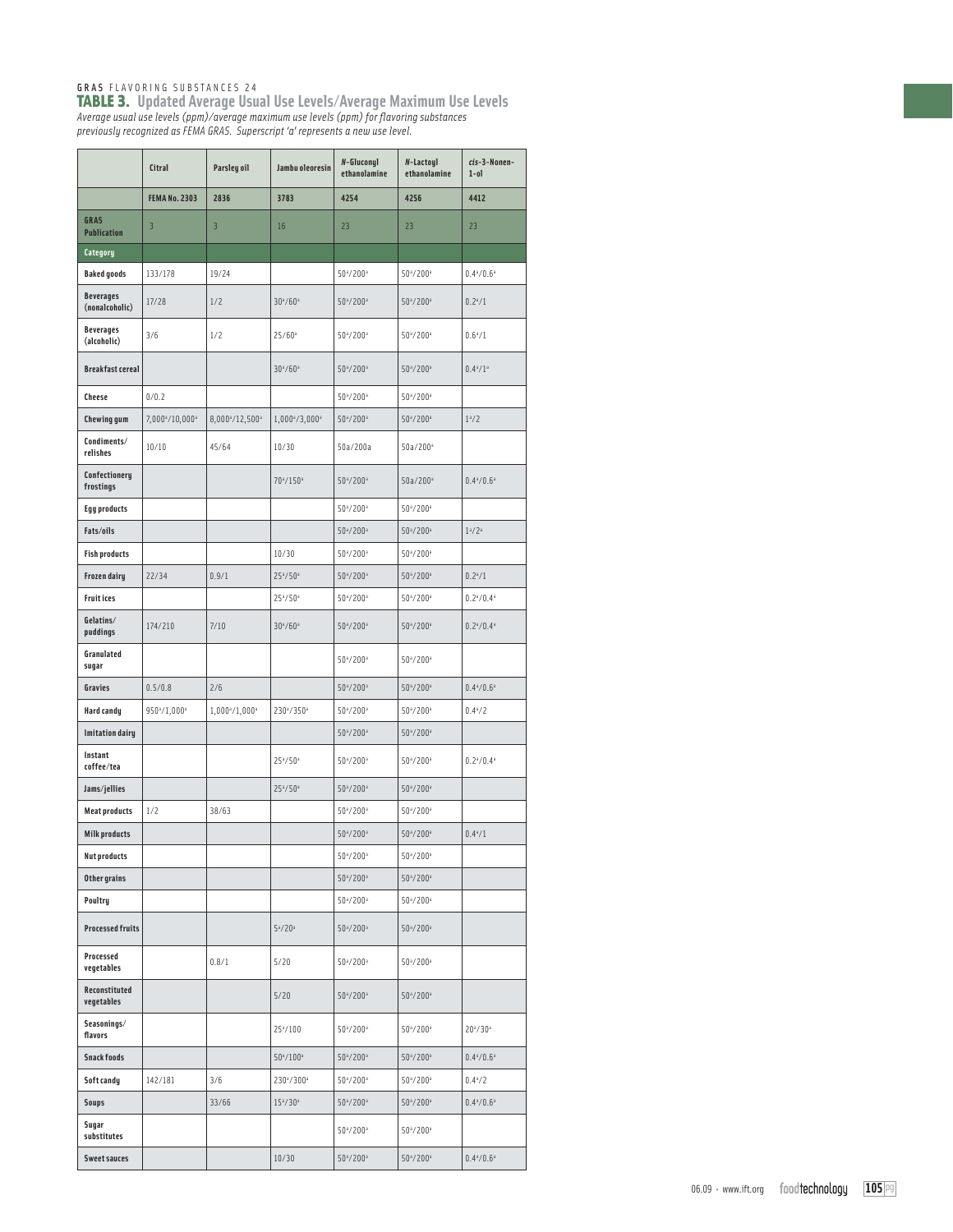GRAS FLAVORING SUBSTANCES 24

## TABLE 3. Updated Average Usual Use Levels/Average Maximum Use Levels

*Average usual use levels (ppm)/average maximum use levels (ppm) for flavoring substances previously recognized as FEMA GRAS. Superscript 'a' represents a new use level.*

| | Citral | Parsley oil | Jambu oleoresin | *N*-Gluconyl ethanolamine | *N*-Lactoyl ethanolamine | *cis*-3-Nonen-1-ol |
|---|---|---|---|---|---|---|
| | FEMA No. 2303 | 2836 | 3783 | 4254 | 4256 | 4412 |
| GRAS Publication | 3 | 3 | 16 | 23 | 23 | 23 |
| Category | | | | | | |
| Baked goods | 133/178 | 19/24 | | 50[a]/200[a] | 50[a]/200[a] | 0.4[a]/0.6[a] |
| Beverages (nonalcoholic) | 17/28 | 1/2 | 30[a]/60[a] | 50[a]/200[a] | 50[a]/200[a] | 0.2[a]/1 |
| Beverages (alcoholic) | 3/6 | 1/2 | 25/60[a] | 50[a]/200[a] | 50[a]/200[a] | 0.6[a]/1 |
| Breakfast cereal | | | 30[a]/60[a] | 50[a]/200[a] | 50[a]/200[a] | 0.4[a]/1[a] |
| Cheese | 0/0.2 | | | 50[a]/200[a] | 50[a]/200[a] | |
| Chewing gum | 7,000[a]/10,000[a] | 8,000[a]/12,500[a] | 1,000[a]/3,000[a] | 50[a]/200[a] | 50[a]/200[a] | 1[a]/2 |
| Condiments/ relishes | 10/10 | 45/64 | 10/30 | 50a/200a | 50a/200[a] | |
| Confectionery frostings | | | 70[a]/150[a] | 50[a]/200[a] | 50a/200[a] | 0.4[a]/0.6[a] |
| Egg products | | | | 50[a]/200[a] | 50[a]/200[a] | |
| Fats/oils | | | | 50[a]/200[a] | 50[a]/200[a] | 1[a]/2[a] |
| Fish products | | | 10/30 | 50[a]/200[a] | 50[a]/200[a] | |
| Frozen dairy | 22/34 | 0.9/1 | 25[a]/50[a] | 50[a]/200[a] | 50[a]/200[a] | 0.2[a]/1 |
| Fruit ices | | | 25[a]/50[a] | 50[a]/200[a] | 50[a]/200[a] | 0.2[a]/0.4[a] |
| Gelatins/ puddings | 174/210 | 7/10 | 30[a]/60[a] | 50[a]/200[a] | 50[a]/200[a] | 0.2[a]/0.4[a] |
| Granulated sugar | | | | 50[a]/200[a] | 50[a]/200[a] | |
| Gravies | 0.5/0.8 | 2/6 | | 50[a]/200[a] | 50[a]/200[a] | 0.4[a]/0.6[a] |
| Hard candy | 950[a]/1,000[a] | 1,000[a]/1,000[a] | 230[a]/350[a] | 50[a]/200[a] | 50[a]/200[a] | 0.4[a]/2 |
| Imitation dairy | | | | 50[a]/200[a] | 50[a]/200[a] | |
| Instant coffee/tea | | | 25[a]/50[a] | 50[a]/200[a] | 50[a]/200[a] | 0.2[a]/0.4[a] |
| Jams/jellies | | | 25[a]/50[a] | 50[a]/200[a] | 50[a]/200[a] | |
| Meat products | 1/2 | 38/63 | | 50[a]/200[a] | 50[a]/200[a] | |
| Milk products | | | | 50[a]/200[a] | 50[a]/200[a] | 0.4[a]/1 |
| Nut products | | | | 50[a]/200[a] | 50[a]/200[a] | |
| Other grains | | | | 50[a]/200[a] | 50[a]/200[a] | |
| Poultry | | | | 50[a]/200[a] | 50[a]/200[a] | |
| Processed fruits | | | 5[a]/20[a] | 50[a]/200[a] | 50[a]/200[a] | |
| Processed vegetables | | 0.8/1 | 5/20 | 50[a]/200[a] | 50[a]/200[a] | |
| Reconstituted vegetables | | | 5/20 | 50[a]/200[a] | 50[a]/200[a] | |
| Seasonings/ flavors | | | 25[a]/100 | 50[a]/200[a] | 50[a]/200[a] | 20[a]/30[a] |
| Snack foods | | | 50[a]/100[a] | 50[a]/200[a] | 50[a]/200[a] | 0.4[a]/0.6[a] |
| Soft candy | 142/181 | 3/6 | 230[a]/300[a] | 50[a]/200[a] | 50[a]/200[a] | 0.4[a]/2 |
| Soups | | 33/66 | 15[a]/30[a] | 50[a]/200[a] | 50[a]/200[a] | 0.4[a]/0.6[a] |
| Sugar substitutes | | | | 50[a]/200[a] | 50[a]/200[a] | |
| Sweet sauces | | | 10/30 | 50[a]/200[a] | 50[a]/200[a] | 0.4[a]/0.6[a] |